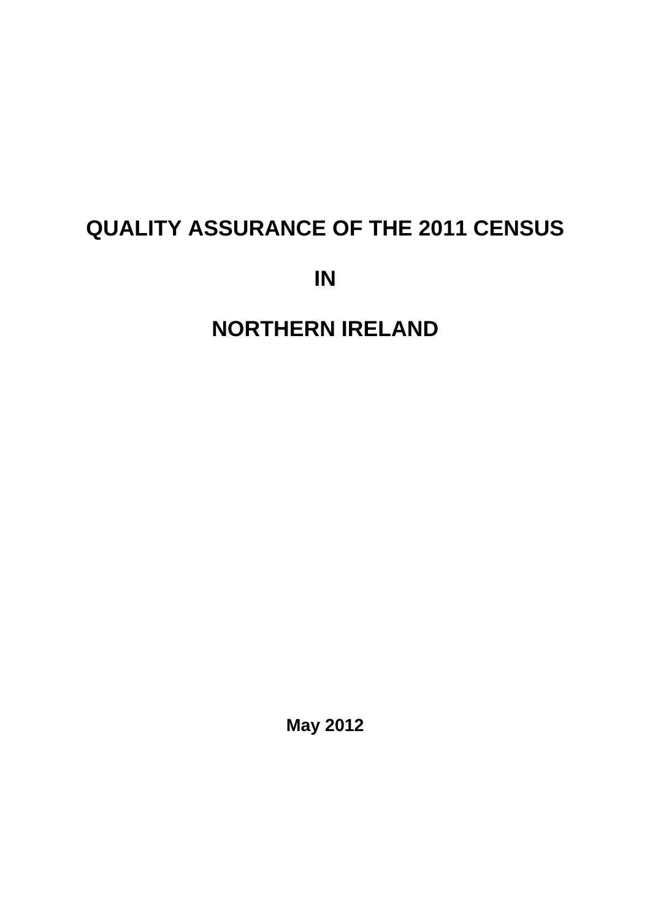# QUALITY ASSURANCE OF THE 2011 CENSUS

# IN

# NORTHERN IRELAND

**May 2012**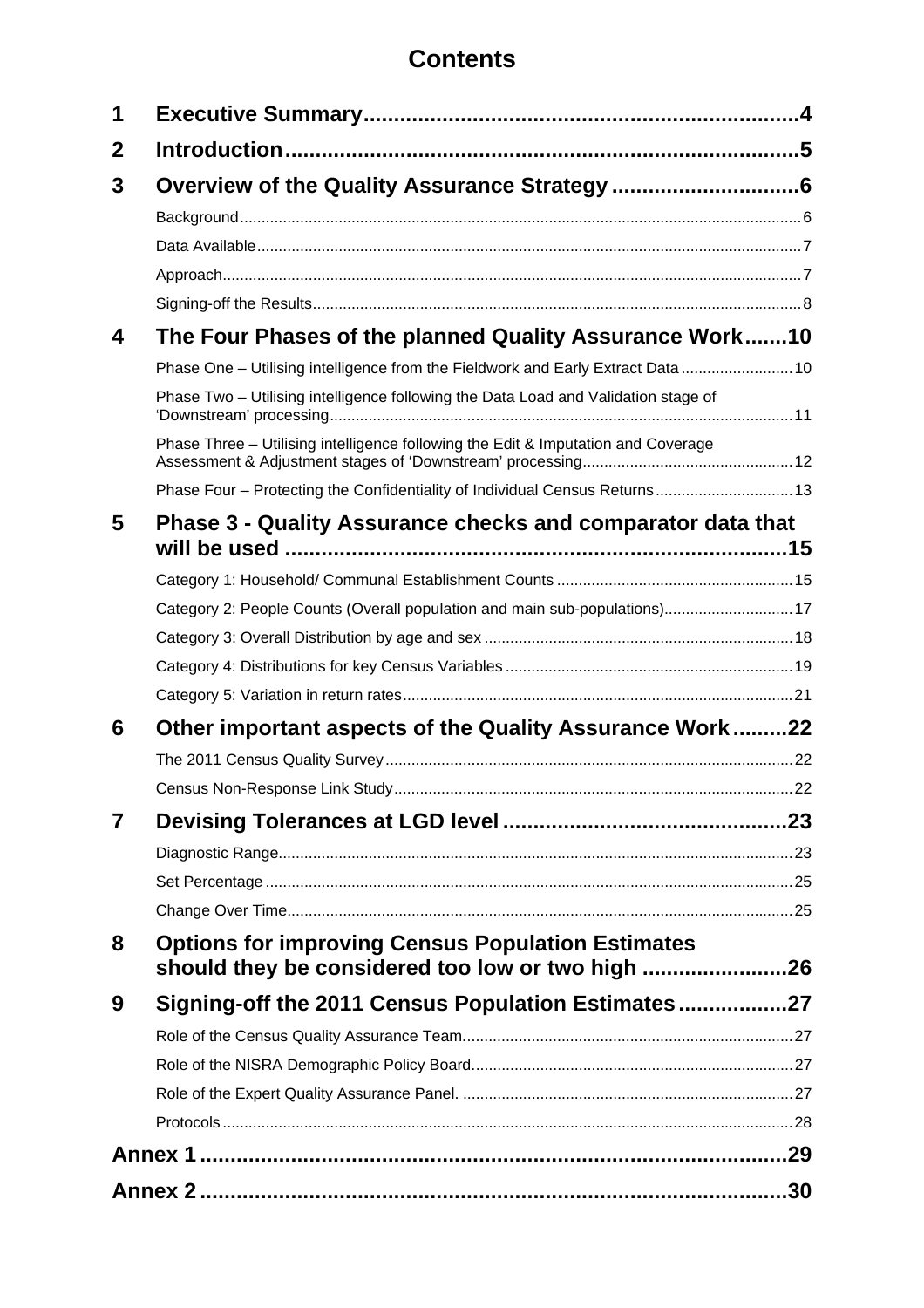# Contents

| | | |
|---|---|---|
| **1** | **Executive Summary** | **4** |
| **2** | **Introduction** | **5** |
| **3** | **Overview of the Quality Assurance Strategy** | **6** |
| | Background | 6 |
| | Data Available | 7 |
| | Approach | 7 |
| | Signing-off the Results | 8 |
| **4** | **The Four Phases of the planned Quality Assurance Work** | **10** |
| | Phase One – Utilising intelligence from the Fieldwork and Early Extract Data | 10 |
| | Phase Two – Utilising intelligence following the Data Load and Validation stage of 'Downstream' processing | 11 |
| | Phase Three – Utilising intelligence following the Edit & Imputation and Coverage Assessment & Adjustment stages of 'Downstream' processing | 12 |
| | Phase Four – Protecting the Confidentiality of Individual Census Returns | 13 |
| **5** | **Phase 3 - Quality Assurance checks and comparator data that will be used** | **15** |
| | Category 1: Household/ Communal Establishment Counts | 15 |
| | Category 2: People Counts (Overall population and main sub-populations) | 17 |
| | Category 3: Overall Distribution by age and sex | 18 |
| | Category 4: Distributions for key Census Variables | 19 |
| | Category 5: Variation in return rates | 21 |
| **6** | **Other important aspects of the Quality Assurance Work** | **22** |
| | The 2011 Census Quality Survey | 22 |
| | Census Non-Response Link Study | 22 |
| **7** | **Devising Tolerances at LGD level** | **23** |
| | Diagnostic Range | 23 |
| | Set Percentage | 25 |
| | Change Over Time | 25 |
| **8** | **Options for improving Census Population Estimates should they be considered too low or two high** | **26** |
| **9** | **Signing-off the 2011 Census Population Estimates** | **27** |
| | Role of the Census Quality Assurance Team | 27 |
| | Role of the NISRA Demographic Policy Board | 27 |
| | Role of the Expert Quality Assurance Panel. | 27 |
| | Protocols | 28 |
| **Annex 1** | | **29** |
| **Annex 2** | | **30** |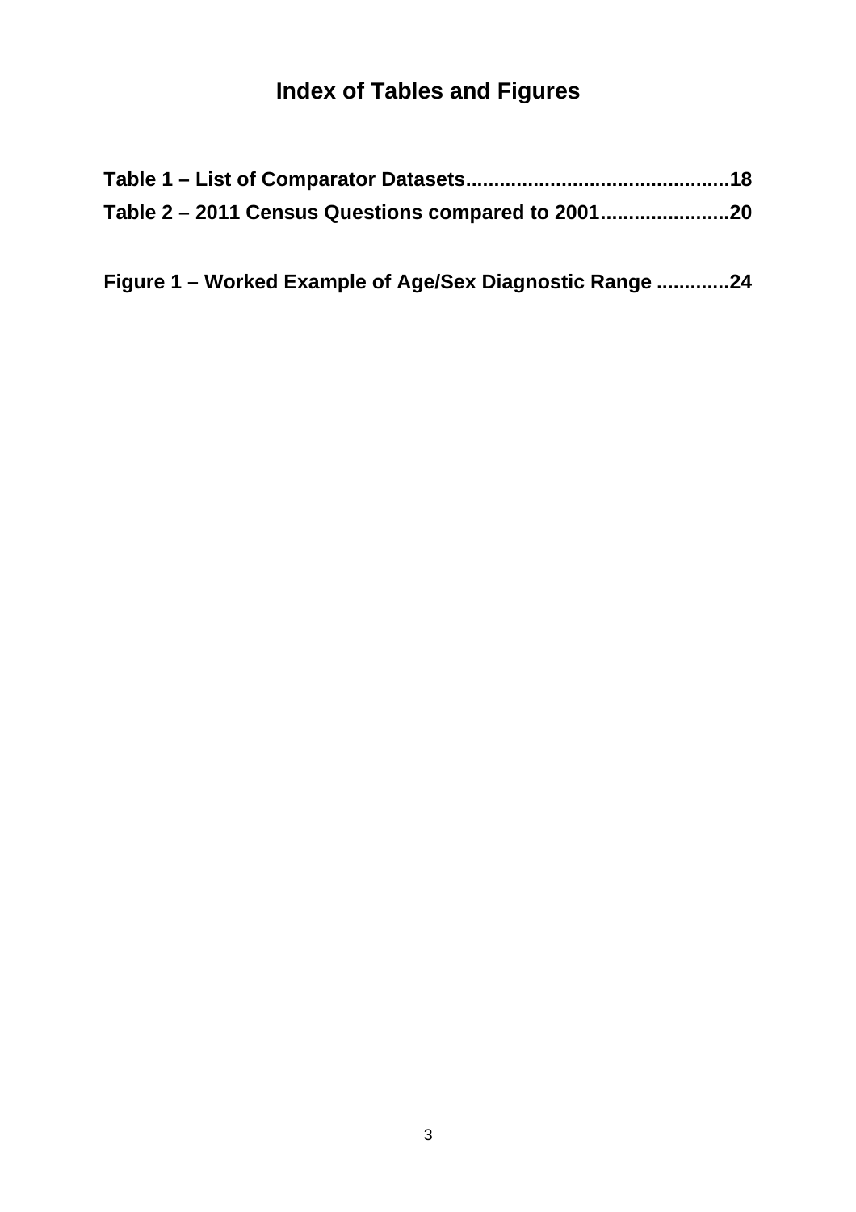# Index of Tables and Figures

**Table 1 – List of Comparator Datasets..............................................18**
**Table 2 – 2011 Census Questions compared to 2001......................20**

**Figure 1 – Worked Example of Age/Sex Diagnostic Range ............24**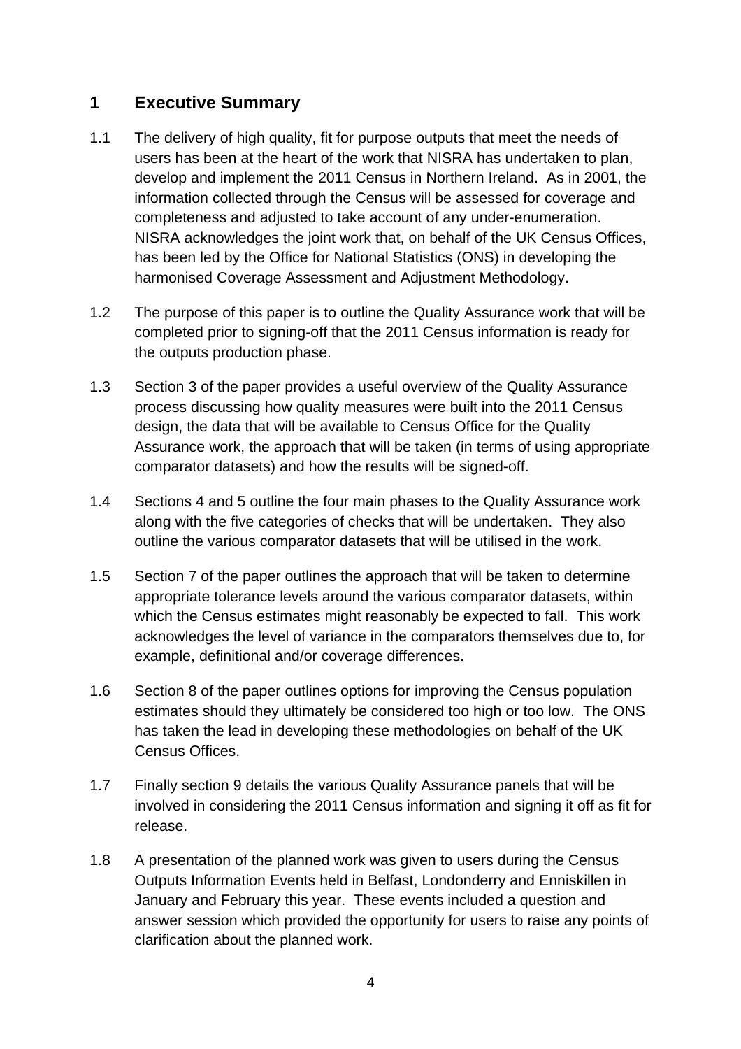## 1 Executive Summary

1.1 The delivery of high quality, fit for purpose outputs that meet the needs of users has been at the heart of the work that NISRA has undertaken to plan, develop and implement the 2011 Census in Northern Ireland. As in 2001, the information collected through the Census will be assessed for coverage and completeness and adjusted to take account of any under-enumeration. NISRA acknowledges the joint work that, on behalf of the UK Census Offices, has been led by the Office for National Statistics (ONS) in developing the harmonised Coverage Assessment and Adjustment Methodology.

1.2 The purpose of this paper is to outline the Quality Assurance work that will be completed prior to signing-off that the 2011 Census information is ready for the outputs production phase.

1.3 Section 3 of the paper provides a useful overview of the Quality Assurance process discussing how quality measures were built into the 2011 Census design, the data that will be available to Census Office for the Quality Assurance work, the approach that will be taken (in terms of using appropriate comparator datasets) and how the results will be signed-off.

1.4 Sections 4 and 5 outline the four main phases to the Quality Assurance work along with the five categories of checks that will be undertaken. They also outline the various comparator datasets that will be utilised in the work.

1.5 Section 7 of the paper outlines the approach that will be taken to determine appropriate tolerance levels around the various comparator datasets, within which the Census estimates might reasonably be expected to fall. This work acknowledges the level of variance in the comparators themselves due to, for example, definitional and/or coverage differences.

1.6 Section 8 of the paper outlines options for improving the Census population estimates should they ultimately be considered too high or too low. The ONS has taken the lead in developing these methodologies on behalf of the UK Census Offices.

1.7 Finally section 9 details the various Quality Assurance panels that will be involved in considering the 2011 Census information and signing it off as fit for release.

1.8 A presentation of the planned work was given to users during the Census Outputs Information Events held in Belfast, Londonderry and Enniskillen in January and February this year. These events included a question and answer session which provided the opportunity for users to raise any points of clarification about the planned work.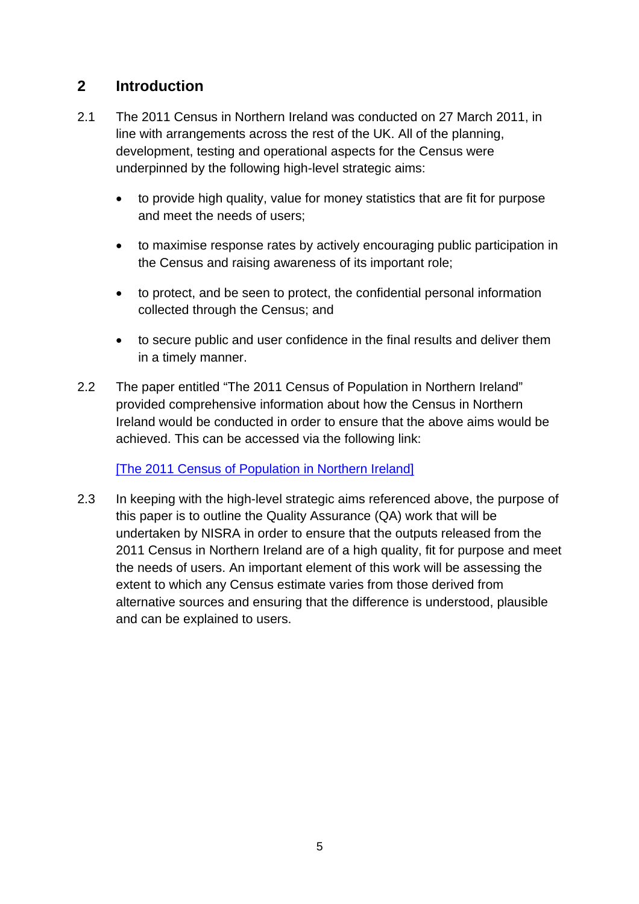## 2 Introduction

2.1 The 2011 Census in Northern Ireland was conducted on 27 March 2011, in line with arrangements across the rest of the UK. All of the planning, development, testing and operational aspects for the Census were underpinned by the following high-level strategic aims:

- to provide high quality, value for money statistics that are fit for purpose and meet the needs of users;
- to maximise response rates by actively encouraging public participation in the Census and raising awareness of its important role;
- to protect, and be seen to protect, the confidential personal information collected through the Census; and
- to secure public and user confidence in the final results and deliver them in a timely manner.

2.2 The paper entitled "The 2011 Census of Population in Northern Ireland" provided comprehensive information about how the Census in Northern Ireland would be conducted in order to ensure that the above aims would be achieved. This can be accessed via the following link:

[The 2011 Census of Population in Northern Ireland]

2.3 In keeping with the high-level strategic aims referenced above, the purpose of this paper is to outline the Quality Assurance (QA) work that will be undertaken by NISRA in order to ensure that the outputs released from the 2011 Census in Northern Ireland are of a high quality, fit for purpose and meet the needs of users. An important element of this work will be assessing the extent to which any Census estimate varies from those derived from alternative sources and ensuring that the difference is understood, plausible and can be explained to users.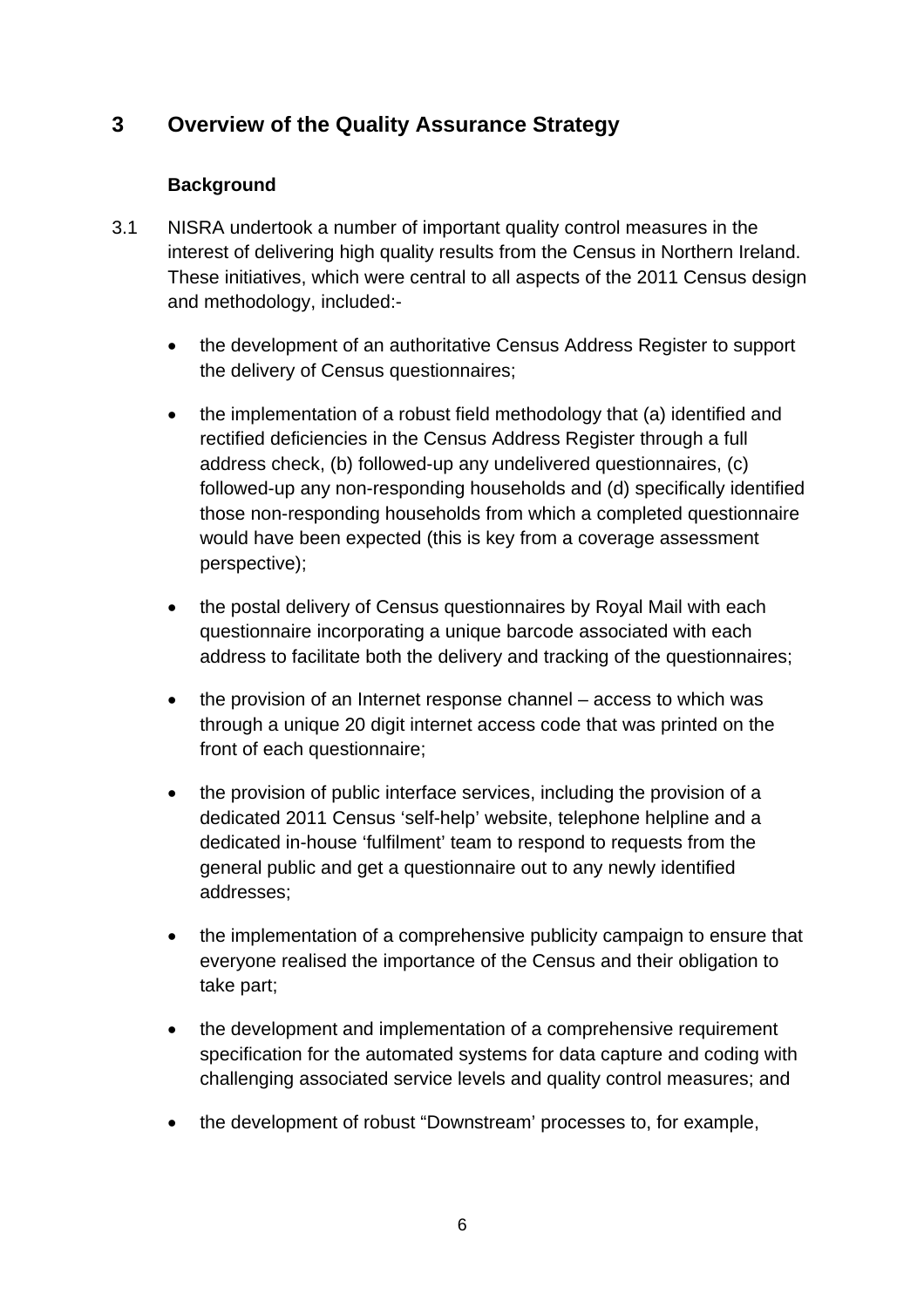## 3 Overview of the Quality Assurance Strategy

### Background

3.1 NISRA undertook a number of important quality control measures in the interest of delivering high quality results from the Census in Northern Ireland. These initiatives, which were central to all aspects of the 2011 Census design and methodology, included:-

- the development of an authoritative Census Address Register to support the delivery of Census questionnaires;

- the implementation of a robust field methodology that (a) identified and rectified deficiencies in the Census Address Register through a full address check, (b) followed-up any undelivered questionnaires, (c) followed-up any non-responding households and (d) specifically identified those non-responding households from which a completed questionnaire would have been expected (this is key from a coverage assessment perspective);

- the postal delivery of Census questionnaires by Royal Mail with each questionnaire incorporating a unique barcode associated with each address to facilitate both the delivery and tracking of the questionnaires;

- the provision of an Internet response channel – access to which was through a unique 20 digit internet access code that was printed on the front of each questionnaire;

- the provision of public interface services, including the provision of a dedicated 2011 Census 'self-help' website, telephone helpline and a dedicated in-house 'fulfilment' team to respond to requests from the general public and get a questionnaire out to any newly identified addresses;

- the implementation of a comprehensive publicity campaign to ensure that everyone realised the importance of the Census and their obligation to take part;

- the development and implementation of a comprehensive requirement specification for the automated systems for data capture and coding with challenging associated service levels and quality control measures; and

- the development of robust "Downstream' processes to, for example,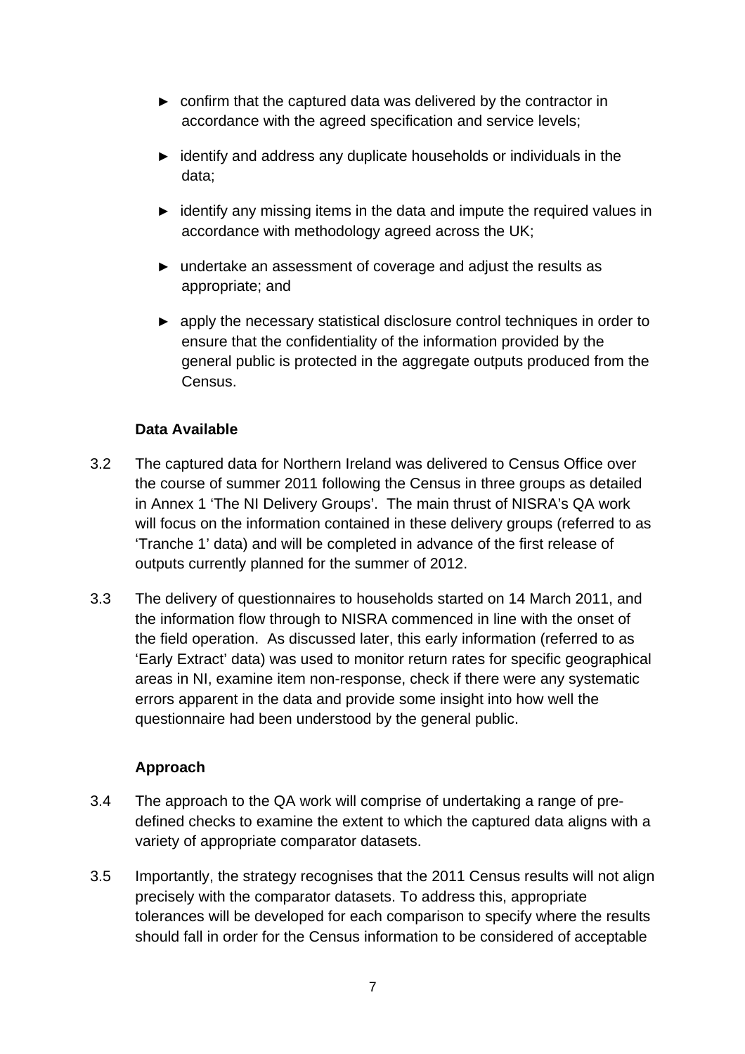- confirm that the captured data was delivered by the contractor in accordance with the agreed specification and service levels;
- identify and address any duplicate households or individuals in the data;
- identify any missing items in the data and impute the required values in accordance with methodology agreed across the UK;
- undertake an assessment of coverage and adjust the results as appropriate; and
- apply the necessary statistical disclosure control techniques in order to ensure that the confidentiality of the information provided by the general public is protected in the aggregate outputs produced from the Census.

**Data Available**

3.2 The captured data for Northern Ireland was delivered to Census Office over the course of summer 2011 following the Census in three groups as detailed in Annex 1 'The NI Delivery Groups'. The main thrust of NISRA's QA work will focus on the information contained in these delivery groups (referred to as 'Tranche 1' data) and will be completed in advance of the first release of outputs currently planned for the summer of 2012.

3.3 The delivery of questionnaires to households started on 14 March 2011, and the information flow through to NISRA commenced in line with the onset of the field operation. As discussed later, this early information (referred to as 'Early Extract' data) was used to monitor return rates for specific geographical areas in NI, examine item non-response, check if there were any systematic errors apparent in the data and provide some insight into how well the questionnaire had been understood by the general public.

**Approach**

3.4 The approach to the QA work will comprise of undertaking a range of pre-defined checks to examine the extent to which the captured data aligns with a variety of appropriate comparator datasets.

3.5 Importantly, the strategy recognises that the 2011 Census results will not align precisely with the comparator datasets. To address this, appropriate tolerances will be developed for each comparison to specify where the results should fall in order for the Census information to be considered of acceptable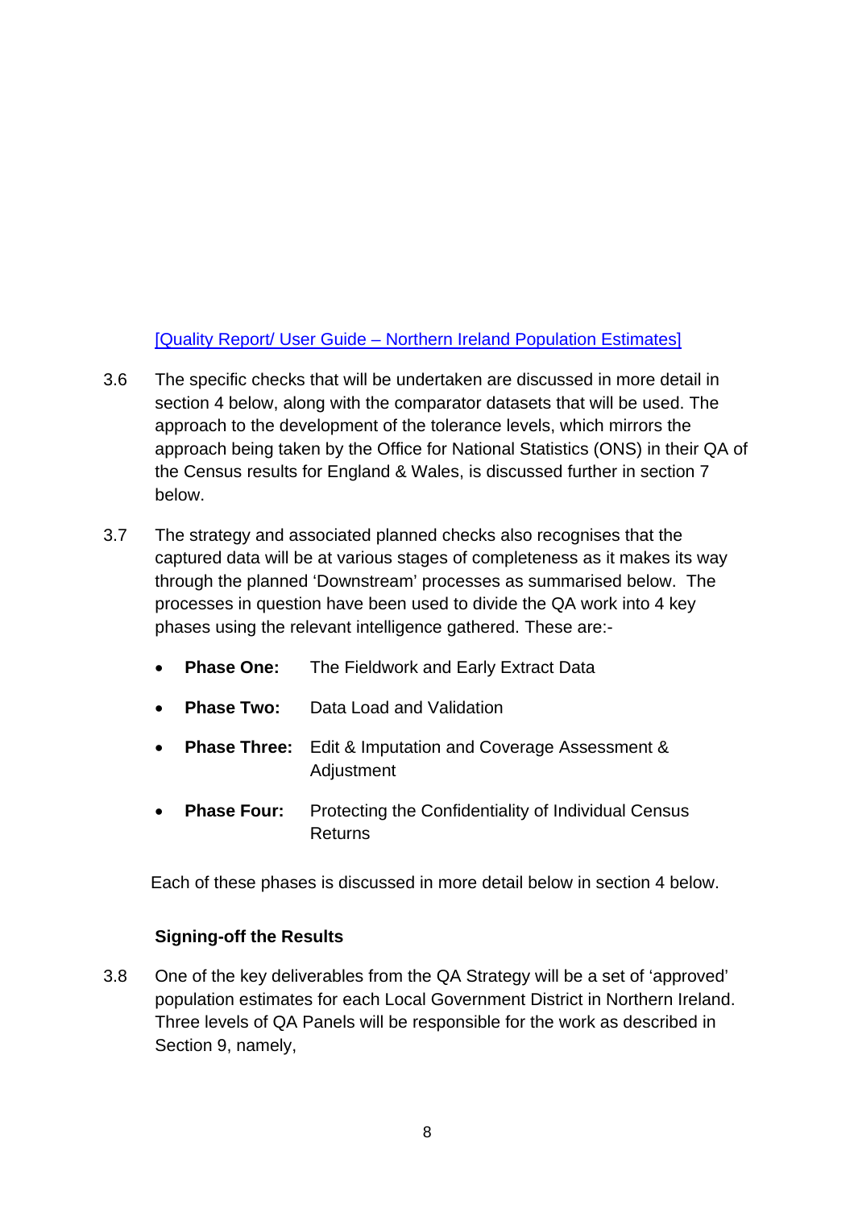[Quality Report/ User Guide – Northern Ireland Population Estimates]

3.6 The specific checks that will be undertaken are discussed in more detail in section 4 below, along with the comparator datasets that will be used. The approach to the development of the tolerance levels, which mirrors the approach being taken by the Office for National Statistics (ONS) in their QA of the Census results for England & Wales, is discussed further in section 7 below.

3.7 The strategy and associated planned checks also recognises that the captured data will be at various stages of completeness as it makes its way through the planned 'Downstream' processes as summarised below. The processes in question have been used to divide the QA work into 4 key phases using the relevant intelligence gathered. These are:-

- **Phase One:** The Fieldwork and Early Extract Data
- **Phase Two:** Data Load and Validation
- **Phase Three:** Edit & Imputation and Coverage Assessment & Adjustment
- **Phase Four:** Protecting the Confidentiality of Individual Census Returns

Each of these phases is discussed in more detail below in section 4 below.

**Signing-off the Results**

3.8 One of the key deliverables from the QA Strategy will be a set of 'approved' population estimates for each Local Government District in Northern Ireland. Three levels of QA Panels will be responsible for the work as described in Section 9, namely,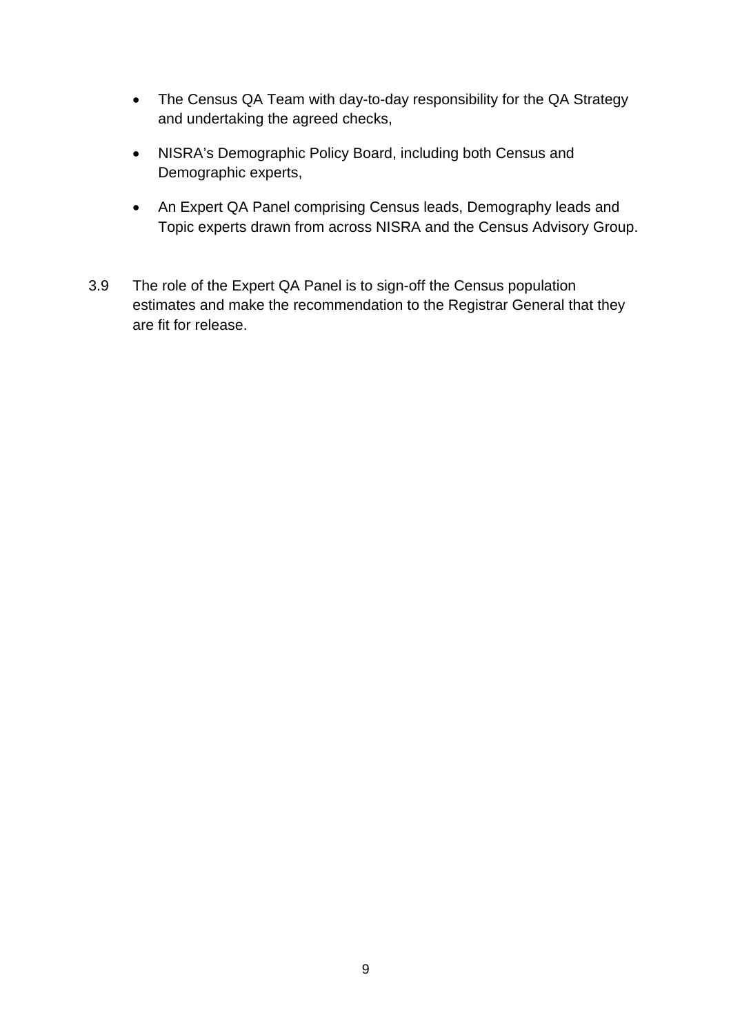- The Census QA Team with day-to-day responsibility for the QA Strategy and undertaking the agreed checks,

- NISRA's Demographic Policy Board, including both Census and Demographic experts,

- An Expert QA Panel comprising Census leads, Demography leads and Topic experts drawn from across NISRA and the Census Advisory Group.

3.9 The role of the Expert QA Panel is to sign-off the Census population estimates and make the recommendation to the Registrar General that they are fit for release.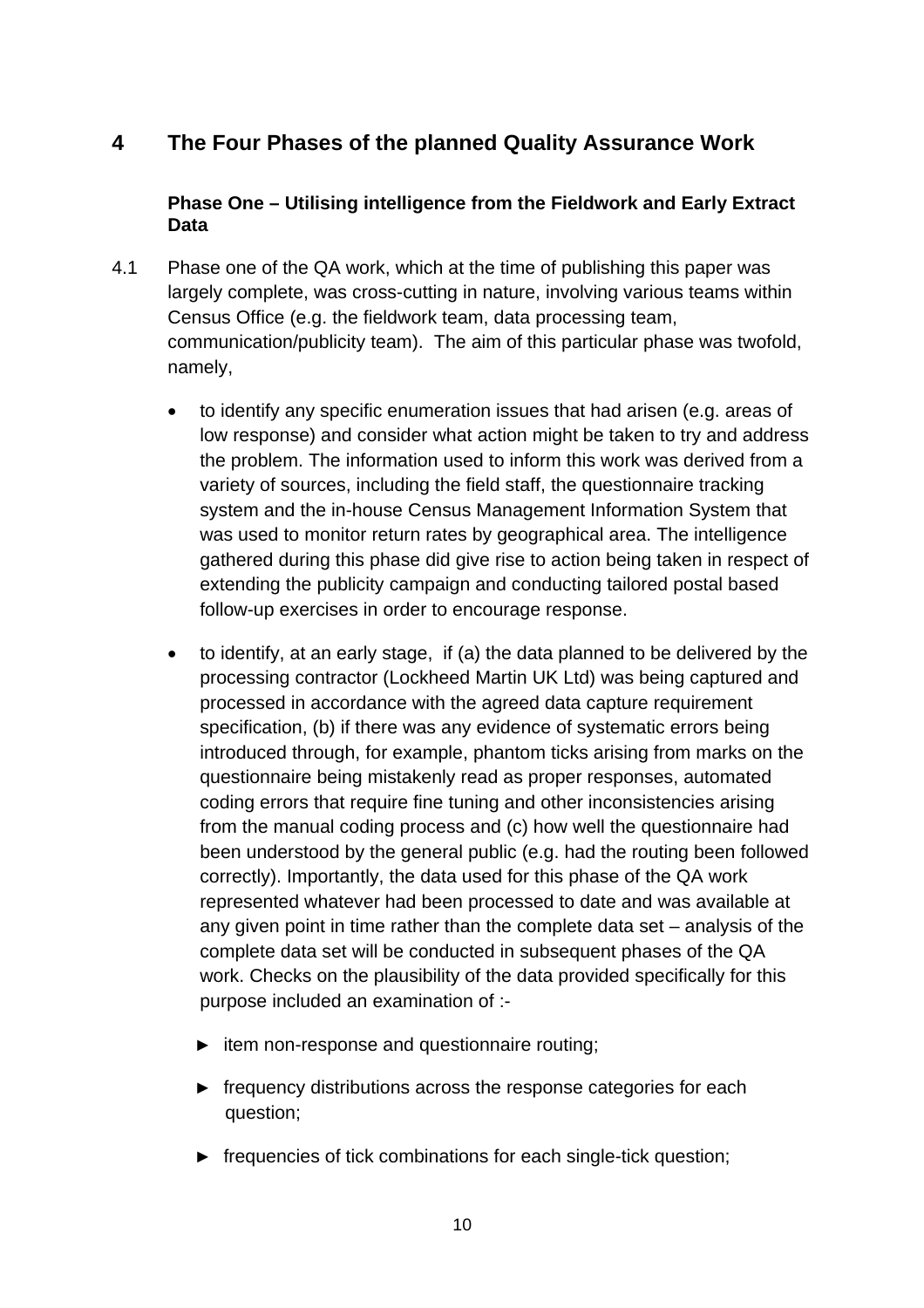## 4 The Four Phases of the planned Quality Assurance Work

### Phase One – Utilising intelligence from the Fieldwork and Early Extract Data

4.1 Phase one of the QA work, which at the time of publishing this paper was largely complete, was cross-cutting in nature, involving various teams within Census Office (e.g. the fieldwork team, data processing team, communication/publicity team). The aim of this particular phase was twofold, namely,

- to identify any specific enumeration issues that had arisen (e.g. areas of low response) and consider what action might be taken to try and address the problem. The information used to inform this work was derived from a variety of sources, including the field staff, the questionnaire tracking system and the in-house Census Management Information System that was used to monitor return rates by geographical area. The intelligence gathered during this phase did give rise to action being taken in respect of extending the publicity campaign and conducting tailored postal based follow-up exercises in order to encourage response.

- to identify, at an early stage, if (a) the data planned to be delivered by the processing contractor (Lockheed Martin UK Ltd) was being captured and processed in accordance with the agreed data capture requirement specification, (b) if there was any evidence of systematic errors being introduced through, for example, phantom ticks arising from marks on the questionnaire being mistakenly read as proper responses, automated coding errors that require fine tuning and other inconsistencies arising from the manual coding process and (c) how well the questionnaire had been understood by the general public (e.g. had the routing been followed correctly). Importantly, the data used for this phase of the QA work represented whatever had been processed to date and was available at any given point in time rather than the complete data set – analysis of the complete data set will be conducted in subsequent phases of the QA work. Checks on the plausibility of the data provided specifically for this purpose included an examination of :-

  - ► item non-response and questionnaire routing;
  - ► frequency distributions across the response categories for each question;
  - ► frequencies of tick combinations for each single-tick question;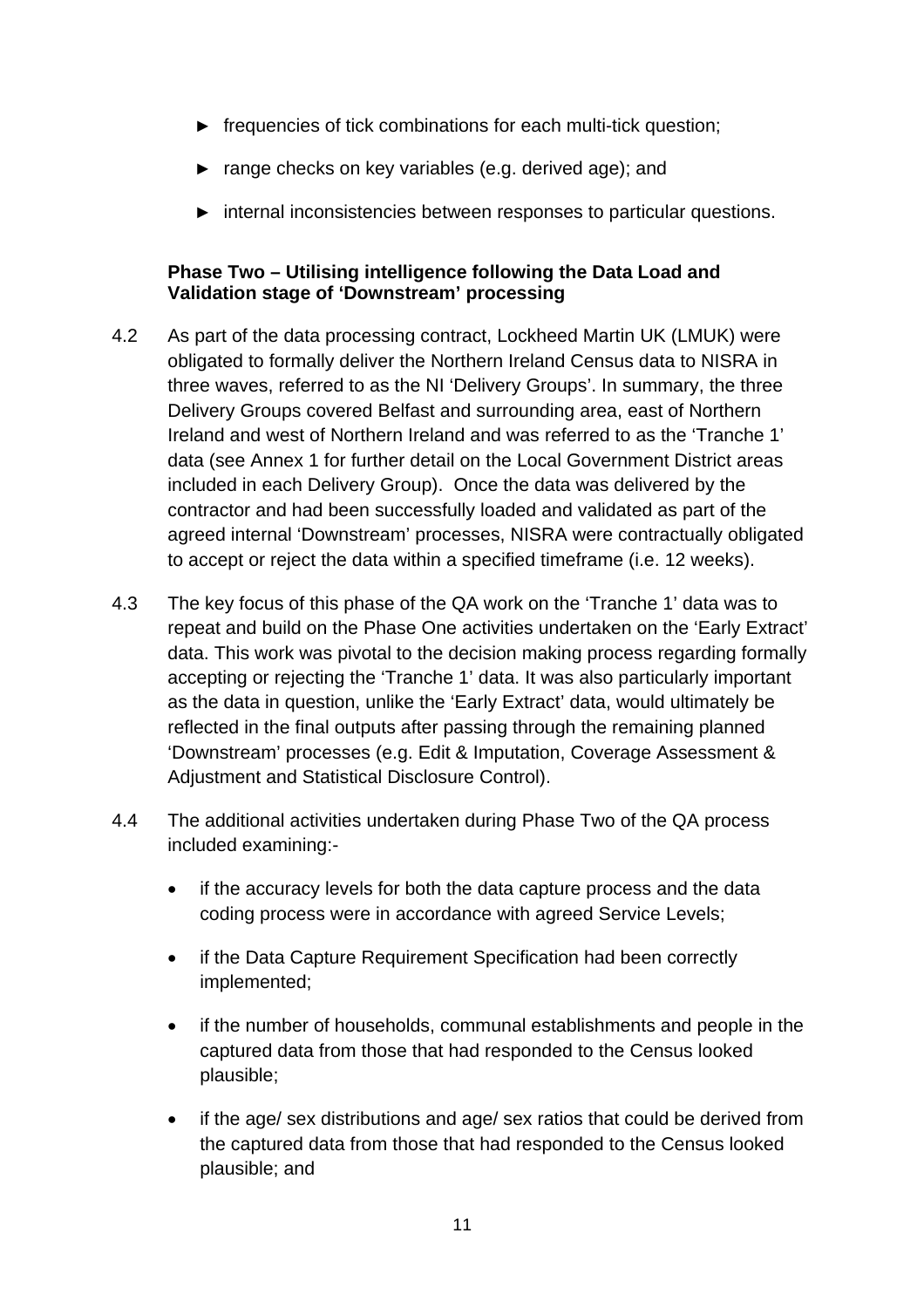- ► frequencies of tick combinations for each multi-tick question;
- ► range checks on key variables (e.g. derived age); and
- ► internal inconsistencies between responses to particular questions.

**Phase Two – Utilising intelligence following the Data Load and Validation stage of 'Downstream' processing**

4.2 As part of the data processing contract, Lockheed Martin UK (LMUK) were obligated to formally deliver the Northern Ireland Census data to NISRA in three waves, referred to as the NI 'Delivery Groups'. In summary, the three Delivery Groups covered Belfast and surrounding area, east of Northern Ireland and west of Northern Ireland and was referred to as the 'Tranche 1' data (see Annex 1 for further detail on the Local Government District areas included in each Delivery Group). Once the data was delivered by the contractor and had been successfully loaded and validated as part of the agreed internal 'Downstream' processes, NISRA were contractually obligated to accept or reject the data within a specified timeframe (i.e. 12 weeks).

4.3 The key focus of this phase of the QA work on the 'Tranche 1' data was to repeat and build on the Phase One activities undertaken on the 'Early Extract' data. This work was pivotal to the decision making process regarding formally accepting or rejecting the 'Tranche 1' data. It was also particularly important as the data in question, unlike the 'Early Extract' data, would ultimately be reflected in the final outputs after passing through the remaining planned 'Downstream' processes (e.g. Edit & Imputation, Coverage Assessment & Adjustment and Statistical Disclosure Control).

4.4 The additional activities undertaken during Phase Two of the QA process included examining:-

- if the accuracy levels for both the data capture process and the data coding process were in accordance with agreed Service Levels;
- if the Data Capture Requirement Specification had been correctly implemented;
- if the number of households, communal establishments and people in the captured data from those that had responded to the Census looked plausible;
- if the age/ sex distributions and age/ sex ratios that could be derived from the captured data from those that had responded to the Census looked plausible; and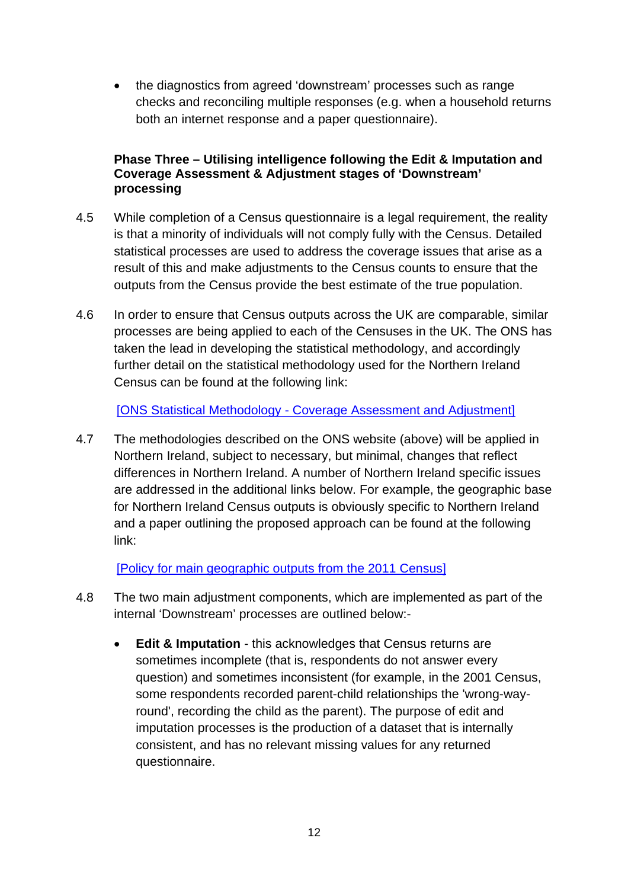- the diagnostics from agreed 'downstream' processes such as range checks and reconciling multiple responses (e.g. when a household returns both an internet response and a paper questionnaire).

**Phase Three – Utilising intelligence following the Edit & Imputation and Coverage Assessment & Adjustment stages of 'Downstream' processing**

4.5 While completion of a Census questionnaire is a legal requirement, the reality is that a minority of individuals will not comply fully with the Census. Detailed statistical processes are used to address the coverage issues that arise as a result of this and make adjustments to the Census counts to ensure that the outputs from the Census provide the best estimate of the true population.

4.6 In order to ensure that Census outputs across the UK are comparable, similar processes are being applied to each of the Censuses in the UK. The ONS has taken the lead in developing the statistical methodology, and accordingly further detail on the statistical methodology used for the Northern Ireland Census can be found at the following link:

[ONS Statistical Methodology - Coverage Assessment and Adjustment]

4.7 The methodologies described on the ONS website (above) will be applied in Northern Ireland, subject to necessary, but minimal, changes that reflect differences in Northern Ireland. A number of Northern Ireland specific issues are addressed in the additional links below. For example, the geographic base for Northern Ireland Census outputs is obviously specific to Northern Ireland and a paper outlining the proposed approach can be found at the following link:

[Policy for main geographic outputs from the 2011 Census]

4.8 The two main adjustment components, which are implemented as part of the internal 'Downstream' processes are outlined below:-

- **Edit & Imputation** - this acknowledges that Census returns are sometimes incomplete (that is, respondents do not answer every question) and sometimes inconsistent (for example, in the 2001 Census, some respondents recorded parent-child relationships the 'wrong-way-round', recording the child as the parent). The purpose of edit and imputation processes is the production of a dataset that is internally consistent, and has no relevant missing values for any returned questionnaire.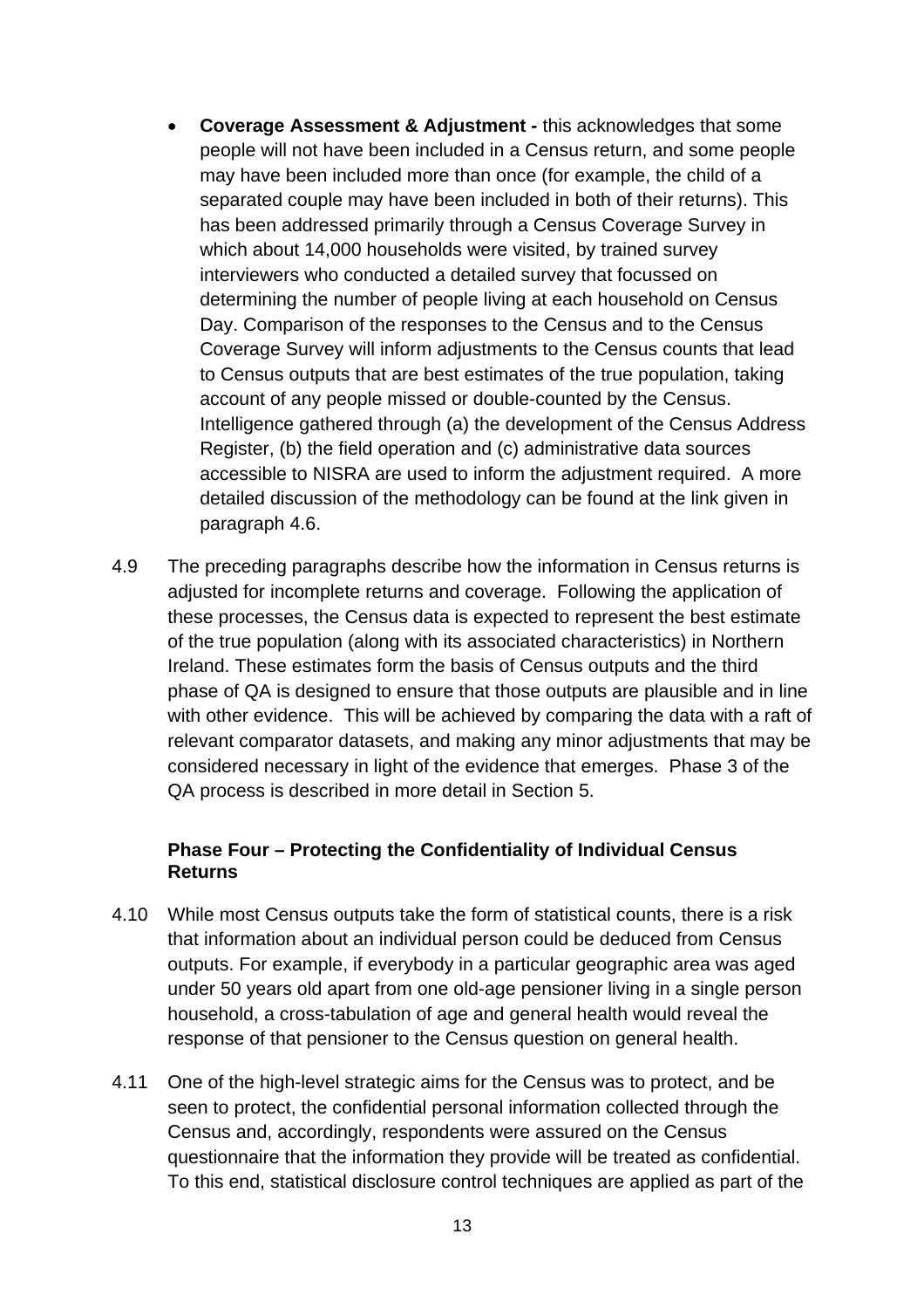- **Coverage Assessment & Adjustment -** this acknowledges that some people will not have been included in a Census return, and some people may have been included more than once (for example, the child of a separated couple may have been included in both of their returns). This has been addressed primarily through a Census Coverage Survey in which about 14,000 households were visited, by trained survey interviewers who conducted a detailed survey that focussed on determining the number of people living at each household on Census Day. Comparison of the responses to the Census and to the Census Coverage Survey will inform adjustments to the Census counts that lead to Census outputs that are best estimates of the true population, taking account of any people missed or double-counted by the Census. Intelligence gathered through (a) the development of the Census Address Register, (b) the field operation and (c) administrative data sources accessible to NISRA are used to inform the adjustment required. A more detailed discussion of the methodology can be found at the link given in paragraph 4.6.

4.9 The preceding paragraphs describe how the information in Census returns is adjusted for incomplete returns and coverage. Following the application of these processes, the Census data is expected to represent the best estimate of the true population (along with its associated characteristics) in Northern Ireland. These estimates form the basis of Census outputs and the third phase of QA is designed to ensure that those outputs are plausible and in line with other evidence. This will be achieved by comparing the data with a raft of relevant comparator datasets, and making any minor adjustments that may be considered necessary in light of the evidence that emerges. Phase 3 of the QA process is described in more detail in Section 5.

### Phase Four – Protecting the Confidentiality of Individual Census Returns

4.10 While most Census outputs take the form of statistical counts, there is a risk that information about an individual person could be deduced from Census outputs. For example, if everybody in a particular geographic area was aged under 50 years old apart from one old-age pensioner living in a single person household, a cross-tabulation of age and general health would reveal the response of that pensioner to the Census question on general health.

4.11 One of the high-level strategic aims for the Census was to protect, and be seen to protect, the confidential personal information collected through the Census and, accordingly, respondents were assured on the Census questionnaire that the information they provide will be treated as confidential. To this end, statistical disclosure control techniques are applied as part of the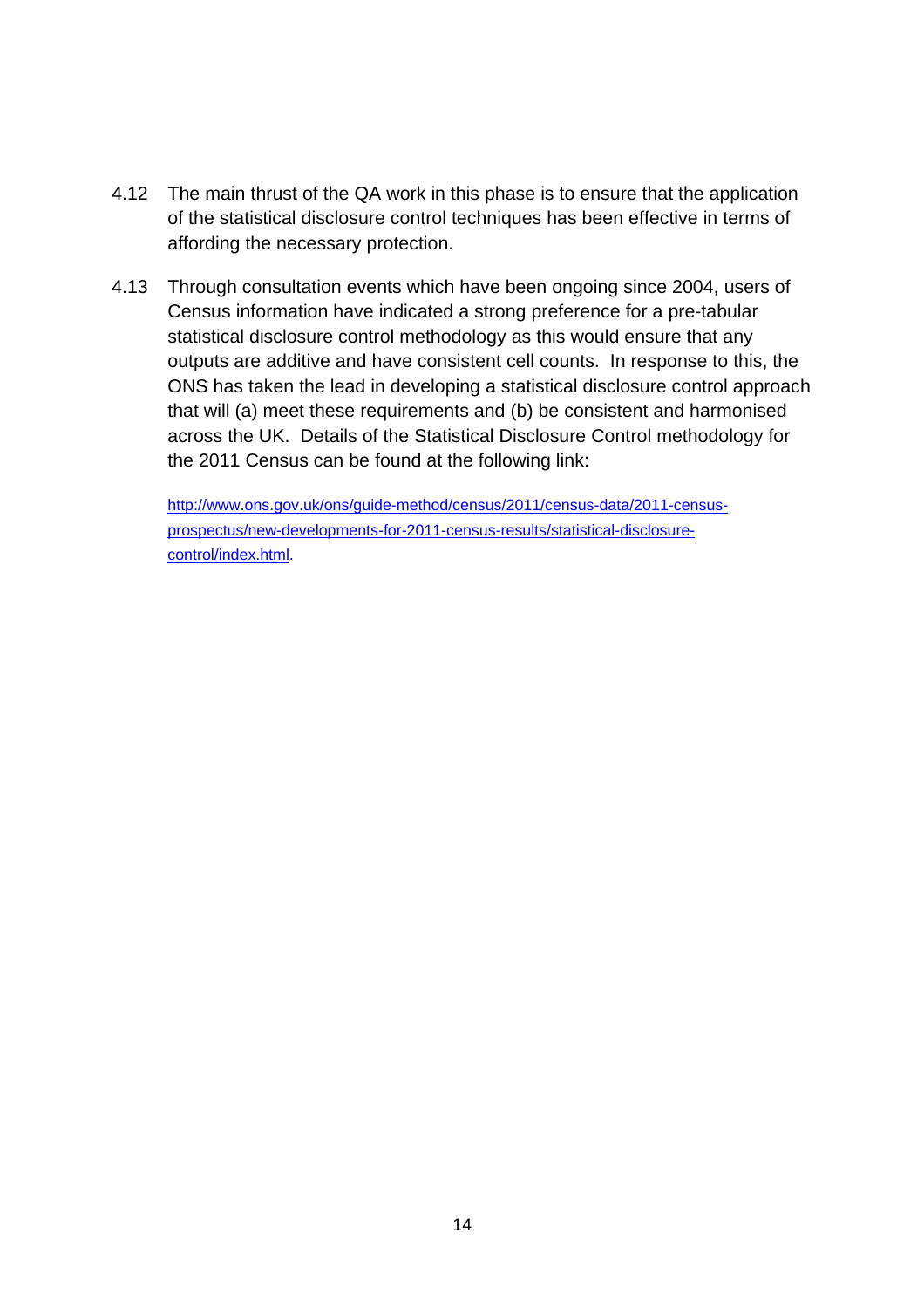4.12 The main thrust of the QA work in this phase is to ensure that the application of the statistical disclosure control techniques has been effective in terms of affording the necessary protection.

4.13 Through consultation events which have been ongoing since 2004, users of Census information have indicated a strong preference for a pre-tabular statistical disclosure control methodology as this would ensure that any outputs are additive and have consistent cell counts. In response to this, the ONS has taken the lead in developing a statistical disclosure control approach that will (a) meet these requirements and (b) be consistent and harmonised across the UK. Details of the Statistical Disclosure Control methodology for the 2011 Census can be found at the following link:

[http://www.ons.gov.uk/ons/guide-method/census/2011/census-data/2011-census-prospectus/new-developments-for-2011-census-results/statistical-disclosure-control/index.html](http://www.ons.gov.uk/ons/guide-method/census/2011/census-data/2011-census-prospectus/new-developments-for-2011-census-results/statistical-disclosure-control/index.html).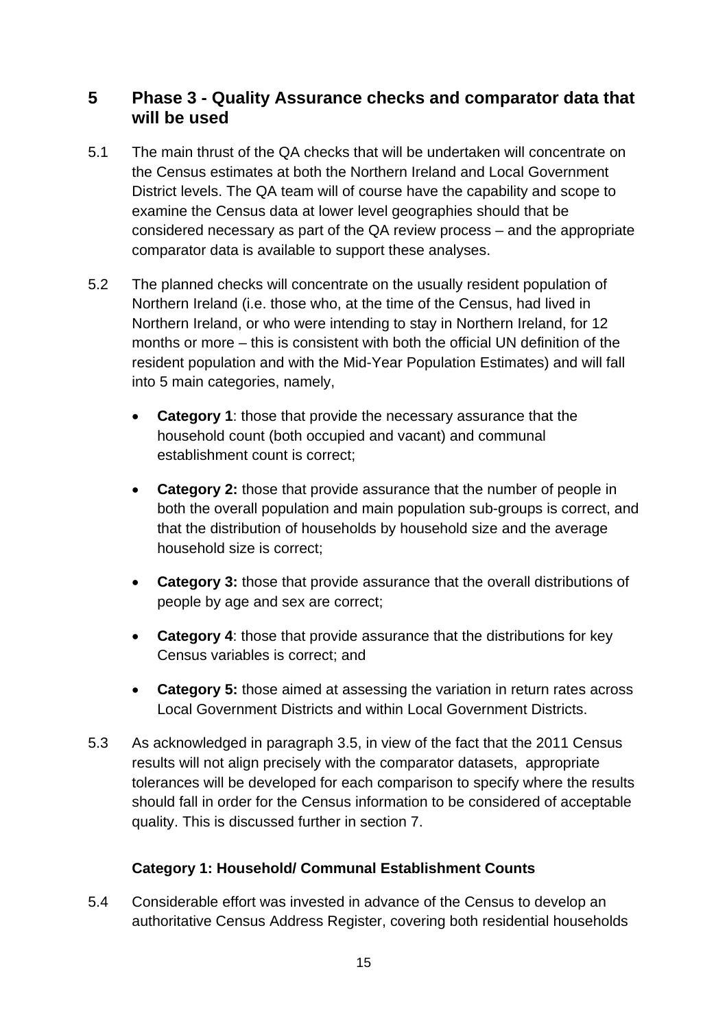## 5 Phase 3 - Quality Assurance checks and comparator data that will be used

5.1 The main thrust of the QA checks that will be undertaken will concentrate on the Census estimates at both the Northern Ireland and Local Government District levels. The QA team will of course have the capability and scope to examine the Census data at lower level geographies should that be considered necessary as part of the QA review process – and the appropriate comparator data is available to support these analyses.

5.2 The planned checks will concentrate on the usually resident population of Northern Ireland (i.e. those who, at the time of the Census, had lived in Northern Ireland, or who were intending to stay in Northern Ireland, for 12 months or more – this is consistent with both the official UN definition of the resident population and with the Mid-Year Population Estimates) and will fall into 5 main categories, namely,

- **Category 1**: those that provide the necessary assurance that the household count (both occupied and vacant) and communal establishment count is correct;
- **Category 2:** those that provide assurance that the number of people in both the overall population and main population sub-groups is correct, and that the distribution of households by household size and the average household size is correct;
- **Category 3:** those that provide assurance that the overall distributions of people by age and sex are correct;
- **Category 4**: those that provide assurance that the distributions for key Census variables is correct; and
- **Category 5:** those aimed at assessing the variation in return rates across Local Government Districts and within Local Government Districts.

5.3 As acknowledged in paragraph 3.5, in view of the fact that the 2011 Census results will not align precisely with the comparator datasets, appropriate tolerances will be developed for each comparison to specify where the results should fall in order for the Census information to be considered of acceptable quality. This is discussed further in section 7.

### Category 1: Household/ Communal Establishment Counts

5.4 Considerable effort was invested in advance of the Census to develop an authoritative Census Address Register, covering both residential households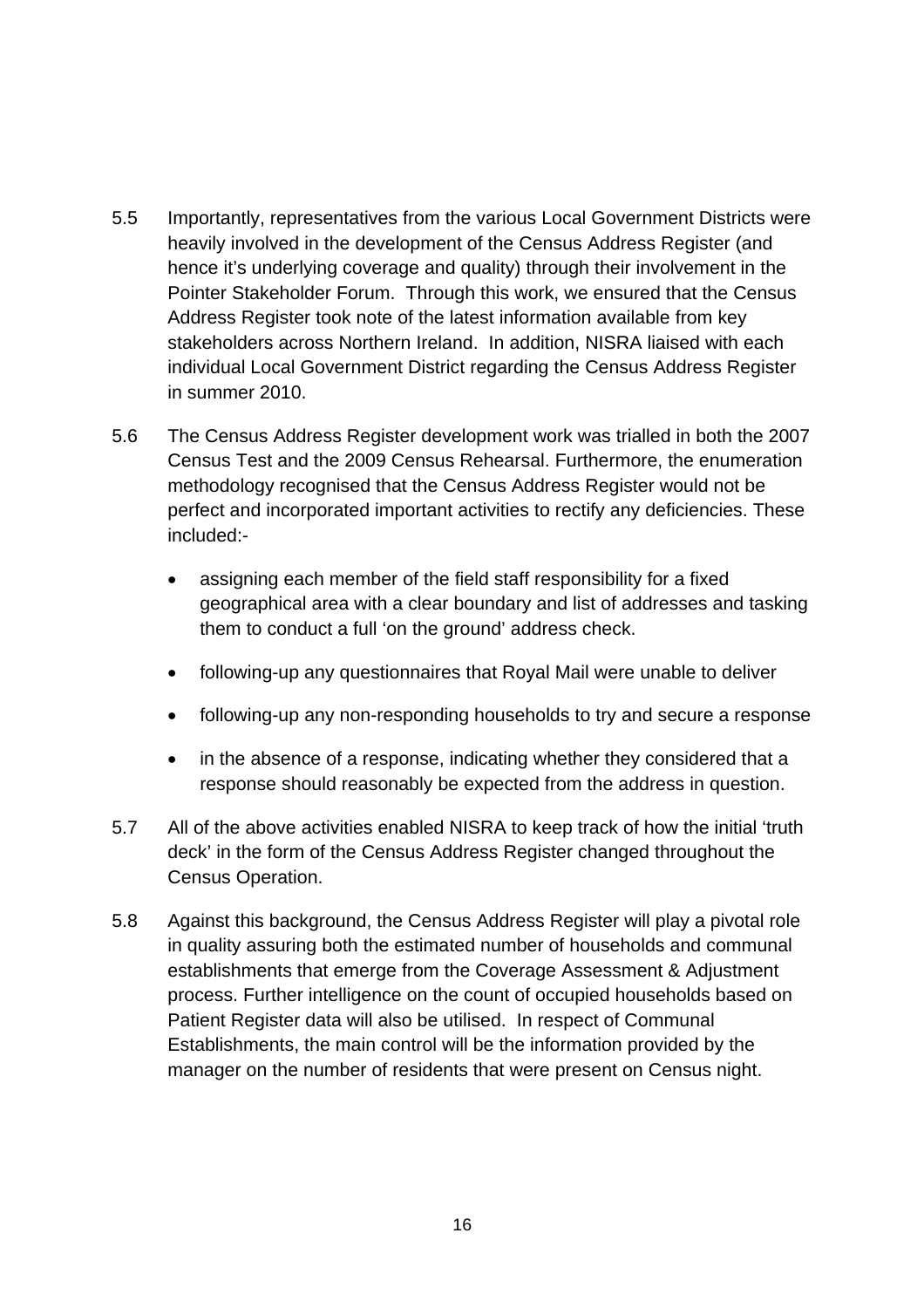5.5 Importantly, representatives from the various Local Government Districts were heavily involved in the development of the Census Address Register (and hence it's underlying coverage and quality) through their involvement in the Pointer Stakeholder Forum. Through this work, we ensured that the Census Address Register took note of the latest information available from key stakeholders across Northern Ireland. In addition, NISRA liaised with each individual Local Government District regarding the Census Address Register in summer 2010.

5.6 The Census Address Register development work was trialled in both the 2007 Census Test and the 2009 Census Rehearsal. Furthermore, the enumeration methodology recognised that the Census Address Register would not be perfect and incorporated important activities to rectify any deficiencies. These included:-

- assigning each member of the field staff responsibility for a fixed geographical area with a clear boundary and list of addresses and tasking them to conduct a full 'on the ground' address check.
- following-up any questionnaires that Royal Mail were unable to deliver
- following-up any non-responding households to try and secure a response
- in the absence of a response, indicating whether they considered that a response should reasonably be expected from the address in question.

5.7 All of the above activities enabled NISRA to keep track of how the initial 'truth deck' in the form of the Census Address Register changed throughout the Census Operation.

5.8 Against this background, the Census Address Register will play a pivotal role in quality assuring both the estimated number of households and communal establishments that emerge from the Coverage Assessment & Adjustment process. Further intelligence on the count of occupied households based on Patient Register data will also be utilised. In respect of Communal Establishments, the main control will be the information provided by the manager on the number of residents that were present on Census night.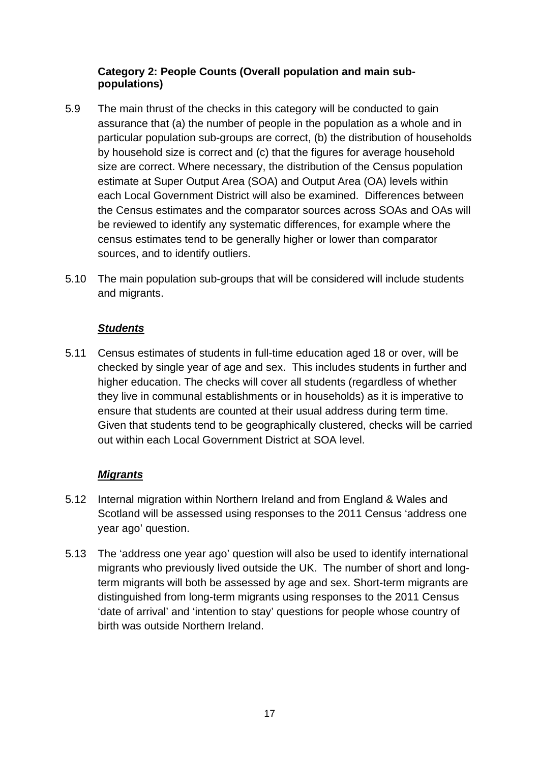**Category 2: People Counts (Overall population and main sub-populations)**

5.9 The main thrust of the checks in this category will be conducted to gain assurance that (a) the number of people in the population as a whole and in particular population sub-groups are correct, (b) the distribution of households by household size is correct and (c) that the figures for average household size are correct. Where necessary, the distribution of the Census population estimate at Super Output Area (SOA) and Output Area (OA) levels within each Local Government District will also be examined. Differences between the Census estimates and the comparator sources across SOAs and OAs will be reviewed to identify any systematic differences, for example where the census estimates tend to be generally higher or lower than comparator sources, and to identify outliers.

5.10 The main population sub-groups that will be considered will include students and migrants.

***Students***

5.11 Census estimates of students in full-time education aged 18 or over, will be checked by single year of age and sex. This includes students in further and higher education. The checks will cover all students (regardless of whether they live in communal establishments or in households) as it is imperative to ensure that students are counted at their usual address during term time. Given that students tend to be geographically clustered, checks will be carried out within each Local Government District at SOA level.

***Migrants***

5.12 Internal migration within Northern Ireland and from England & Wales and Scotland will be assessed using responses to the 2011 Census 'address one year ago' question.

5.13 The 'address one year ago' question will also be used to identify international migrants who previously lived outside the UK. The number of short and long-term migrants will both be assessed by age and sex. Short-term migrants are distinguished from long-term migrants using responses to the 2011 Census 'date of arrival' and 'intention to stay' questions for people whose country of birth was outside Northern Ireland.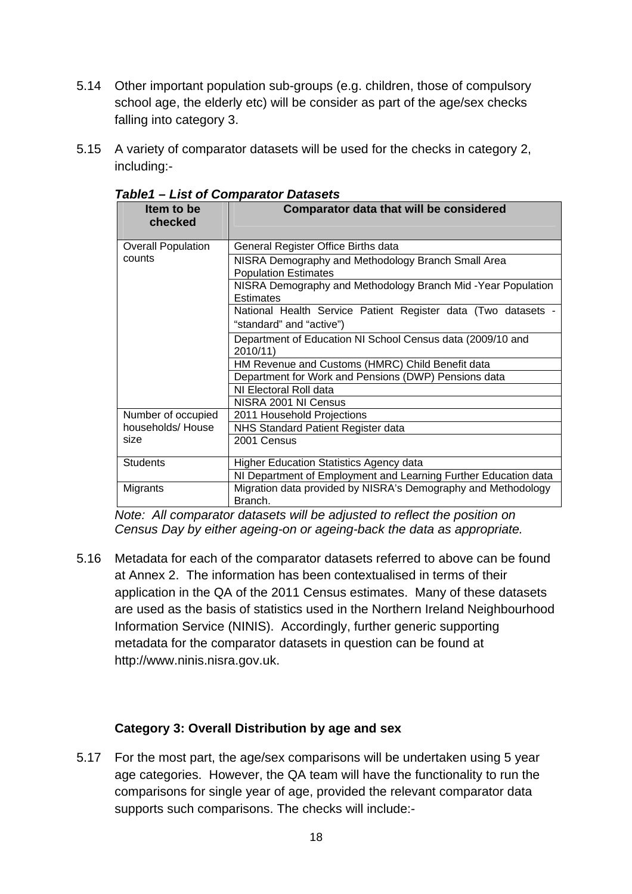5.14 Other important population sub-groups (e.g. children, those of compulsory school age, the elderly etc) will be consider as part of the age/sex checks falling into category 3.

5.15 A variety of comparator datasets will be used for the checks in category 2, including:-

***Table1 – List of Comparator Datasets***

| Item to be checked | Comparator data that will be considered |
|---|---|
| Overall Population counts | General Register Office Births data |
| | NISRA Demography and Methodology Branch Small Area Population Estimates |
| | NISRA Demography and Methodology Branch Mid -Year Population Estimates |
| | National Health Service Patient Register data (Two datasets - “standard” and “active”) |
| | Department of Education NI School Census data (2009/10 and 2010/11) |
| | HM Revenue and Customs (HMRC) Child Benefit data |
| | Department for Work and Pensions (DWP) Pensions data |
| | NI Electoral Roll data |
| | NISRA 2001 NI Census |
| Number of occupied households/ House size | 2011 Household Projections |
| | NHS Standard Patient Register data |
| | 2001 Census |
| Students | Higher Education Statistics Agency data |
| | NI Department of Employment and Learning Further Education data |
| Migrants | Migration data provided by NISRA’s Demography and Methodology Branch. |

*Note: All comparator datasets will be adjusted to reflect the position on Census Day by either ageing-on or ageing-back the data as appropriate.*

5.16 Metadata for each of the comparator datasets referred to above can be found at Annex 2. The information has been contextualised in terms of their application in the QA of the 2011 Census estimates. Many of these datasets are used as the basis of statistics used in the Northern Ireland Neighbourhood Information Service (NINIS). Accordingly, further generic supporting metadata for the comparator datasets in question can be found at http://www.ninis.nisra.gov.uk.

**Category 3: Overall Distribution by age and sex**

5.17 For the most part, the age/sex comparisons will be undertaken using 5 year age categories. However, the QA team will have the functionality to run the comparisons for single year of age, provided the relevant comparator data supports such comparisons. The checks will include:-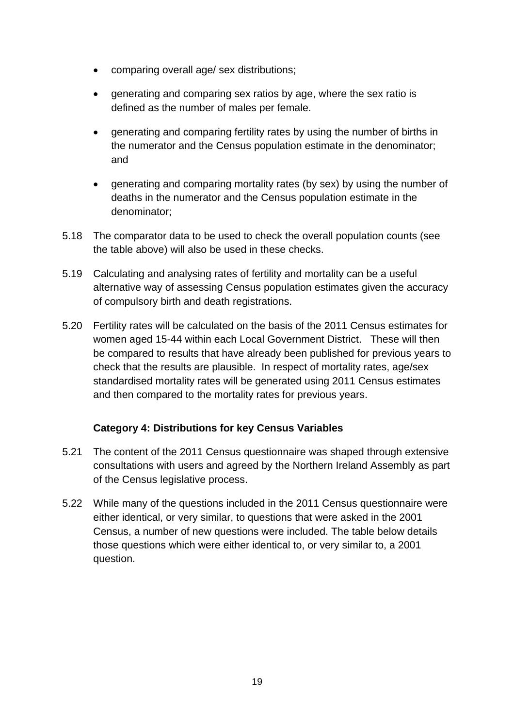- comparing overall age/ sex distributions;
- generating and comparing sex ratios by age, where the sex ratio is defined as the number of males per female.
- generating and comparing fertility rates by using the number of births in the numerator and the Census population estimate in the denominator; and
- generating and comparing mortality rates (by sex) by using the number of deaths in the numerator and the Census population estimate in the denominator;

5.18 The comparator data to be used to check the overall population counts (see the table above) will also be used in these checks.

5.19 Calculating and analysing rates of fertility and mortality can be a useful alternative way of assessing Census population estimates given the accuracy of compulsory birth and death registrations.

5.20 Fertility rates will be calculated on the basis of the 2011 Census estimates for women aged 15-44 within each Local Government District. These will then be compared to results that have already been published for previous years to check that the results are plausible. In respect of mortality rates, age/sex standardised mortality rates will be generated using 2011 Census estimates and then compared to the mortality rates for previous years.

**Category 4: Distributions for key Census Variables**

5.21 The content of the 2011 Census questionnaire was shaped through extensive consultations with users and agreed by the Northern Ireland Assembly as part of the Census legislative process.

5.22 While many of the questions included in the 2011 Census questionnaire were either identical, or very similar, to questions that were asked in the 2001 Census, a number of new questions were included. The table below details those questions which were either identical to, or very similar to, a 2001 question.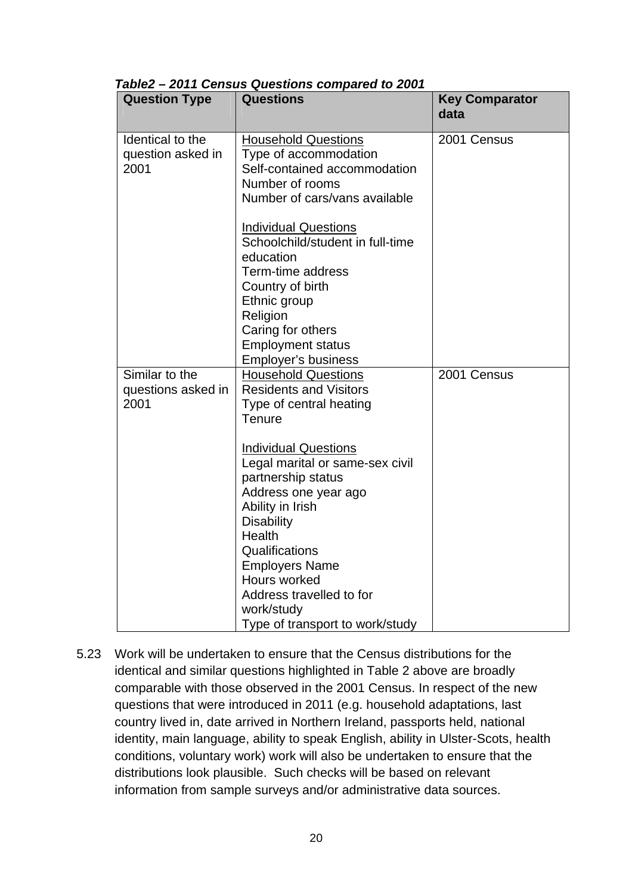***Table2 – 2011 Census Questions compared to 2001***

| Question Type | Questions | Key Comparator data |
|---|---|---|
| Identical to the question asked in 2001 | <u>Household Questions</u><br>Type of accommodation<br>Self-contained accommodation<br>Number of rooms<br>Number of cars/vans available<br><br><u>Individual Questions</u><br>Schoolchild/student in full-time education<br>Term-time address<br>Country of birth<br>Ethnic group<br>Religion<br>Caring for others<br>Employment status<br>Employer's business | 2001 Census |
| Similar to the questions asked in 2001 | <u>Household Questions</u><br>Residents and Visitors<br>Type of central heating<br>Tenure<br><br><u>Individual Questions</u><br>Legal marital or same-sex civil partnership status<br>Address one year ago<br>Ability in Irish<br>Disability<br>Health<br>Qualifications<br>Employers Name<br>Hours worked<br>Address travelled to for work/study<br>Type of transport to work/study | 2001 Census |

5.23 Work will be undertaken to ensure that the Census distributions for the identical and similar questions highlighted in Table 2 above are broadly comparable with those observed in the 2001 Census. In respect of the new questions that were introduced in 2011 (e.g. household adaptations, last country lived in, date arrived in Northern Ireland, passports held, national identity, main language, ability to speak English, ability in Ulster-Scots, health conditions, voluntary work) work will also be undertaken to ensure that the distributions look plausible. Such checks will be based on relevant information from sample surveys and/or administrative data sources.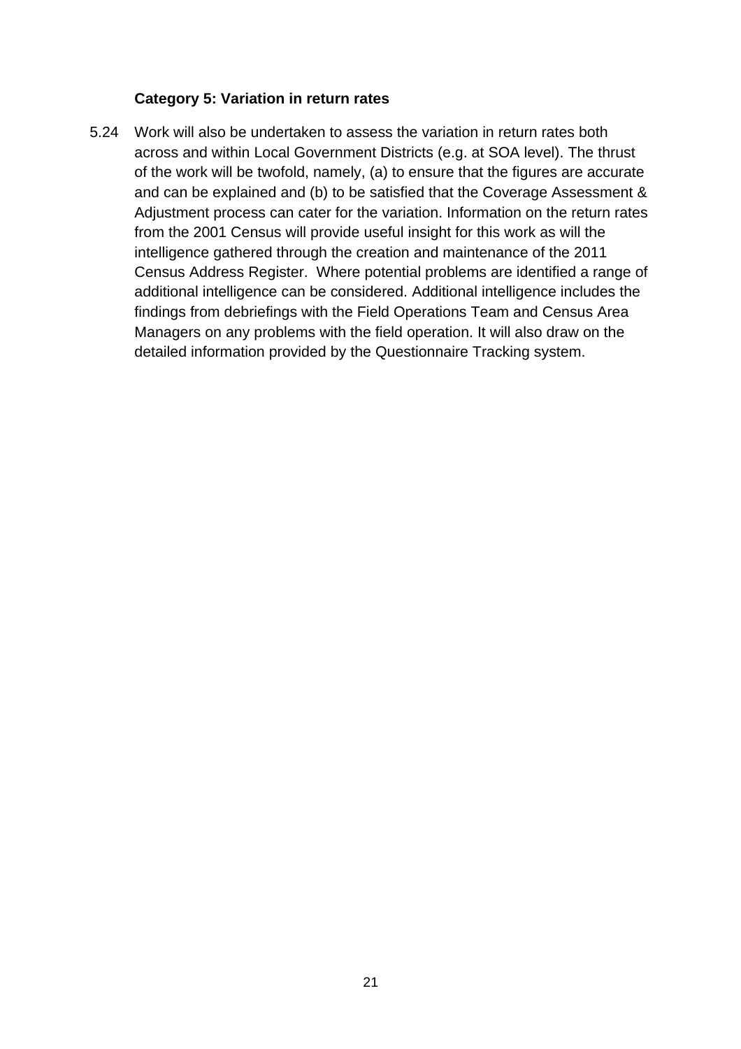**Category 5: Variation in return rates**

5.24 Work will also be undertaken to assess the variation in return rates both across and within Local Government Districts (e.g. at SOA level). The thrust of the work will be twofold, namely, (a) to ensure that the figures are accurate and can be explained and (b) to be satisfied that the Coverage Assessment & Adjustment process can cater for the variation. Information on the return rates from the 2001 Census will provide useful insight for this work as will the intelligence gathered through the creation and maintenance of the 2011 Census Address Register. Where potential problems are identified a range of additional intelligence can be considered. Additional intelligence includes the findings from debriefings with the Field Operations Team and Census Area Managers on any problems with the field operation. It will also draw on the detailed information provided by the Questionnaire Tracking system.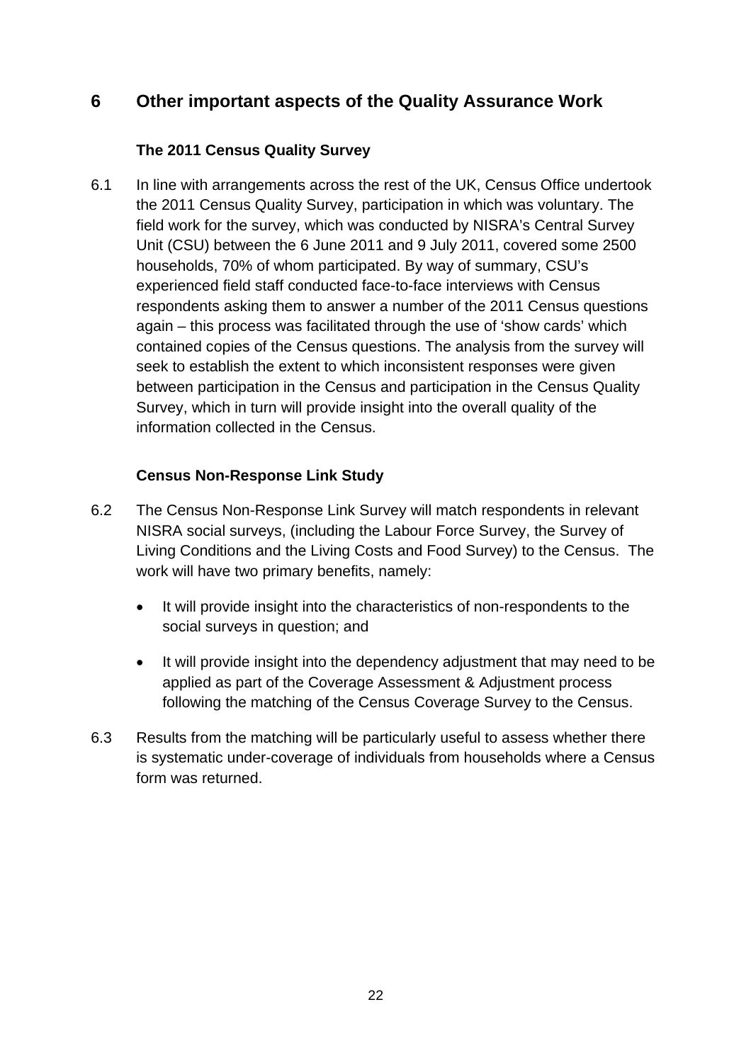# 6 Other important aspects of the Quality Assurance Work

### The 2011 Census Quality Survey

6.1 In line with arrangements across the rest of the UK, Census Office undertook the 2011 Census Quality Survey, participation in which was voluntary. The field work for the survey, which was conducted by NISRA's Central Survey Unit (CSU) between the 6 June 2011 and 9 July 2011, covered some 2500 households, 70% of whom participated. By way of summary, CSU's experienced field staff conducted face-to-face interviews with Census respondents asking them to answer a number of the 2011 Census questions again – this process was facilitated through the use of 'show cards' which contained copies of the Census questions. The analysis from the survey will seek to establish the extent to which inconsistent responses were given between participation in the Census and participation in the Census Quality Survey, which in turn will provide insight into the overall quality of the information collected in the Census.

### Census Non-Response Link Study

6.2 The Census Non-Response Link Survey will match respondents in relevant NISRA social surveys, (including the Labour Force Survey, the Survey of Living Conditions and the Living Costs and Food Survey) to the Census. The work will have two primary benefits, namely:

- It will provide insight into the characteristics of non-respondents to the social surveys in question; and
- It will provide insight into the dependency adjustment that may need to be applied as part of the Coverage Assessment & Adjustment process following the matching of the Census Coverage Survey to the Census.

6.3 Results from the matching will be particularly useful to assess whether there is systematic under-coverage of individuals from households where a Census form was returned.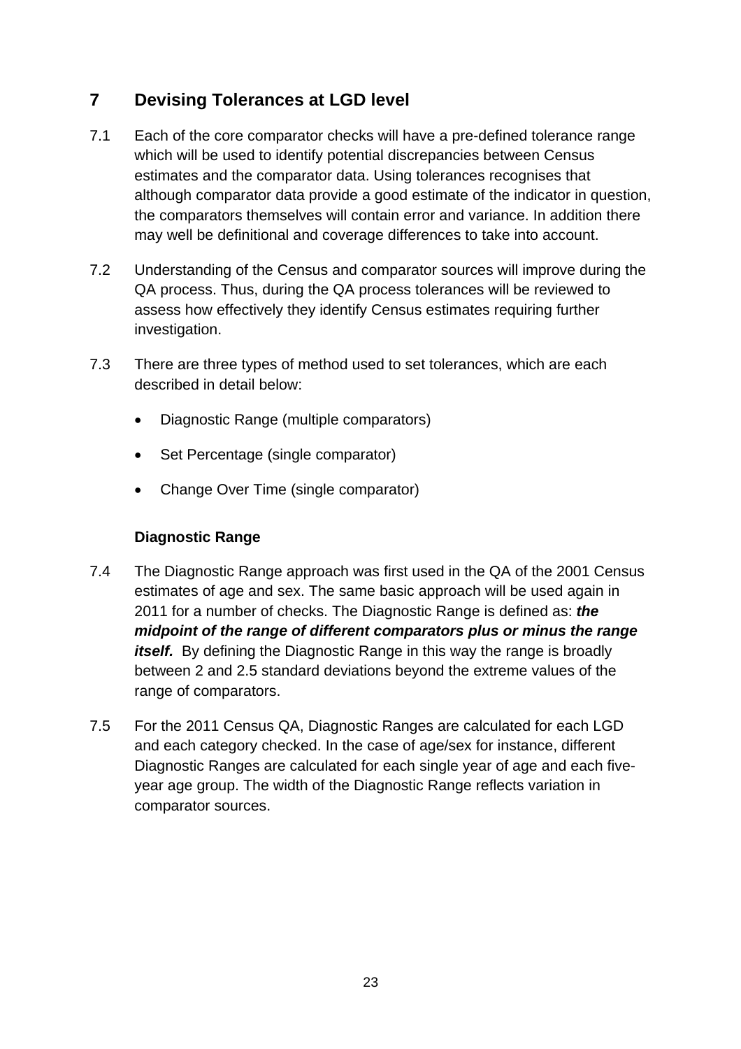## 7 Devising Tolerances at LGD level

7.1 Each of the core comparator checks will have a pre-defined tolerance range which will be used to identify potential discrepancies between Census estimates and the comparator data. Using tolerances recognises that although comparator data provide a good estimate of the indicator in question, the comparators themselves will contain error and variance. In addition there may well be definitional and coverage differences to take into account.

7.2 Understanding of the Census and comparator sources will improve during the QA process. Thus, during the QA process tolerances will be reviewed to assess how effectively they identify Census estimates requiring further investigation.

7.3 There are three types of method used to set tolerances, which are each described in detail below:

- Diagnostic Range (multiple comparators)
- Set Percentage (single comparator)
- Change Over Time (single comparator)

### Diagnostic Range

7.4 The Diagnostic Range approach was first used in the QA of the 2001 Census estimates of age and sex. The same basic approach will be used again in 2011 for a number of checks. The Diagnostic Range is defined as: ***the midpoint of the range of different comparators plus or minus the range itself.*** By defining the Diagnostic Range in this way the range is broadly between 2 and 2.5 standard deviations beyond the extreme values of the range of comparators.

7.5 For the 2011 Census QA, Diagnostic Ranges are calculated for each LGD and each category checked. In the case of age/sex for instance, different Diagnostic Ranges are calculated for each single year of age and each five-year age group. The width of the Diagnostic Range reflects variation in comparator sources.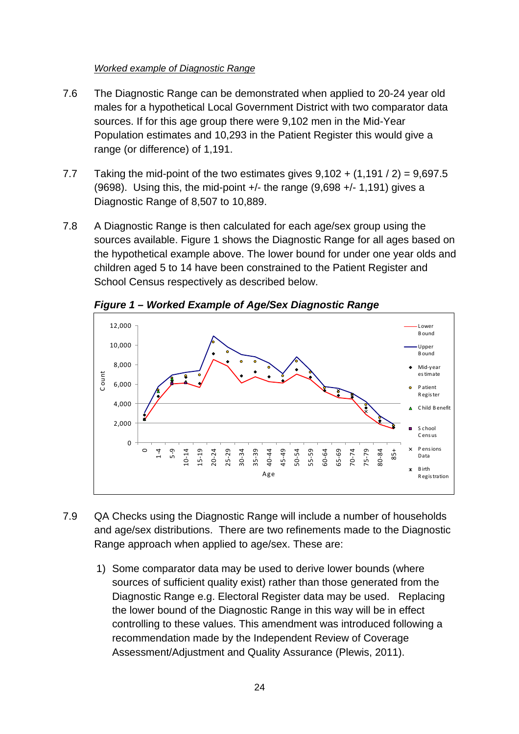*Worked example of Diagnostic Range*

7.6 The Diagnostic Range can be demonstrated when applied to 20-24 year old males for a hypothetical Local Government District with two comparator data sources. If for this age group there were 9,102 men in the Mid-Year Population estimates and 10,293 in the Patient Register this would give a range (or difference) of 1,191.

7.7 Taking the mid-point of the two estimates gives 9,102 + (1,191 / 2) = 9,697.5 (9698). Using this, the mid-point +/- the range (9,698 +/- 1,191) gives a Diagnostic Range of 8,507 to 10,889.

7.8 A Diagnostic Range is then calculated for each age/sex group using the sources available. Figure 1 shows the Diagnostic Range for all ages based on the hypothetical example above. The lower bound for under one year olds and children aged 5 to 14 have been constrained to the Patient Register and School Census respectively as described below.

***Figure 1 – Worked Example of Age/Sex Diagnostic Range***

7.9 QA Checks using the Diagnostic Range will include a number of households and age/sex distributions. There are two refinements made to the Diagnostic Range approach when applied to age/sex. These are:

1) Some comparator data may be used to derive lower bounds (where sources of sufficient quality exist) rather than those generated from the Diagnostic Range e.g. Electoral Register data may be used. Replacing the lower bound of the Diagnostic Range in this way will be in effect controlling to these values. This amendment was introduced following a recommendation made by the Independent Review of Coverage Assessment/Adjustment and Quality Assurance (Plewis, 2011).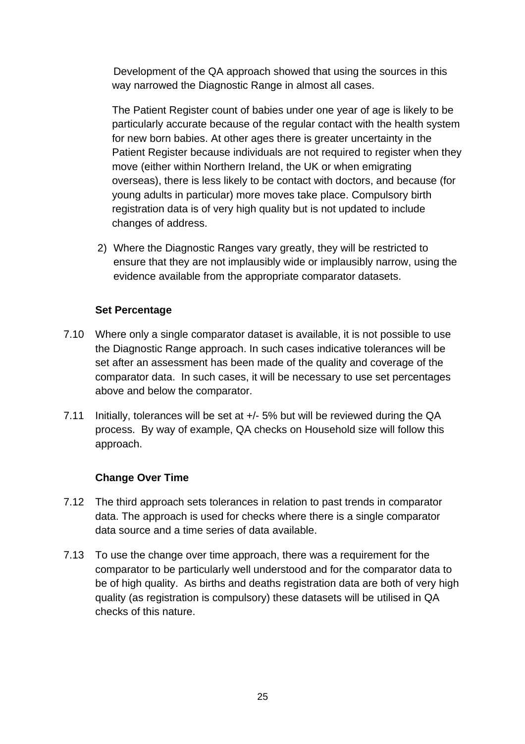Development of the QA approach showed that using the sources in this way narrowed the Diagnostic Range in almost all cases.

The Patient Register count of babies under one year of age is likely to be particularly accurate because of the regular contact with the health system for new born babies. At other ages there is greater uncertainty in the Patient Register because individuals are not required to register when they move (either within Northern Ireland, the UK or when emigrating overseas), there is less likely to be contact with doctors, and because (for young adults in particular) more moves take place. Compulsory birth registration data is of very high quality but is not updated to include changes of address.

2) Where the Diagnostic Ranges vary greatly, they will be restricted to ensure that they are not implausibly wide or implausibly narrow, using the evidence available from the appropriate comparator datasets.

**Set Percentage**

7.10 Where only a single comparator dataset is available, it is not possible to use the Diagnostic Range approach. In such cases indicative tolerances will be set after an assessment has been made of the quality and coverage of the comparator data. In such cases, it will be necessary to use set percentages above and below the comparator.

7.11 Initially, tolerances will be set at +/- 5% but will be reviewed during the QA process. By way of example, QA checks on Household size will follow this approach.

**Change Over Time**

7.12 The third approach sets tolerances in relation to past trends in comparator data. The approach is used for checks where there is a single comparator data source and a time series of data available.

7.13 To use the change over time approach, there was a requirement for the comparator to be particularly well understood and for the comparator data to be of high quality. As births and deaths registration data are both of very high quality (as registration is compulsory) these datasets will be utilised in QA checks of this nature.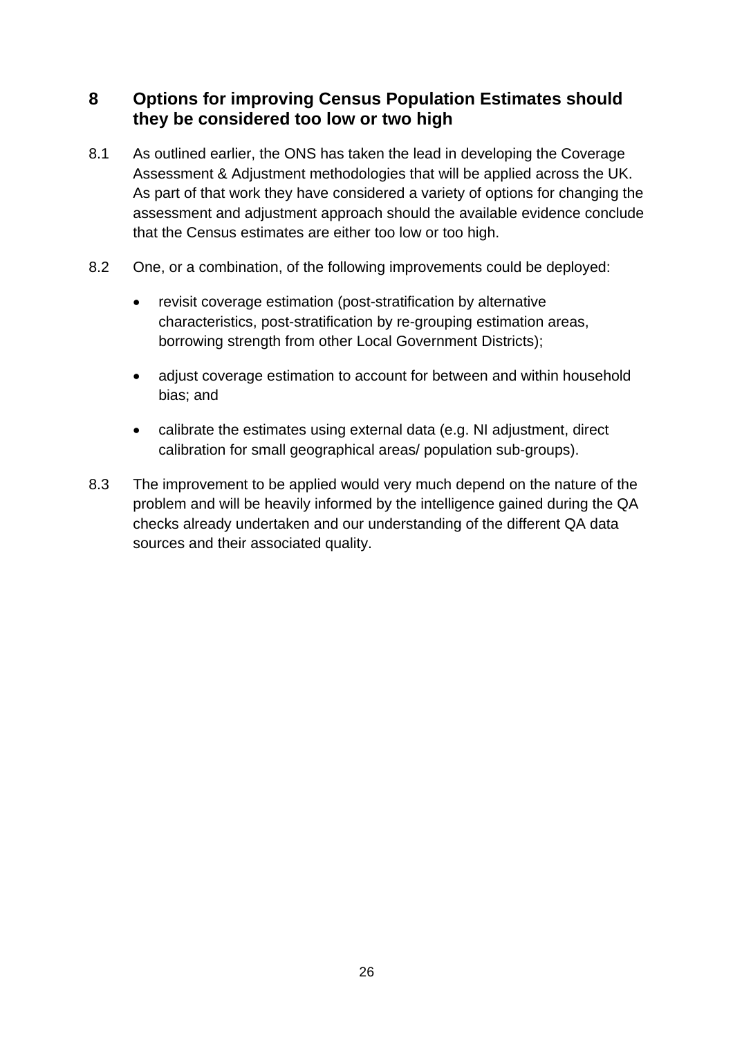## 8 Options for improving Census Population Estimates should they be considered too low or two high

8.1 As outlined earlier, the ONS has taken the lead in developing the Coverage Assessment & Adjustment methodologies that will be applied across the UK. As part of that work they have considered a variety of options for changing the assessment and adjustment approach should the available evidence conclude that the Census estimates are either too low or too high.

8.2 One, or a combination, of the following improvements could be deployed:

- revisit coverage estimation (post-stratification by alternative characteristics, post-stratification by re-grouping estimation areas, borrowing strength from other Local Government Districts);
- adjust coverage estimation to account for between and within household bias; and
- calibrate the estimates using external data (e.g. NI adjustment, direct calibration for small geographical areas/ population sub-groups).

8.3 The improvement to be applied would very much depend on the nature of the problem and will be heavily informed by the intelligence gained during the QA checks already undertaken and our understanding of the different QA data sources and their associated quality.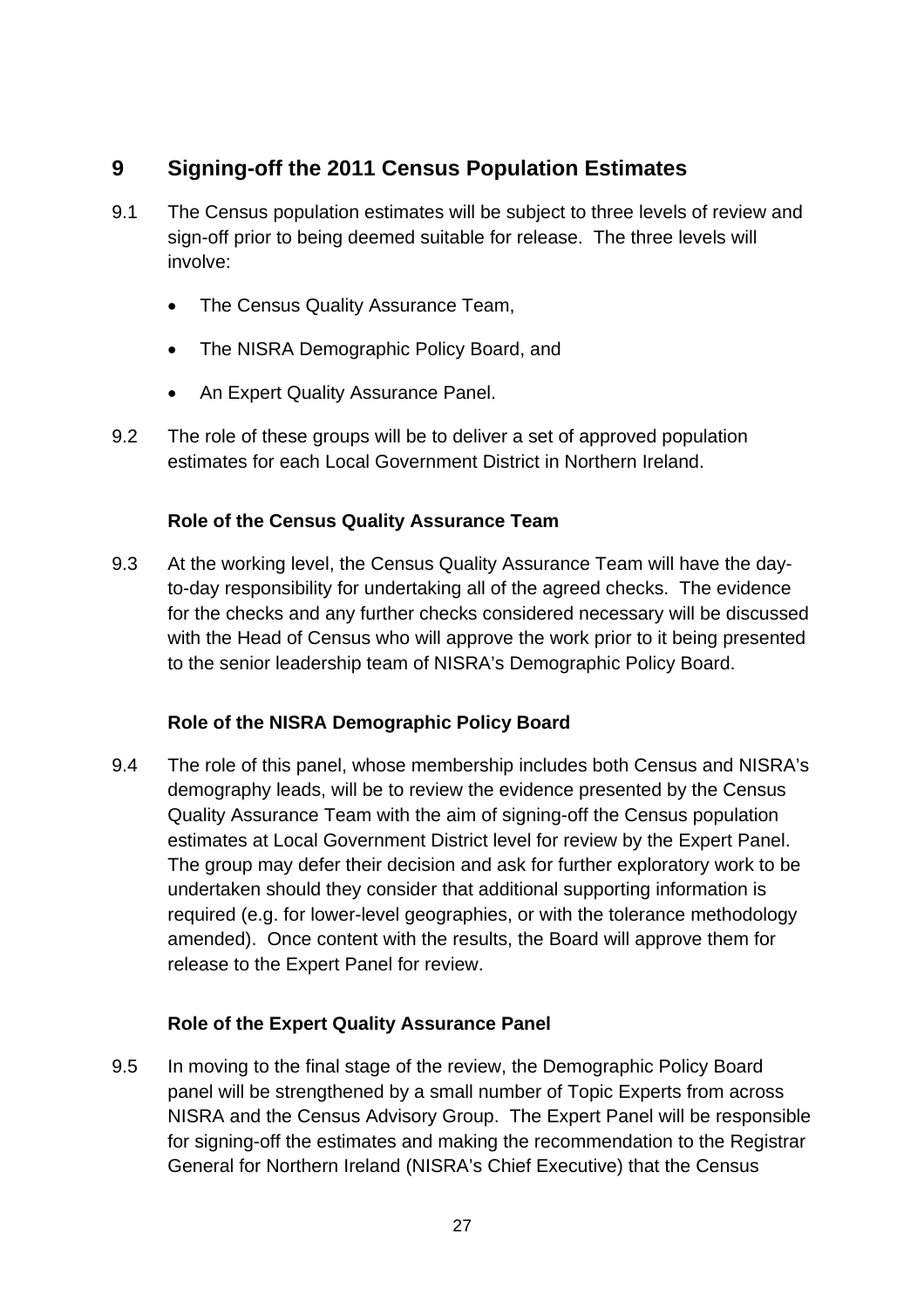## 9 Signing-off the 2011 Census Population Estimates

9.1 The Census population estimates will be subject to three levels of review and sign-off prior to being deemed suitable for release. The three levels will involve:

- The Census Quality Assurance Team,
- The NISRA Demographic Policy Board, and
- An Expert Quality Assurance Panel.

9.2 The role of these groups will be to deliver a set of approved population estimates for each Local Government District in Northern Ireland.

**Role of the Census Quality Assurance Team**

9.3 At the working level, the Census Quality Assurance Team will have the day-to-day responsibility for undertaking all of the agreed checks. The evidence for the checks and any further checks considered necessary will be discussed with the Head of Census who will approve the work prior to it being presented to the senior leadership team of NISRA's Demographic Policy Board.

**Role of the NISRA Demographic Policy Board**

9.4 The role of this panel, whose membership includes both Census and NISRA's demography leads, will be to review the evidence presented by the Census Quality Assurance Team with the aim of signing-off the Census population estimates at Local Government District level for review by the Expert Panel. The group may defer their decision and ask for further exploratory work to be undertaken should they consider that additional supporting information is required (e.g. for lower-level geographies, or with the tolerance methodology amended). Once content with the results, the Board will approve them for release to the Expert Panel for review.

**Role of the Expert Quality Assurance Panel**

9.5 In moving to the final stage of the review, the Demographic Policy Board panel will be strengthened by a small number of Topic Experts from across NISRA and the Census Advisory Group. The Expert Panel will be responsible for signing-off the estimates and making the recommendation to the Registrar General for Northern Ireland (NISRA's Chief Executive) that the Census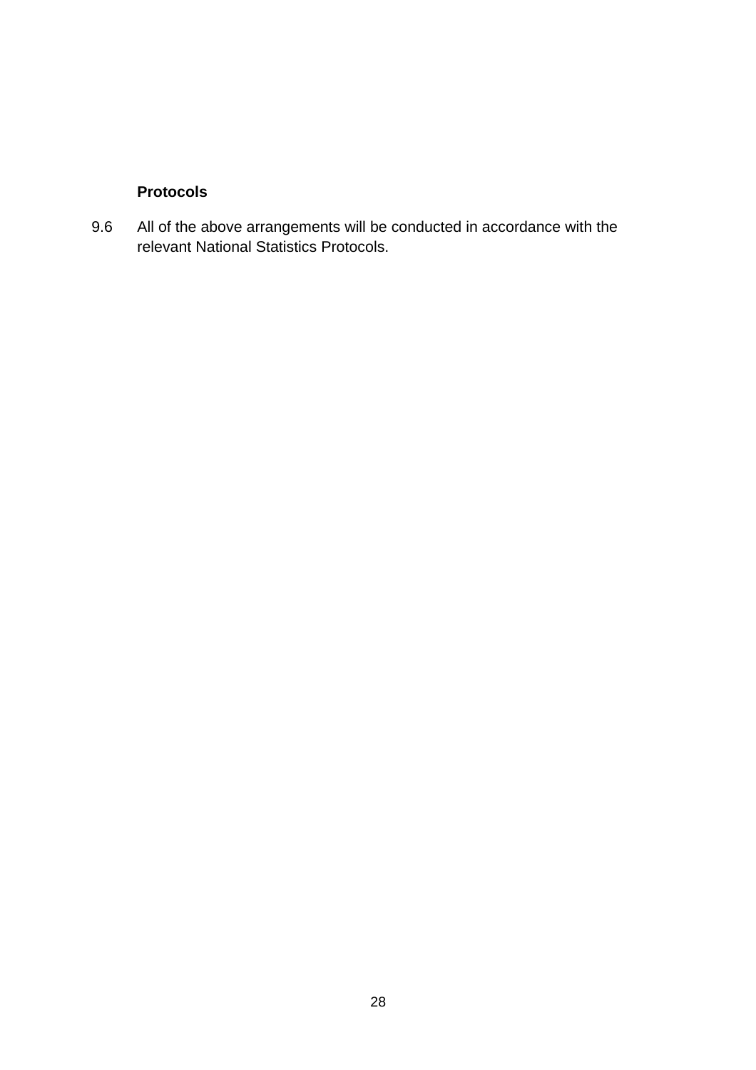**Protocols**

9.6 All of the above arrangements will be conducted in accordance with the relevant National Statistics Protocols.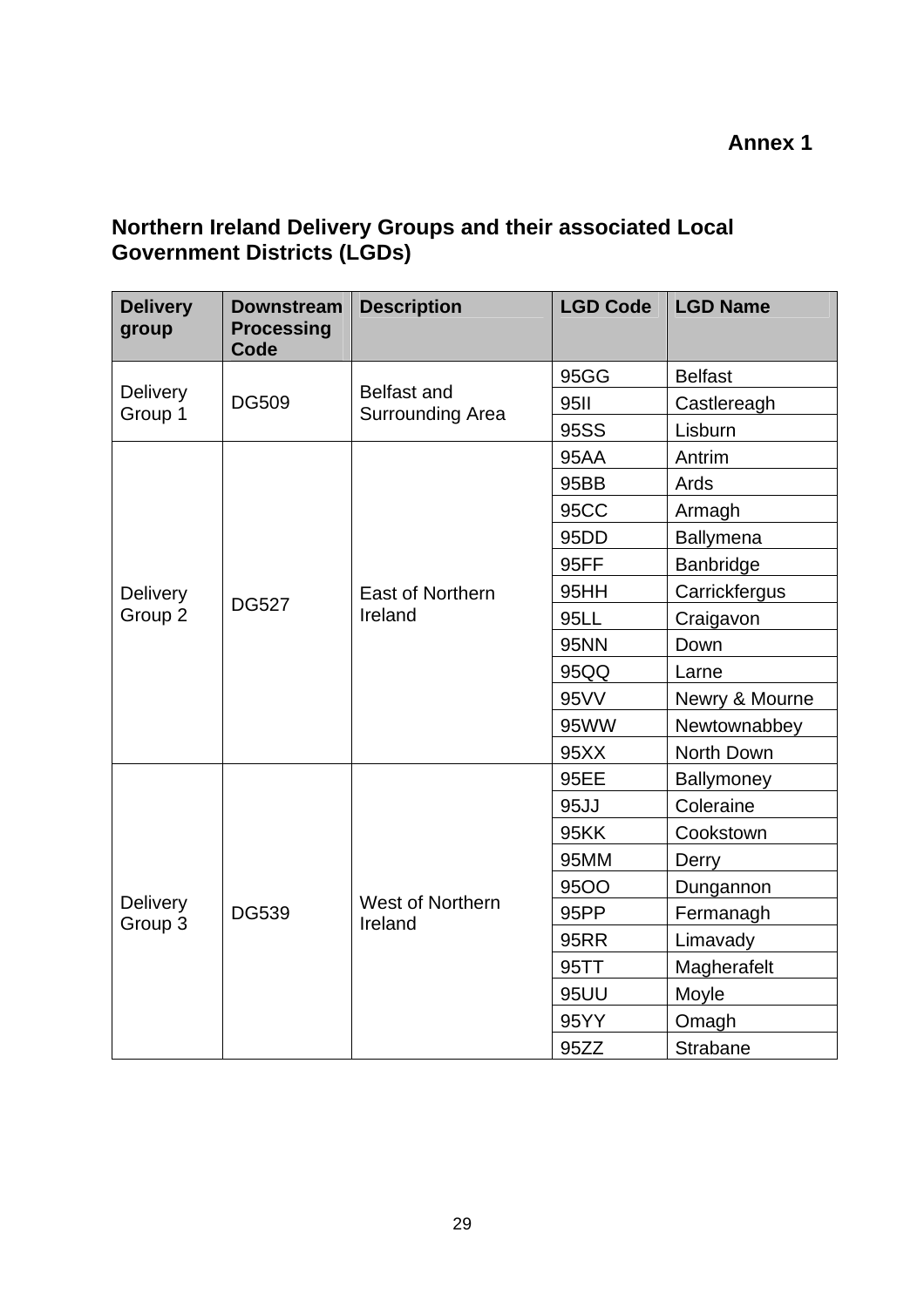**Annex 1**

## Northern Ireland Delivery Groups and their associated Local Government Districts (LGDs)

| Delivery group | Downstream Processing Code | Description | LGD Code | LGD Name |
|---|---|---|---|---|
| Delivery Group 1 | DG509 | Belfast and Surrounding Area | 95GG | Belfast |
| | | | 95II | Castlereagh |
| | | | 95SS | Lisburn |
| Delivery Group 2 | DG527 | East of Northern Ireland | 95AA | Antrim |
| | | | 95BB | Ards |
| | | | 95CC | Armagh |
| | | | 95DD | Ballymena |
| | | | 95FF | Banbridge |
| | | | 95HH | Carrickfergus |
| | | | 95LL | Craigavon |
| | | | 95NN | Down |
| | | | 95QQ | Larne |
| | | | 95VV | Newry & Mourne |
| | | | 95WW | Newtownabbey |
| | | | 95XX | North Down |
| Delivery Group 3 | DG539 | West of Northern Ireland | 95EE | Ballymoney |
| | | | 95JJ | Coleraine |
| | | | 95KK | Cookstown |
| | | | 95MM | Derry |
| | | | 95OO | Dungannon |
| | | | 95PP | Fermanagh |
| | | | 95RR | Limavady |
| | | | 95TT | Magherafelt |
| | | | 95UU | Moyle |
| | | | 95YY | Omagh |
| | | | 95ZZ | Strabane |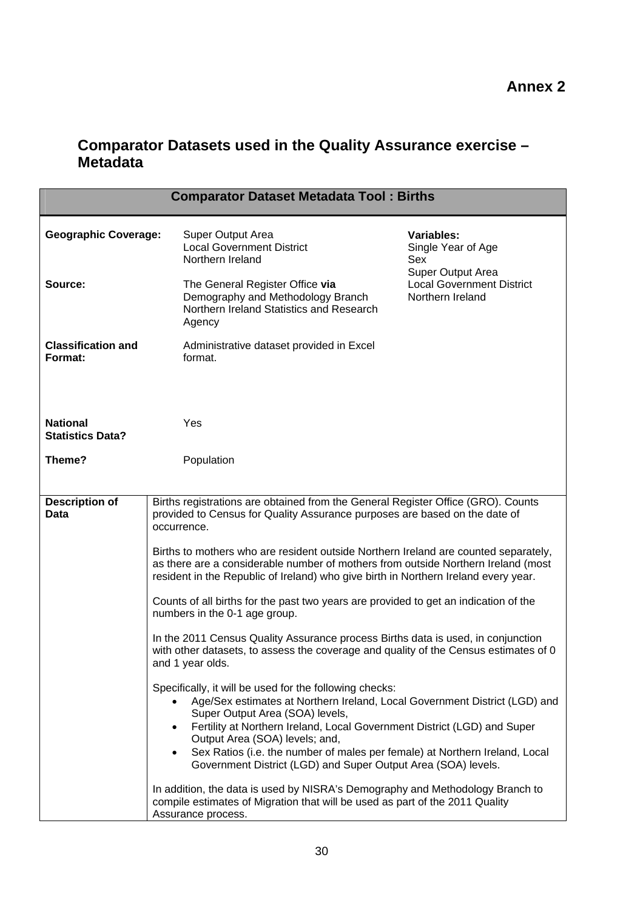**Annex 2**

## Comparator Datasets used in the Quality Assurance exercise – Metadata

| Comparator Dataset Metadata Tool : Births | | |
|---|---|---|
| **Geographic Coverage:** | Super Output Area<br>Local Government District<br>Northern Ireland | **Variables:**<br>Single Year of Age<br>Sex<br>Super Output Area<br>Local Government District<br>Northern Ireland |
| **Source:** | The General Register Office **via** Demography and Methodology Branch Northern Ireland Statistics and Research Agency | |
| **Classification and Format:** | Administrative dataset provided in Excel format. | |
| **National Statistics Data?** | Yes | |
| **Theme?** | Population | |
| **Description of Data** | Births registrations are obtained from the General Register Office (GRO). Counts provided to Census for Quality Assurance purposes are based on the date of occurrence.<br><br>Births to mothers who are resident outside Northern Ireland are counted separately, as there are a considerable number of mothers from outside Northern Ireland (most resident in the Republic of Ireland) who give birth in Northern Ireland every year.<br><br>Counts of all births for the past two years are provided to get an indication of the numbers in the 0-1 age group.<br><br>In the 2011 Census Quality Assurance process Births data is used, in conjunction with other datasets, to assess the coverage and quality of the Census estimates of 0 and 1 year olds.<br><br>Specifically, it will be used for the following checks:<br>• Age/Sex estimates at Northern Ireland, Local Government District (LGD) and Super Output Area (SOA) levels,<br>• Fertility at Northern Ireland, Local Government District (LGD) and Super Output Area (SOA) levels; and,<br>• Sex Ratios (i.e. the number of males per female) at Northern Ireland, Local Government District (LGD) and Super Output Area (SOA) levels.<br><br>In addition, the data is used by NISRA's Demography and Methodology Branch to compile estimates of Migration that will be used as part of the 2011 Quality Assurance process. | |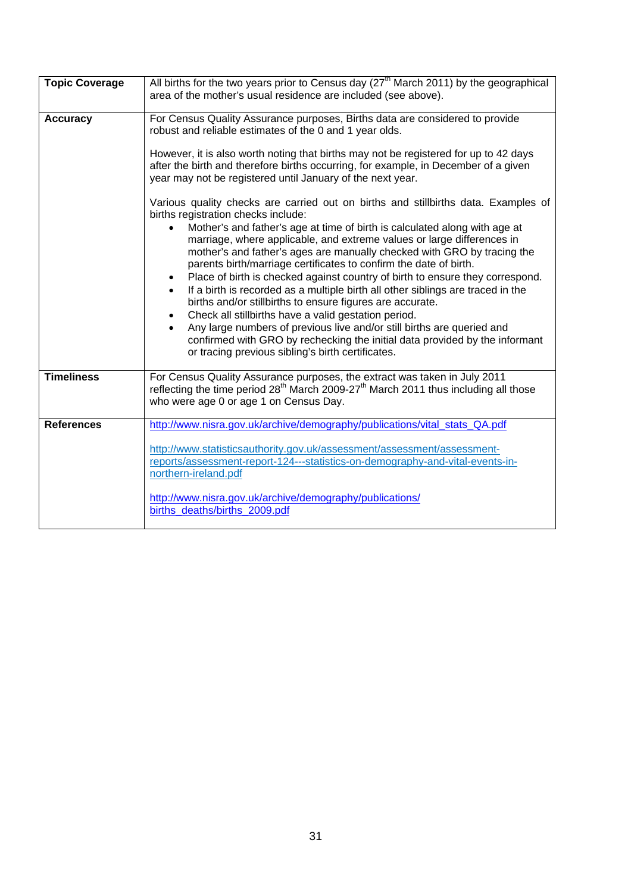| | |
|---|---|
| **Topic Coverage** | All births for the two years prior to Census day (27th March 2011) by the geographical area of the mother's usual residence are included (see above). |
| **Accuracy** | For Census Quality Assurance purposes, Births data are considered to provide robust and reliable estimates of the 0 and 1 year olds.<br><br>However, it is also worth noting that births may not be registered for up to 42 days after the birth and therefore births occurring, for example, in December of a given year may not be registered until January of the next year.<br><br>Various quality checks are carried out on births and stillbirths data. Examples of births registration checks include:<br>• Mother's and father's age at time of birth is calculated along with age at marriage, where applicable, and extreme values or large differences in mother's and father's ages are manually checked with GRO by tracing the parents birth/marriage certificates to confirm the date of birth.<br>• Place of birth is checked against country of birth to ensure they correspond.<br>• If a birth is recorded as a multiple birth all other siblings are traced in the births and/or stillbirths to ensure figures are accurate.<br>• Check all stillbirths have a valid gestation period.<br>• Any large numbers of previous live and/or still births are queried and confirmed with GRO by rechecking the initial data provided by the informant or tracing previous sibling's birth certificates. |
| **Timeliness** | For Census Quality Assurance purposes, the extract was taken in July 2011 reflecting the time period 28th March 2009-27th March 2011 thus including all those who were age 0 or age 1 on Census Day. |
| **References** | http://www.nisra.gov.uk/archive/demography/publications/vital_stats_QA.pdf<br><br>http://www.statisticsauthority.gov.uk/assessment/assessment/assessment-reports/assessment-report-124---statistics-on-demography-and-vital-events-in-northern-ireland.pdf<br><br>http://www.nisra.gov.uk/archive/demography/publications/births_deaths/births_2009.pdf |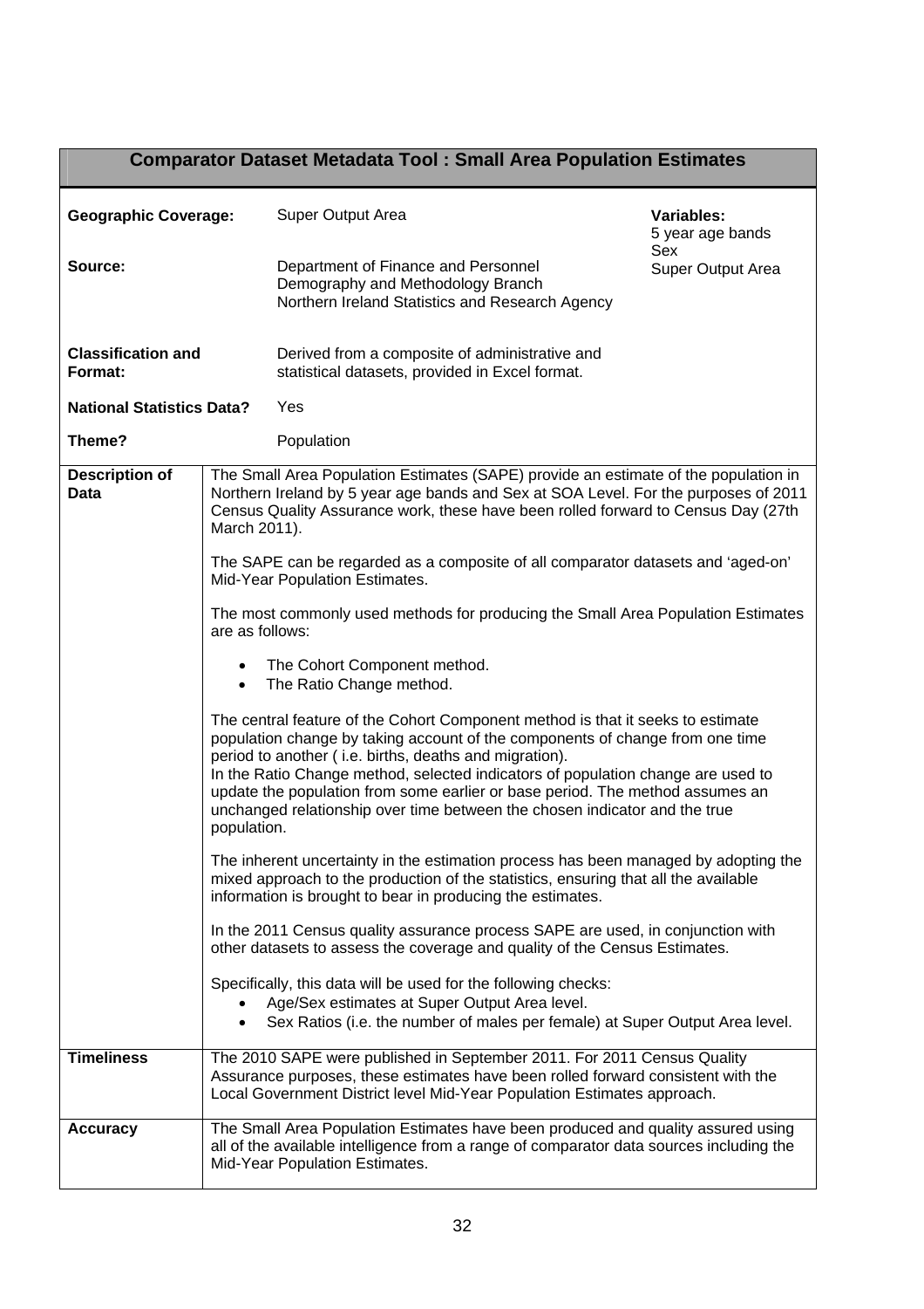## Comparator Dataset Metadata Tool : Small Area Population Estimates

**Geographic Coverage:** Super Output Area

**Variables:**
5 year age bands
Sex
Super Output Area

**Source:** Department of Finance and Personnel
Demography and Methodology Branch
Northern Ireland Statistics and Research Agency

**Classification and Format:** Derived from a composite of administrative and statistical datasets, provided in Excel format.

**National Statistics Data?** Yes

**Theme?** Population

| | |
|---|---|
| **Description of Data** | The Small Area Population Estimates (SAPE) provide an estimate of the population in Northern Ireland by 5 year age bands and Sex at SOA Level. For the purposes of 2011 Census Quality Assurance work, these have been rolled forward to Census Day (27th March 2011).<br><br>The SAPE can be regarded as a composite of all comparator datasets and 'aged-on' Mid-Year Population Estimates.<br><br>The most commonly used methods for producing the Small Area Population Estimates are as follows:<br><br>• The Cohort Component method.<br>• The Ratio Change method.<br><br>The central feature of the Cohort Component method is that it seeks to estimate population change by taking account of the components of change from one time period to another ( i.e. births, deaths and migration).<br>In the Ratio Change method, selected indicators of population change are used to update the population from some earlier or base period. The method assumes an unchanged relationship over time between the chosen indicator and the true population.<br><br>The inherent uncertainty in the estimation process has been managed by adopting the mixed approach to the production of the statistics, ensuring that all the available information is brought to bear in producing the estimates.<br><br>In the 2011 Census quality assurance process SAPE are used, in conjunction with other datasets to assess the coverage and quality of the Census Estimates.<br><br>Specifically, this data will be used for the following checks:<br>• Age/Sex estimates at Super Output Area level.<br>• Sex Ratios (i.e. the number of males per female) at Super Output Area level. |
| **Timeliness** | The 2010 SAPE were published in September 2011. For 2011 Census Quality Assurance purposes, these estimates have been rolled forward consistent with the Local Government District level Mid-Year Population Estimates approach. |
| **Accuracy** | The Small Area Population Estimates have been produced and quality assured using all of the available intelligence from a range of comparator data sources including the Mid-Year Population Estimates. |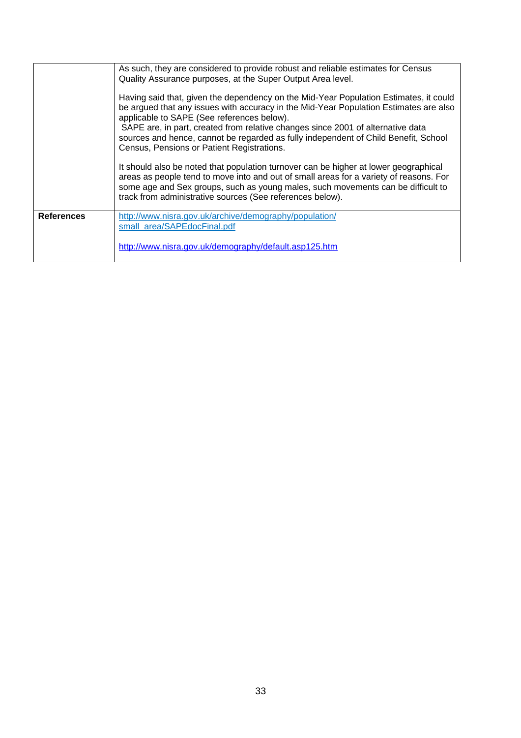| | |
|---|---|
| | As such, they are considered to provide robust and reliable estimates for Census Quality Assurance purposes, at the Super Output Area level.<br><br>Having said that, given the dependency on the Mid-Year Population Estimates, it could be argued that any issues with accuracy in the Mid-Year Population Estimates are also applicable to SAPE (See references below).<br>SAPE are, in part, created from relative changes since 2001 of alternative data sources and hence, cannot be regarded as fully independent of Child Benefit, School Census, Pensions or Patient Registrations.<br><br>It should also be noted that population turnover can be higher at lower geographical areas as people tend to move into and out of small areas for a variety of reasons. For some age and Sex groups, such as young males, such movements can be difficult to track from administrative sources (See references below). |
| **References** | http://www.nisra.gov.uk/archive/demography/population/small_area/SAPEdocFinal.pdf<br><br>http://www.nisra.gov.uk/demography/default.asp125.htm |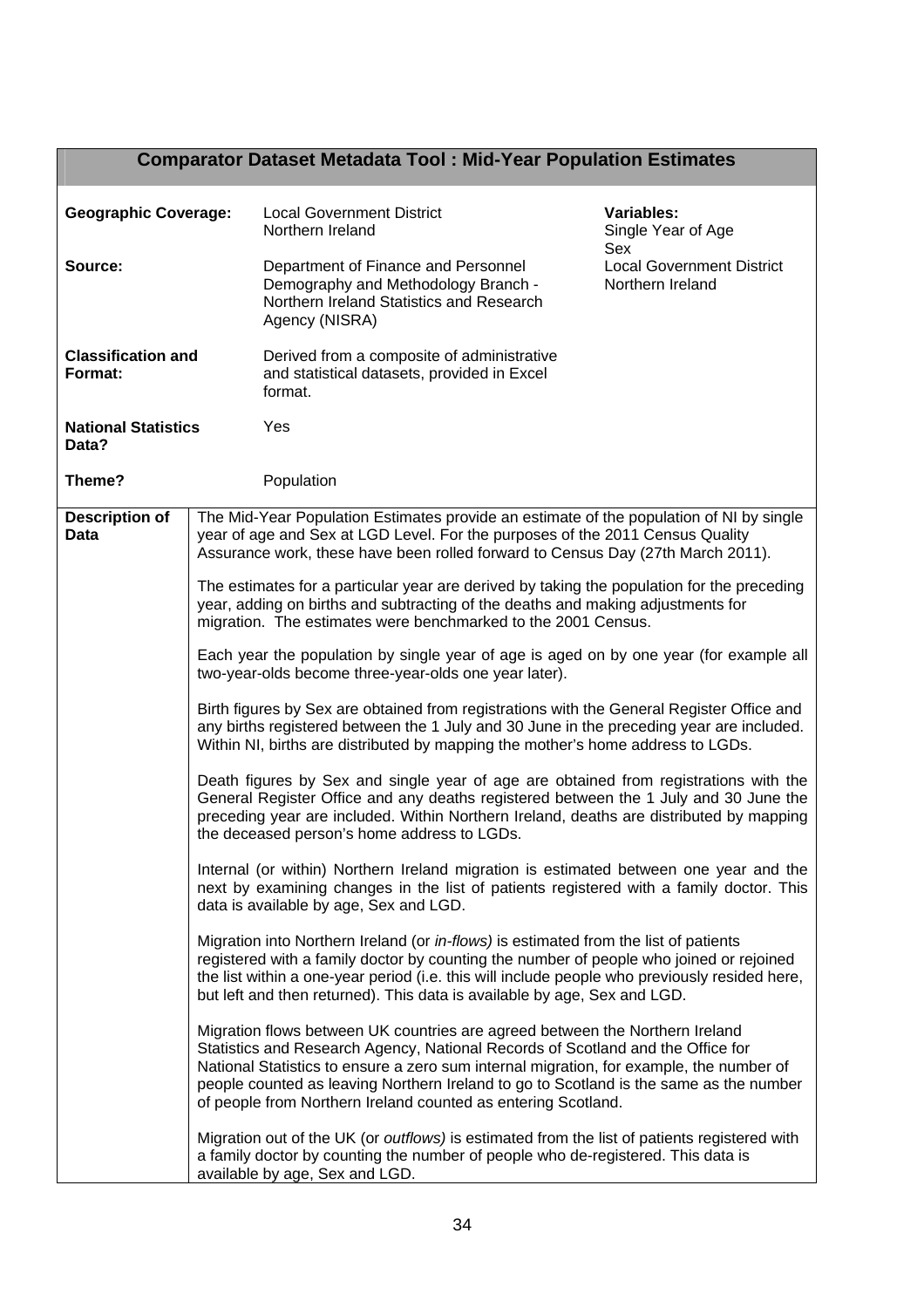## Comparator Dataset Metadata Tool : Mid-Year Population Estimates

| | | |
|---|---|---|
| **Geographic Coverage:** | Local Government District<br>Northern Ireland | **Variables:**<br>Single Year of Age<br>Sex<br>Local Government District<br>Northern Ireland |
| **Source:** | Department of Finance and Personnel<br>Demography and Methodology Branch - Northern Ireland Statistics and Research Agency (NISRA) | |
| **Classification and Format:** | Derived from a composite of administrative and statistical datasets, provided in Excel format. | |
| **National Statistics Data?** | Yes | |
| **Theme?** | Population | |

**Description of Data**

The Mid-Year Population Estimates provide an estimate of the population of NI by single year of age and Sex at LGD Level. For the purposes of the 2011 Census Quality Assurance work, these have been rolled forward to Census Day (27th March 2011).

The estimates for a particular year are derived by taking the population for the preceding year, adding on births and subtracting of the deaths and making adjustments for migration. The estimates were benchmarked to the 2001 Census.

Each year the population by single year of age is aged on by one year (for example all two-year-olds become three-year-olds one year later).

Birth figures by Sex are obtained from registrations with the General Register Office and any births registered between the 1 July and 30 June in the preceding year are included. Within NI, births are distributed by mapping the mother's home address to LGDs.

Death figures by Sex and single year of age are obtained from registrations with the General Register Office and any deaths registered between the 1 July and 30 June the preceding year are included. Within Northern Ireland, deaths are distributed by mapping the deceased person's home address to LGDs.

Internal (or within) Northern Ireland migration is estimated between one year and the next by examining changes in the list of patients registered with a family doctor. This data is available by age, Sex and LGD.

Migration into Northern Ireland (or *in-flows)* is estimated from the list of patients registered with a family doctor by counting the number of people who joined or rejoined the list within a one-year period (i.e. this will include people who previously resided here, but left and then returned). This data is available by age, Sex and LGD.

Migration flows between UK countries are agreed between the Northern Ireland Statistics and Research Agency, National Records of Scotland and the Office for National Statistics to ensure a zero sum internal migration, for example, the number of people counted as leaving Northern Ireland to go to Scotland is the same as the number of people from Northern Ireland counted as entering Scotland.

Migration out of the UK (or *outflows)* is estimated from the list of patients registered with a family doctor by counting the number of people who de-registered. This data is available by age, Sex and LGD.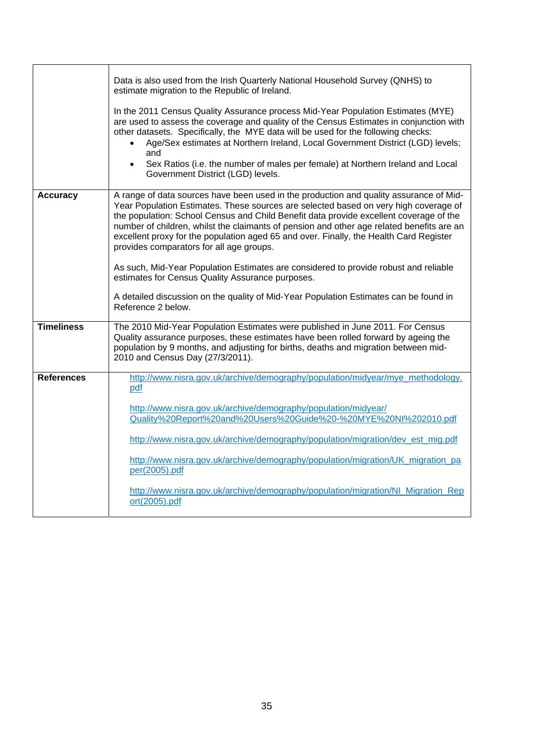| | |
|---|---|
| | Data is also used from the Irish Quarterly National Household Survey (QNHS) to estimate migration to the Republic of Ireland.<br><br>In the 2011 Census Quality Assurance process Mid-Year Population Estimates (MYE) are used to assess the coverage and quality of the Census Estimates in conjunction with other datasets. Specifically, the MYE data will be used for the following checks:<br>• Age/Sex estimates at Northern Ireland, Local Government District (LGD) levels; and<br>• Sex Ratios (i.e. the number of males per female) at Northern Ireland and Local Government District (LGD) levels. |
| **Accuracy** | A range of data sources have been used in the production and quality assurance of Mid-Year Population Estimates. These sources are selected based on very high coverage of the population: School Census and Child Benefit data provide excellent coverage of the number of children, whilst the claimants of pension and other age related benefits are an excellent proxy for the population aged 65 and over. Finally, the Health Card Register provides comparators for all age groups.<br><br>As such, Mid-Year Population Estimates are considered to provide robust and reliable estimates for Census Quality Assurance purposes.<br><br>A detailed discussion on the quality of Mid-Year Population Estimates can be found in Reference 2 below. |
| **Timeliness** | The 2010 Mid-Year Population Estimates were published in June 2011. For Census Quality assurance purposes, these estimates have been rolled forward by ageing the population by 9 months, and adjusting for births, deaths and migration between mid-2010 and Census Day (27/3/2011). |
| **References** | http://www.nisra.gov.uk/archive/demography/population/midyear/mye_methodology.pdf<br><br>http://www.nisra.gov.uk/archive/demography/population/midyear/Quality%20Report%20and%20Users%20Guide%20-%20MYE%20NI%202010.pdf<br><br>http://www.nisra.gov.uk/archive/demography/population/migration/dev_est_mig.pdf<br><br>http://www.nisra.gov.uk/archive/demography/population/migration/UK_migration_paper(2005).pdf<br><br>http://www.nisra.gov.uk/archive/demography/population/migration/NI_Migration_Report(2005).pdf |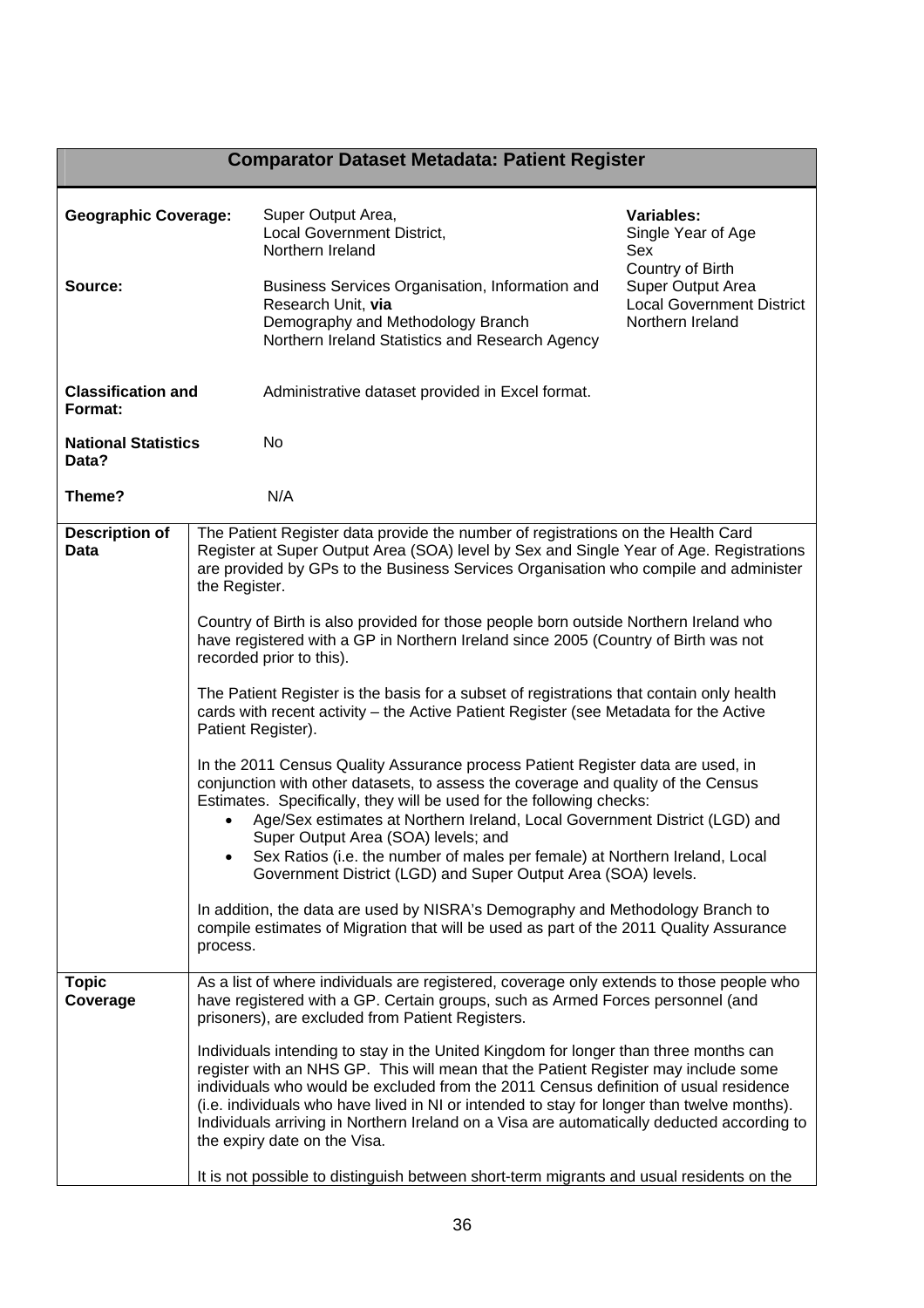## Comparator Dataset Metadata: Patient Register

| | | |
|---|---|---|
| **Geographic Coverage:** | Super Output Area,<br>Local Government District,<br>Northern Ireland | **Variables:**<br>Single Year of Age<br>Sex<br>Country of Birth<br>Super Output Area<br>Local Government District<br>Northern Ireland |
| **Source:** | Business Services Organisation, Information and Research Unit, **via**<br>Demography and Methodology Branch<br>Northern Ireland Statistics and Research Agency | |
| **Classification and Format:** | Administrative dataset provided in Excel format. | |
| **National Statistics Data?** | No | |
| **Theme?** | N/A | |

| | |
|---|---|
| **Description of Data** | The Patient Register data provide the number of registrations on the Health Card Register at Super Output Area (SOA) level by Sex and Single Year of Age. Registrations are provided by GPs to the Business Services Organisation who compile and administer the Register.<br><br>Country of Birth is also provided for those people born outside Northern Ireland who have registered with a GP in Northern Ireland since 2005 (Country of Birth was not recorded prior to this).<br><br>The Patient Register is the basis for a subset of registrations that contain only health cards with recent activity – the Active Patient Register (see Metadata for the Active Patient Register).<br><br>In the 2011 Census Quality Assurance process Patient Register data are used, in conjunction with other datasets, to assess the coverage and quality of the Census Estimates. Specifically, they will be used for the following checks:<br>• Age/Sex estimates at Northern Ireland, Local Government District (LGD) and Super Output Area (SOA) levels; and<br>• Sex Ratios (i.e. the number of males per female) at Northern Ireland, Local Government District (LGD) and Super Output Area (SOA) levels.<br><br>In addition, the data are used by NISRA's Demography and Methodology Branch to compile estimates of Migration that will be used as part of the 2011 Quality Assurance process. |
| **Topic Coverage** | As a list of where individuals are registered, coverage only extends to those people who have registered with a GP. Certain groups, such as Armed Forces personnel (and prisoners), are excluded from Patient Registers.<br><br>Individuals intending to stay in the United Kingdom for longer than three months can register with an NHS GP. This will mean that the Patient Register may include some individuals who would be excluded from the 2011 Census definition of usual residence (i.e. individuals who have lived in NI or intended to stay for longer than twelve months). Individuals arriving in Northern Ireland on a Visa are automatically deducted according to the expiry date on the Visa.<br><br>It is not possible to distinguish between short-term migrants and usual residents on the |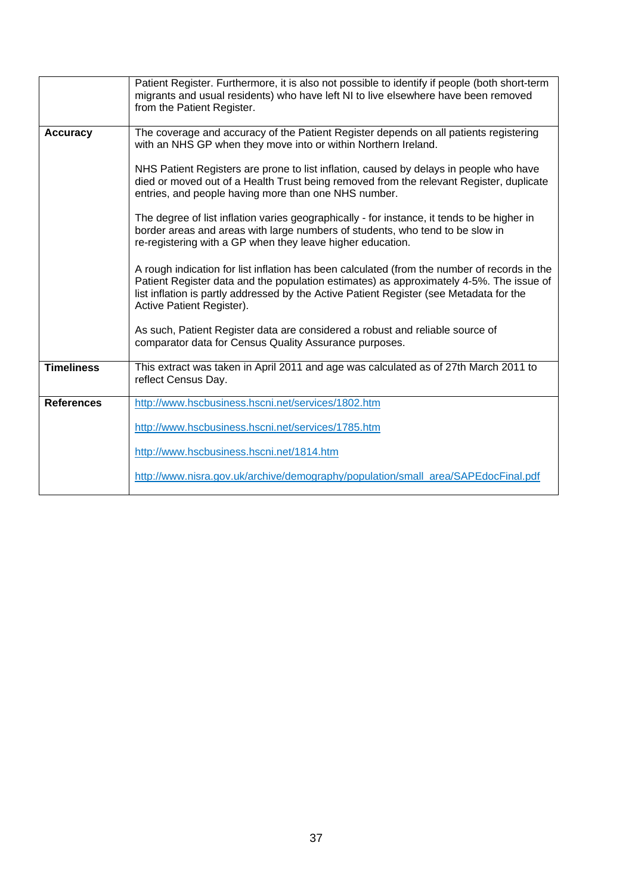| | |
|---|---|
| | Patient Register. Furthermore, it is also not possible to identify if people (both short-term migrants and usual residents) who have left NI to live elsewhere have been removed from the Patient Register. |
| **Accuracy** | The coverage and accuracy of the Patient Register depends on all patients registering with an NHS GP when they move into or within Northern Ireland.<br><br>NHS Patient Registers are prone to list inflation, caused by delays in people who have died or moved out of a Health Trust being removed from the relevant Register, duplicate entries, and people having more than one NHS number.<br><br>The degree of list inflation varies geographically - for instance, it tends to be higher in border areas and areas with large numbers of students, who tend to be slow in re-registering with a GP when they leave higher education.<br><br>A rough indication for list inflation has been calculated (from the number of records in the Patient Register data and the population estimates) as approximately 4-5%. The issue of list inflation is partly addressed by the Active Patient Register (see Metadata for the Active Patient Register).<br><br>As such, Patient Register data are considered a robust and reliable source of comparator data for Census Quality Assurance purposes. |
| **Timeliness** | This extract was taken in April 2011 and age was calculated as of 27th March 2011 to reflect Census Day. |
| **References** | http://www.hscbusiness.hscni.net/services/1802.htm<br><br>http://www.hscbusiness.hscni.net/services/1785.htm<br><br>http://www.hscbusiness.hscni.net/1814.htm<br><br>http://www.nisra.gov.uk/archive/demography/population/small_area/SAPEdocFinal.pdf |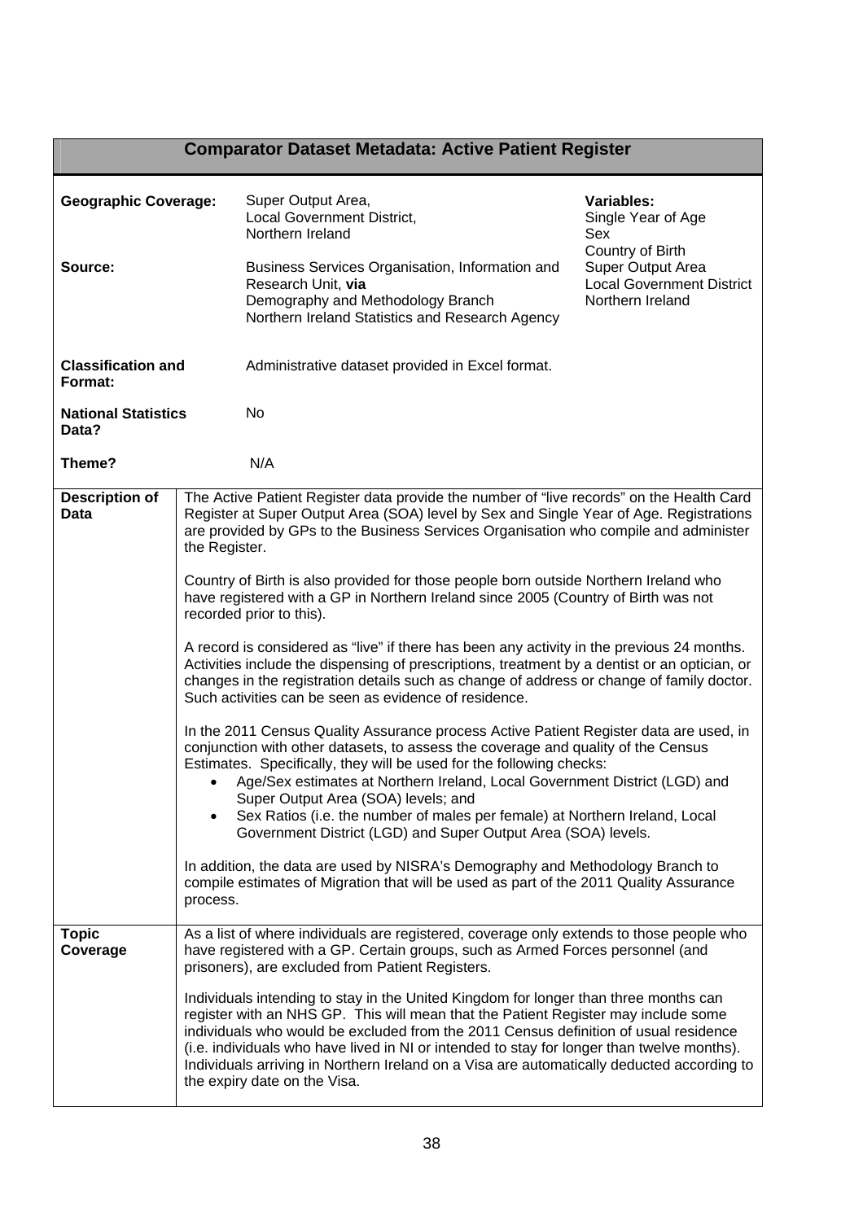## Comparator Dataset Metadata: Active Patient Register

| | | |
|---|---|---|
| **Geographic Coverage:** | Super Output Area,<br>Local Government District,<br>Northern Ireland | **Variables:**<br>Single Year of Age<br>Sex<br>Country of Birth<br>Super Output Area<br>Local Government District<br>Northern Ireland |
| **Source:** | Business Services Organisation, Information and Research Unit, **via**<br>Demography and Methodology Branch<br>Northern Ireland Statistics and Research Agency | |
| **Classification and Format:** | Administrative dataset provided in Excel format. | |
| **National Statistics Data?** | No | |
| **Theme?** | N/A | |

| | |
|---|---|
| **Description of Data** | The Active Patient Register data provide the number of "live records" on the Health Card Register at Super Output Area (SOA) level by Sex and Single Year of Age. Registrations are provided by GPs to the Business Services Organisation who compile and administer the Register.<br><br>Country of Birth is also provided for those people born outside Northern Ireland who have registered with a GP in Northern Ireland since 2005 (Country of Birth was not recorded prior to this).<br><br>A record is considered as "live" if there has been any activity in the previous 24 months. Activities include the dispensing of prescriptions, treatment by a dentist or an optician, or changes in the registration details such as change of address or change of family doctor. Such activities can be seen as evidence of residence.<br><br>In the 2011 Census Quality Assurance process Active Patient Register data are used, in conjunction with other datasets, to assess the coverage and quality of the Census Estimates. Specifically, they will be used for the following checks:<br>• Age/Sex estimates at Northern Ireland, Local Government District (LGD) and Super Output Area (SOA) levels; and<br>• Sex Ratios (i.e. the number of males per female) at Northern Ireland, Local Government District (LGD) and Super Output Area (SOA) levels.<br><br>In addition, the data are used by NISRA's Demography and Methodology Branch to compile estimates of Migration that will be used as part of the 2011 Quality Assurance process. |
| **Topic Coverage** | As a list of where individuals are registered, coverage only extends to those people who have registered with a GP. Certain groups, such as Armed Forces personnel (and prisoners), are excluded from Patient Registers.<br><br>Individuals intending to stay in the United Kingdom for longer than three months can register with an NHS GP. This will mean that the Patient Register may include some individuals who would be excluded from the 2011 Census definition of usual residence (i.e. individuals who have lived in NI or intended to stay for longer than twelve months). Individuals arriving in Northern Ireland on a Visa are automatically deducted according to the expiry date on the Visa. |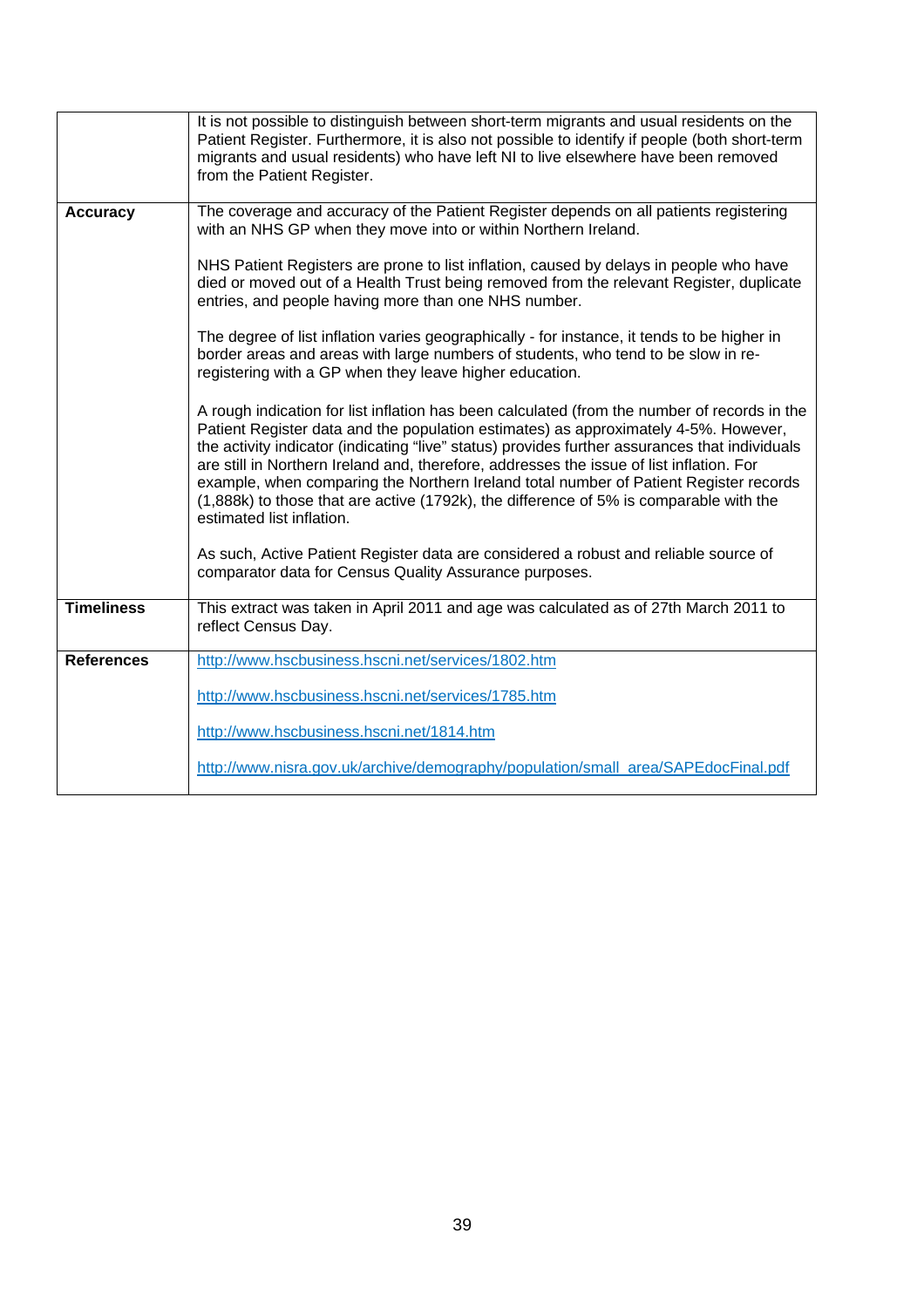|  |  |
|---|---|
|  | It is not possible to distinguish between short-term migrants and usual residents on the Patient Register. Furthermore, it is also not possible to identify if people (both short-term migrants and usual residents) who have left NI to live elsewhere have been removed from the Patient Register. |
| **Accuracy** | The coverage and accuracy of the Patient Register depends on all patients registering with an NHS GP when they move into or within Northern Ireland.<br><br>NHS Patient Registers are prone to list inflation, caused by delays in people who have died or moved out of a Health Trust being removed from the relevant Register, duplicate entries, and people having more than one NHS number.<br><br>The degree of list inflation varies geographically - for instance, it tends to be higher in border areas and areas with large numbers of students, who tend to be slow in re-registering with a GP when they leave higher education.<br><br>A rough indication for list inflation has been calculated (from the number of records in the Patient Register data and the population estimates) as approximately 4-5%. However, the activity indicator (indicating "live" status) provides further assurances that individuals are still in Northern Ireland and, therefore, addresses the issue of list inflation. For example, when comparing the Northern Ireland total number of Patient Register records (1,888k) to those that are active (1792k), the difference of 5% is comparable with the estimated list inflation.<br><br>As such, Active Patient Register data are considered a robust and reliable source of comparator data for Census Quality Assurance purposes. |
| **Timeliness** | This extract was taken in April 2011 and age was calculated as of 27th March 2011 to reflect Census Day. |
| **References** | http://www.hscbusiness.hscni.net/services/1802.htm<br><br>http://www.hscbusiness.hscni.net/services/1785.htm<br><br>http://www.hscbusiness.hscni.net/1814.htm<br><br>http://www.nisra.gov.uk/archive/demography/population/small_area/SAPEdocFinal.pdf |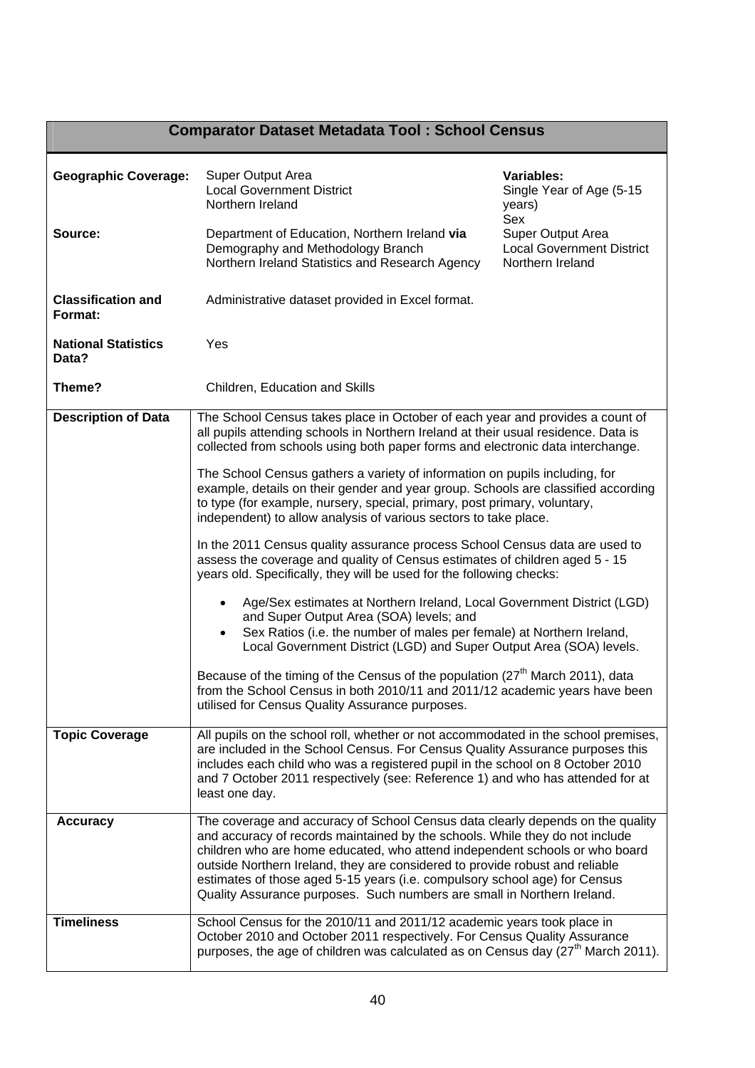## Comparator Dataset Metadata Tool : School Census

| | | |
|---|---|---|
| **Geographic Coverage:** | Super Output Area<br>Local Government District<br>Northern Ireland | **Variables:**<br>Single Year of Age (5-15 years)<br>Sex<br>Super Output Area<br>Local Government District<br>Northern Ireland |
| **Source:** | Department of Education, Northern Ireland **via** Demography and Methodology Branch<br>Northern Ireland Statistics and Research Agency | |
| **Classification and Format:** | Administrative dataset provided in Excel format. | |
| **National Statistics Data?** | Yes | |
| **Theme?** | Children, Education and Skills | |

| | |
|---|---|
| **Description of Data** | The School Census takes place in October of each year and provides a count of all pupils attending schools in Northern Ireland at their usual residence. Data is collected from schools using both paper forms and electronic data interchange.<br><br>The School Census gathers a variety of information on pupils including, for example, details on their gender and year group. Schools are classified according to type (for example, nursery, special, primary, post primary, voluntary, independent) to allow analysis of various sectors to take place.<br><br>In the 2011 Census quality assurance process School Census data are used to assess the coverage and quality of Census estimates of children aged 5 - 15 years old. Specifically, they will be used for the following checks:<br><br>• Age/Sex estimates at Northern Ireland, Local Government District (LGD) and Super Output Area (SOA) levels; and<br>• Sex Ratios (i.e. the number of males per female) at Northern Ireland, Local Government District (LGD) and Super Output Area (SOA) levels.<br><br>Because of the timing of the Census of the population (27th March 2011), data from the School Census in both 2010/11 and 2011/12 academic years have been utilised for Census Quality Assurance purposes. |
| **Topic Coverage** | All pupils on the school roll, whether or not accommodated in the school premises, are included in the School Census. For Census Quality Assurance purposes this includes each child who was a registered pupil in the school on 8 October 2010 and 7 October 2011 respectively (see: Reference 1) and who has attended for at least one day. |
| **Accuracy** | The coverage and accuracy of School Census data clearly depends on the quality and accuracy of records maintained by the schools. While they do not include children who are home educated, who attend independent schools or who board outside Northern Ireland, they are considered to provide robust and reliable estimates of those aged 5-15 years (i.e. compulsory school age) for Census Quality Assurance purposes. Such numbers are small in Northern Ireland. |
| **Timeliness** | School Census for the 2010/11 and 2011/12 academic years took place in October 2010 and October 2011 respectively. For Census Quality Assurance purposes, the age of children was calculated as on Census day (27th March 2011). |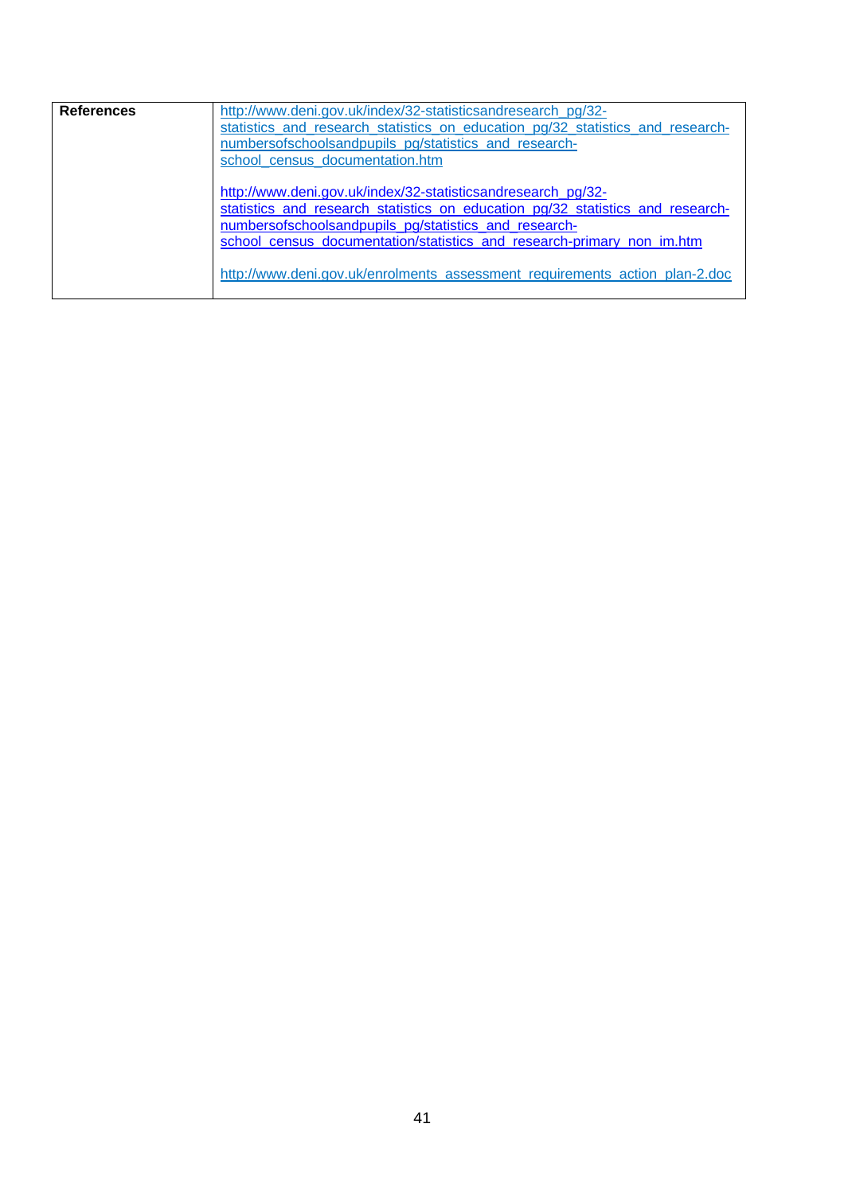| References | http://www.deni.gov.uk/index/32-statisticsandresearch_pg/32-statistics_and_research_statistics_on_education_pg/32_statistics_and_research-numbersofschoolsandpupils_pg/statistics_and_research-school_census_documentation.htm<br><br>http://www.deni.gov.uk/index/32-statisticsandresearch_pg/32-statistics_and_research_statistics_on_education_pg/32_statistics_and_research-numbersofschoolsandpupils_pg/statistics_and_research-school_census_documentation/statistics_and_research-primary_non_im.htm<br><br>http://www.deni.gov.uk/enrolments_assessment_requirements_action_plan-2.doc |
|---|---|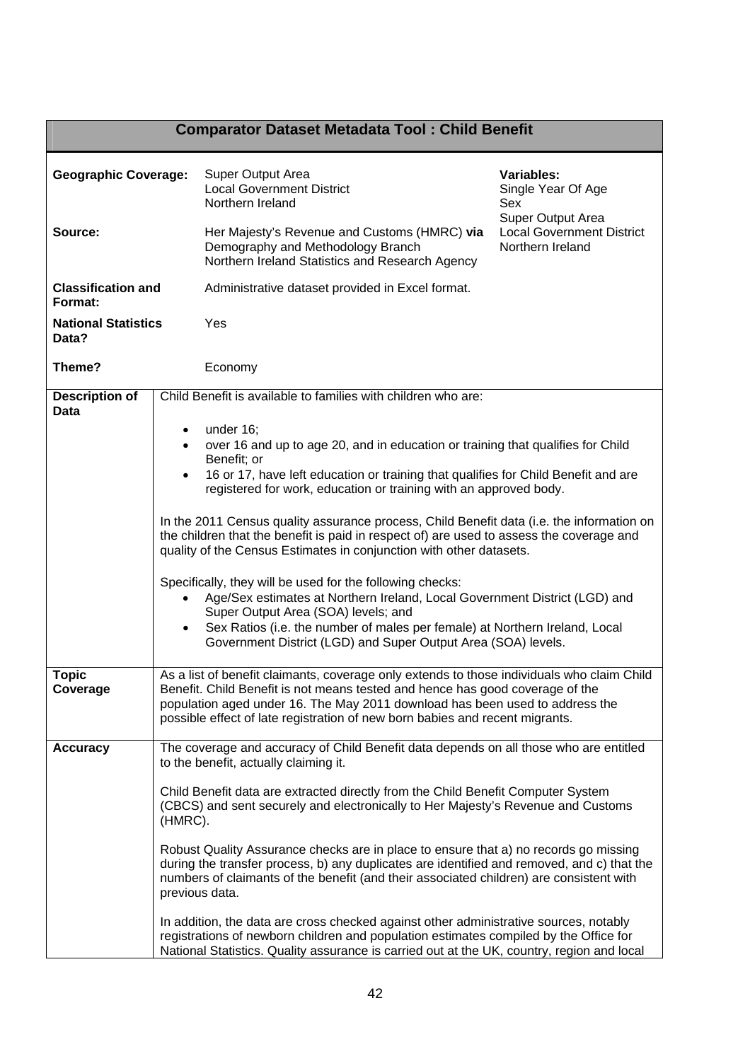## Comparator Dataset Metadata Tool : Child Benefit

| | | |
|---|---|---|
| **Geographic Coverage:** | Super Output Area<br>Local Government District<br>Northern Ireland | **Variables:**<br>Single Year Of Age<br>Sex<br>Super Output Area<br>Local Government District<br>Northern Ireland |
| **Source:** | Her Majesty's Revenue and Customs (HMRC) **via** Demography and Methodology Branch<br>Northern Ireland Statistics and Research Agency | |
| **Classification and Format:** | Administrative dataset provided in Excel format. | |
| **National Statistics Data?** | Yes | |
| **Theme?** | Economy | |

| | |
|---|---|
| **Description of Data** | Child Benefit is available to families with children who are:<br>• under 16;<br>• over 16 and up to age 20, and in education or training that qualifies for Child Benefit; or<br>• 16 or 17, have left education or training that qualifies for Child Benefit and are registered for work, education or training with an approved body.<br><br>In the 2011 Census quality assurance process, Child Benefit data (i.e. the information on the children that the benefit is paid in respect of) are used to assess the coverage and quality of the Census Estimates in conjunction with other datasets.<br><br>Specifically, they will be used for the following checks:<br>• Age/Sex estimates at Northern Ireland, Local Government District (LGD) and Super Output Area (SOA) levels; and<br>• Sex Ratios (i.e. the number of males per female) at Northern Ireland, Local Government District (LGD) and Super Output Area (SOA) levels. |
| **Topic Coverage** | As a list of benefit claimants, coverage only extends to those individuals who claim Child Benefit. Child Benefit is not means tested and hence has good coverage of the population aged under 16. The May 2011 download has been used to address the possible effect of late registration of new born babies and recent migrants. |
| **Accuracy** | The coverage and accuracy of Child Benefit data depends on all those who are entitled to the benefit, actually claiming it.<br><br>Child Benefit data are extracted directly from the Child Benefit Computer System (CBCS) and sent securely and electronically to Her Majesty's Revenue and Customs (HMRC).<br><br>Robust Quality Assurance checks are in place to ensure that a) no records go missing during the transfer process, b) any duplicates are identified and removed, and c) that the numbers of claimants of the benefit (and their associated children) are consistent with previous data.<br><br>In addition, the data are cross checked against other administrative sources, notably registrations of newborn children and population estimates compiled by the Office for National Statistics. Quality assurance is carried out at the UK, country, region and local |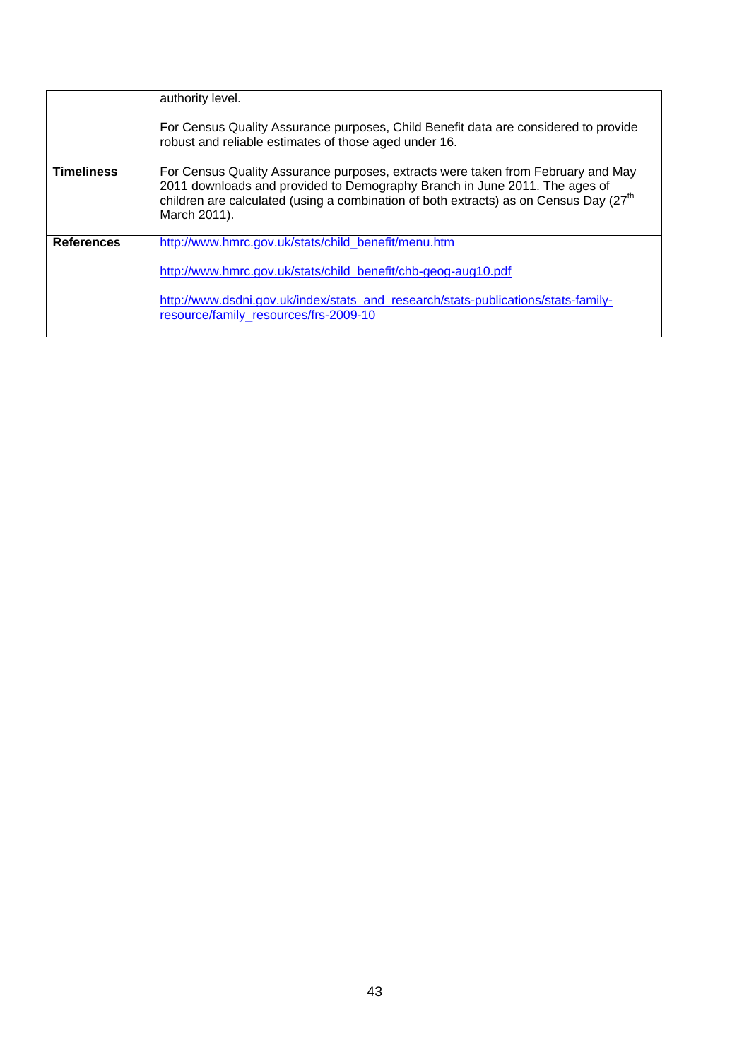| | |
|---|---|
| | authority level.<br><br>For Census Quality Assurance purposes, Child Benefit data are considered to provide robust and reliable estimates of those aged under 16. |
| **Timeliness** | For Census Quality Assurance purposes, extracts were taken from February and May 2011 downloads and provided to Demography Branch in June 2011. The ages of children are calculated (using a combination of both extracts) as on Census Day (27th March 2011). |
| **References** | http://www.hmrc.gov.uk/stats/child_benefit/menu.htm<br><br>http://www.hmrc.gov.uk/stats/child_benefit/chb-geog-aug10.pdf<br><br>http://www.dsdni.gov.uk/index/stats_and_research/stats-publications/stats-family-resource/family_resources/frs-2009-10 |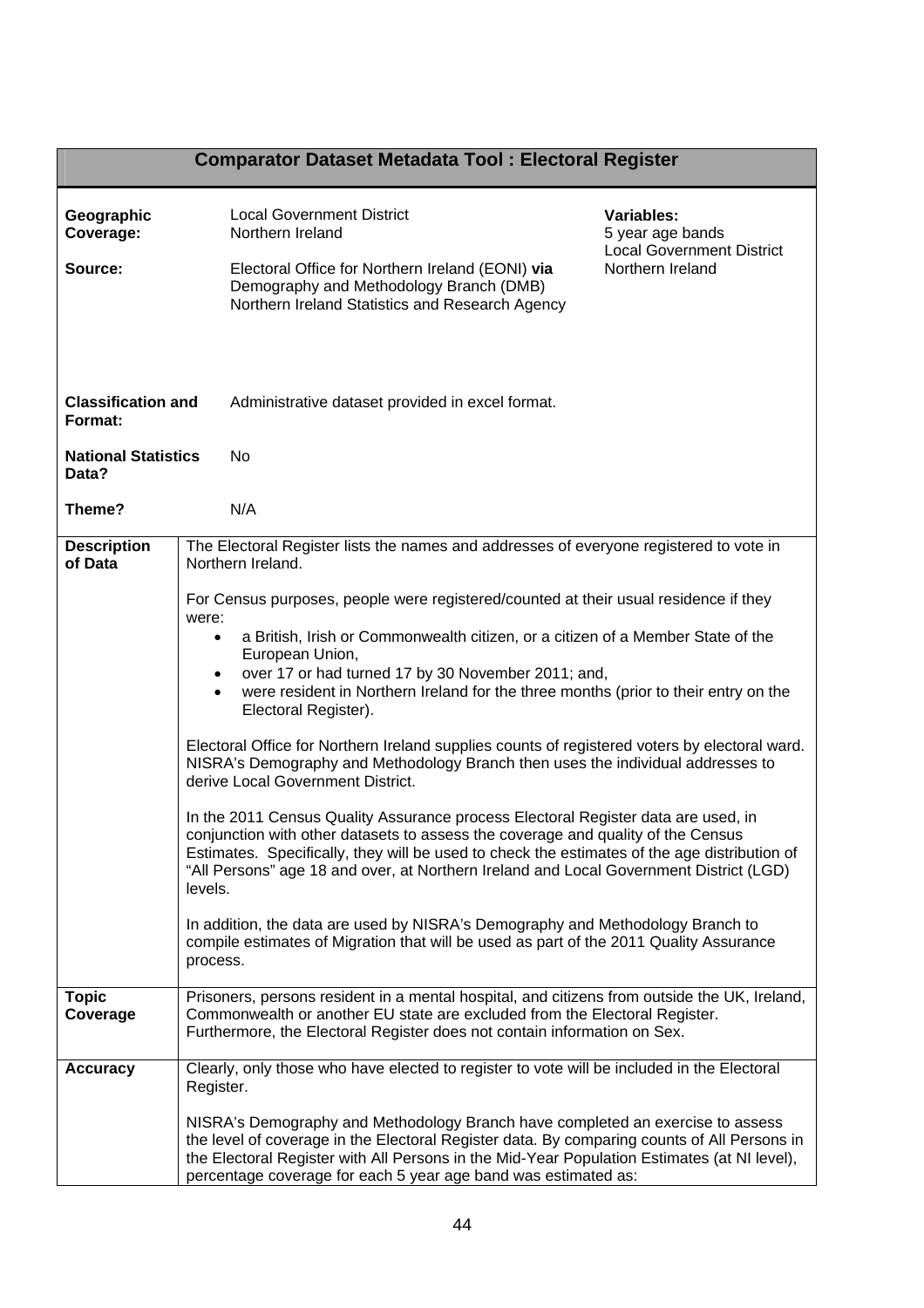## Comparator Dataset Metadata Tool : Electoral Register

**Geographic Coverage:** Local Government District
Northern Ireland

**Source:** Electoral Office for Northern Ireland (EONI) **via** Demography and Methodology Branch (DMB)
Northern Ireland Statistics and Research Agency

**Variables:**
5 year age bands
Local Government District
Northern Ireland

**Classification and Format:** Administrative dataset provided in excel format.

**National Statistics Data?** No

**Theme?** N/A

| | |
|---|---|
| **Description of Data** | The Electoral Register lists the names and addresses of everyone registered to vote in Northern Ireland.<br><br>For Census purposes, people were registered/counted at their usual residence if they were:<br>• a British, Irish or Commonwealth citizen, or a citizen of a Member State of the European Union,<br>• over 17 or had turned 17 by 30 November 2011; and,<br>• were resident in Northern Ireland for the three months (prior to their entry on the Electoral Register).<br><br>Electoral Office for Northern Ireland supplies counts of registered voters by electoral ward. NISRA's Demography and Methodology Branch then uses the individual addresses to derive Local Government District.<br><br>In the 2011 Census Quality Assurance process Electoral Register data are used, in conjunction with other datasets to assess the coverage and quality of the Census Estimates. Specifically, they will be used to check the estimates of the age distribution of "All Persons" age 18 and over, at Northern Ireland and Local Government District (LGD) levels.<br><br>In addition, the data are used by NISRA's Demography and Methodology Branch to compile estimates of Migration that will be used as part of the 2011 Quality Assurance process. |
| **Topic Coverage** | Prisoners, persons resident in a mental hospital, and citizens from outside the UK, Ireland, Commonwealth or another EU state are excluded from the Electoral Register. Furthermore, the Electoral Register does not contain information on Sex. |
| **Accuracy** | Clearly, only those who have elected to register to vote will be included in the Electoral Register.<br><br>NISRA's Demography and Methodology Branch have completed an exercise to assess the level of coverage in the Electoral Register data. By comparing counts of All Persons in the Electoral Register with All Persons in the Mid-Year Population Estimates (at NI level), percentage coverage for each 5 year age band was estimated as: |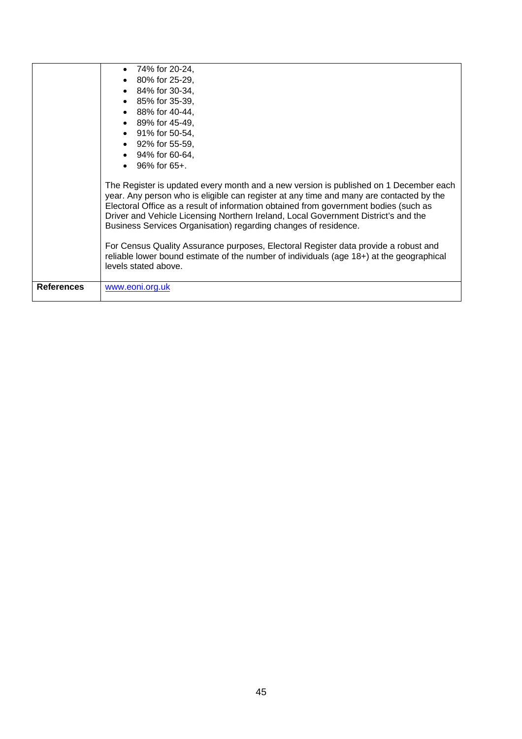|  |  |
|---|---|
|  | • 74% for 20-24,<br>• 80% for 25-29,<br>• 84% for 30-34,<br>• 85% for 35-39,<br>• 88% for 40-44,<br>• 89% for 45-49,<br>• 91% for 50-54,<br>• 92% for 55-59,<br>• 94% for 60-64,<br>• 96% for 65+.<br><br>The Register is updated every month and a new version is published on 1 December each year. Any person who is eligible can register at any time and many are contacted by the Electoral Office as a result of information obtained from government bodies (such as Driver and Vehicle Licensing Northern Ireland, Local Government District's and the Business Services Organisation) regarding changes of residence.<br><br>For Census Quality Assurance purposes, Electoral Register data provide a robust and reliable lower bound estimate of the number of individuals (age 18+) at the geographical levels stated above. |
| **References** | www.eoni.org.uk |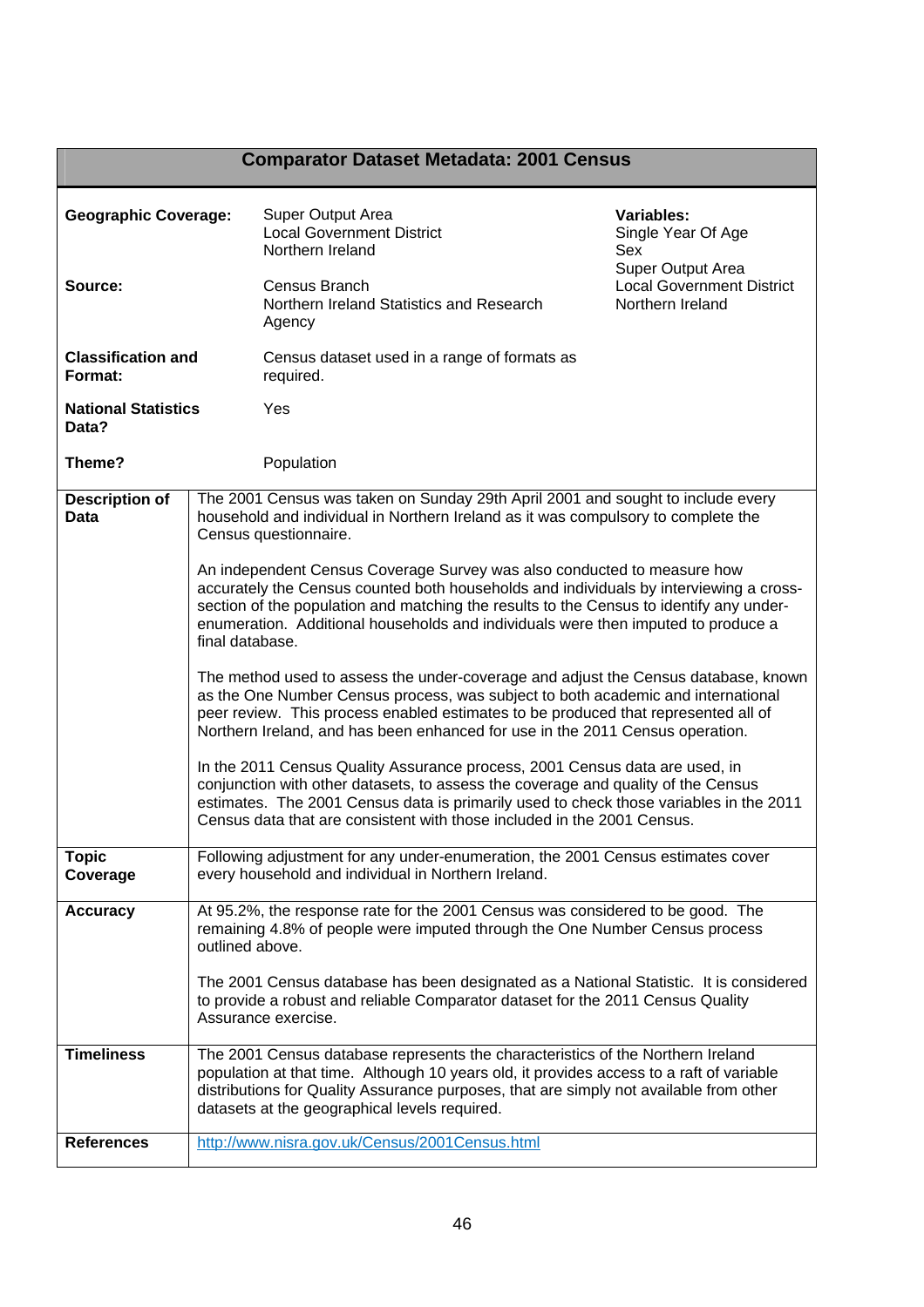## Comparator Dataset Metadata: 2001 Census

| | | |
|---|---|---|
| **Geographic Coverage:** | Super Output Area<br>Local Government District<br>Northern Ireland | **Variables:**<br>Single Year Of Age<br>Sex<br>Super Output Area<br>Local Government District<br>Northern Ireland |
| **Source:** | Census Branch<br>Northern Ireland Statistics and Research Agency | |
| **Classification and Format:** | Census dataset used in a range of formats as required. | |
| **National Statistics Data?** | Yes | |
| **Theme?** | Population | |

| | |
|---|---|
| **Description of Data** | The 2001 Census was taken on Sunday 29th April 2001 and sought to include every household and individual in Northern Ireland as it was compulsory to complete the Census questionnaire.<br><br>An independent Census Coverage Survey was also conducted to measure how accurately the Census counted both households and individuals by interviewing a cross-section of the population and matching the results to the Census to identify any under-enumeration. Additional households and individuals were then imputed to produce a final database.<br><br>The method used to assess the under-coverage and adjust the Census database, known as the One Number Census process, was subject to both academic and international peer review. This process enabled estimates to be produced that represented all of Northern Ireland, and has been enhanced for use in the 2011 Census operation.<br><br>In the 2011 Census Quality Assurance process, 2001 Census data are used, in conjunction with other datasets, to assess the coverage and quality of the Census estimates. The 2001 Census data is primarily used to check those variables in the 2011 Census data that are consistent with those included in the 2001 Census. |
| **Topic Coverage** | Following adjustment for any under-enumeration, the 2001 Census estimates cover every household and individual in Northern Ireland. |
| **Accuracy** | At 95.2%, the response rate for the 2001 Census was considered to be good. The remaining 4.8% of people were imputed through the One Number Census process outlined above.<br><br>The 2001 Census database has been designated as a National Statistic. It is considered to provide a robust and reliable Comparator dataset for the 2011 Census Quality Assurance exercise. |
| **Timeliness** | The 2001 Census database represents the characteristics of the Northern Ireland population at that time. Although 10 years old, it provides access to a raft of variable distributions for Quality Assurance purposes, that are simply not available from other datasets at the geographical levels required. |
| **References** | http://www.nisra.gov.uk/Census/2001Census.html |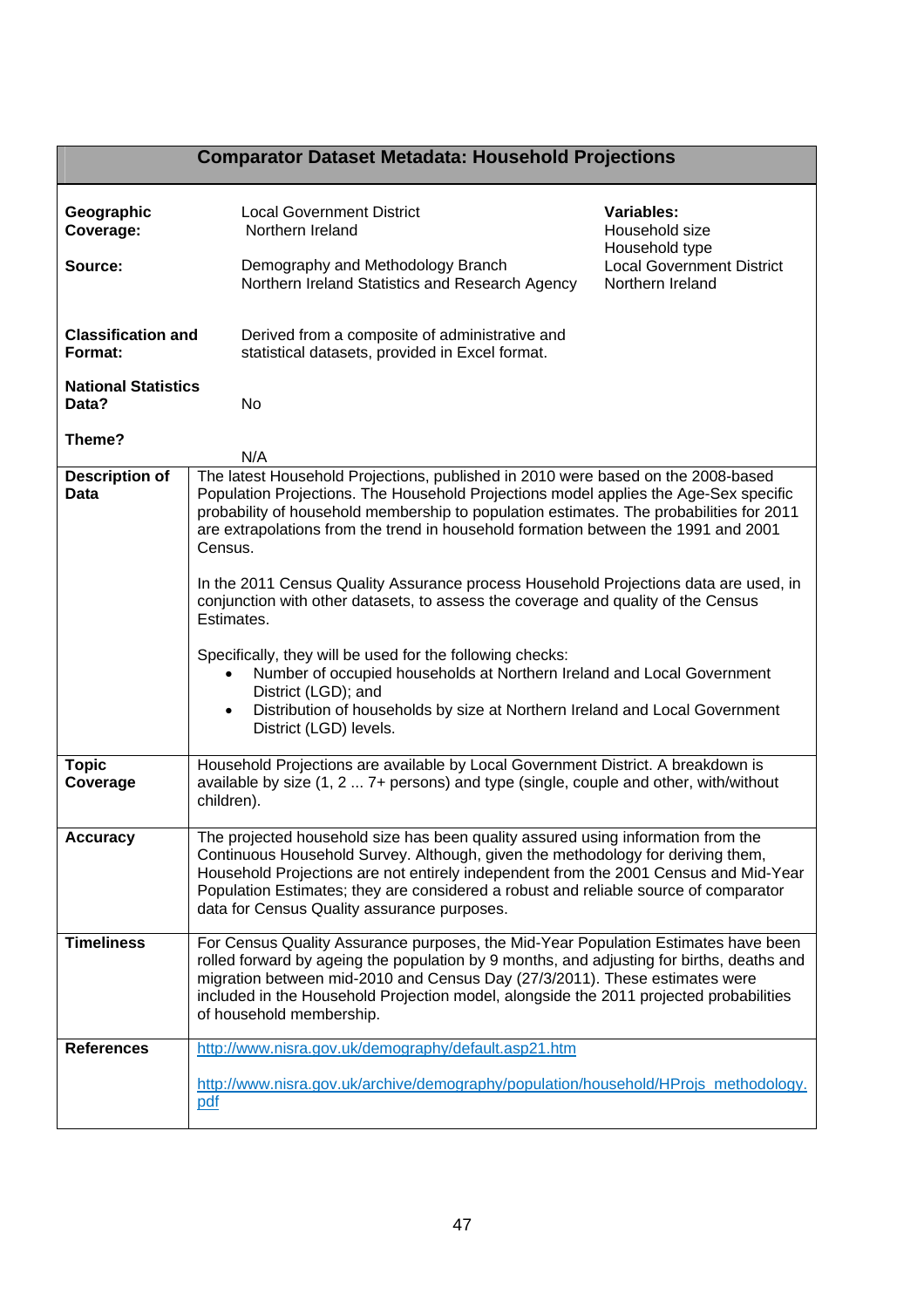## Comparator Dataset Metadata: Household Projections

| | | |
|---|---|---|
| **Geographic Coverage:** | Local Government District<br>Northern Ireland | **Variables:**<br>Household size<br>Household type<br>Local Government District<br>Northern Ireland |
| **Source:** | Demography and Methodology Branch<br>Northern Ireland Statistics and Research Agency | |
| **Classification and Format:** | Derived from a composite of administrative and statistical datasets, provided in Excel format. | |
| **National Statistics Data?** | No | |
| **Theme?** | N/A | |

| | |
|---|---|
| **Description of Data** | The latest Household Projections, published in 2010 were based on the 2008-based Population Projections. The Household Projections model applies the Age-Sex specific probability of household membership to population estimates. The probabilities for 2011 are extrapolations from the trend in household formation between the 1991 and 2001 Census.<br><br>In the 2011 Census Quality Assurance process Household Projections data are used, in conjunction with other datasets, to assess the coverage and quality of the Census Estimates.<br><br>Specifically, they will be used for the following checks:<br>• Number of occupied households at Northern Ireland and Local Government District (LGD); and<br>• Distribution of households by size at Northern Ireland and Local Government District (LGD) levels. |
| **Topic Coverage** | Household Projections are available by Local Government District. A breakdown is available by size (1, 2 ... 7+ persons) and type (single, couple and other, with/without children). |
| **Accuracy** | The projected household size has been quality assured using information from the Continuous Household Survey. Although, given the methodology for deriving them, Household Projections are not entirely independent from the 2001 Census and Mid-Year Population Estimates; they are considered a robust and reliable source of comparator data for Census Quality assurance purposes. |
| **Timeliness** | For Census Quality Assurance purposes, the Mid-Year Population Estimates have been rolled forward by ageing the population by 9 months, and adjusting for births, deaths and migration between mid-2010 and Census Day (27/3/2011). These estimates were included in the Household Projection model, alongside the 2011 projected probabilities of household membership. |
| **References** | http://www.nisra.gov.uk/demography/default.asp21.htm<br><br>http://www.nisra.gov.uk/archive/demography/population/household/HProjs_methodology.pdf |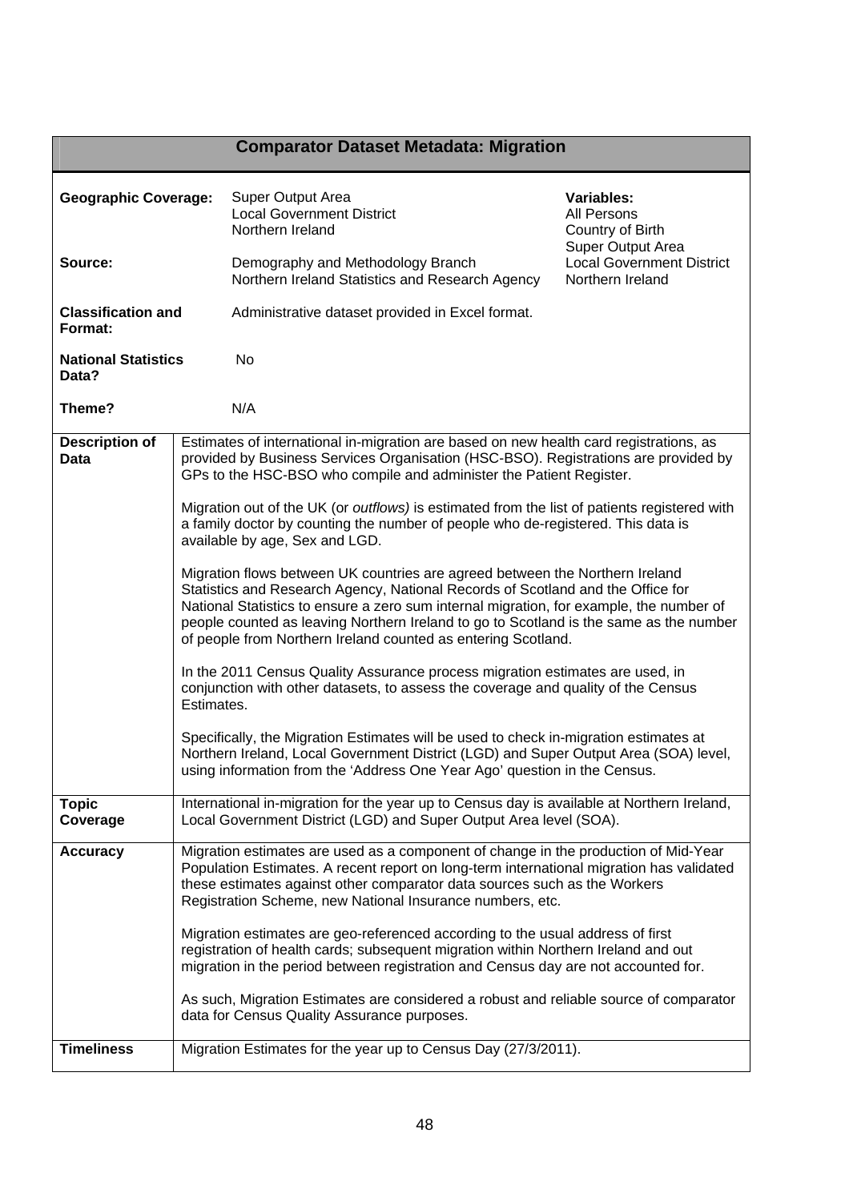## Comparator Dataset Metadata: Migration

| | | |
|---|---|---|
| **Geographic Coverage:** | Super Output Area<br>Local Government District<br>Northern Ireland | **Variables:**<br>All Persons<br>Country of Birth<br>Super Output Area<br>Local Government District<br>Northern Ireland |
| **Source:** | Demography and Methodology Branch<br>Northern Ireland Statistics and Research Agency | |
| **Classification and Format:** | Administrative dataset provided in Excel format. | |
| **National Statistics Data?** | No | |
| **Theme?** | N/A | |

| | |
|---|---|
| **Description of Data** | Estimates of international in-migration are based on new health card registrations, as provided by Business Services Organisation (HSC-BSO). Registrations are provided by GPs to the HSC-BSO who compile and administer the Patient Register.<br><br>Migration out of the UK (or *outflows)* is estimated from the list of patients registered with a family doctor by counting the number of people who de-registered. This data is available by age, Sex and LGD.<br><br>Migration flows between UK countries are agreed between the Northern Ireland Statistics and Research Agency, National Records of Scotland and the Office for National Statistics to ensure a zero sum internal migration, for example, the number of people counted as leaving Northern Ireland to go to Scotland is the same as the number of people from Northern Ireland counted as entering Scotland.<br><br>In the 2011 Census Quality Assurance process migration estimates are used, in conjunction with other datasets, to assess the coverage and quality of the Census Estimates.<br><br>Specifically, the Migration Estimates will be used to check in-migration estimates at Northern Ireland, Local Government District (LGD) and Super Output Area (SOA) level, using information from the 'Address One Year Ago' question in the Census. |
| **Topic Coverage** | International in-migration for the year up to Census day is available at Northern Ireland, Local Government District (LGD) and Super Output Area level (SOA). |
| **Accuracy** | Migration estimates are used as a component of change in the production of Mid-Year Population Estimates. A recent report on long-term international migration has validated these estimates against other comparator data sources such as the Workers Registration Scheme, new National Insurance numbers, etc.<br><br>Migration estimates are geo-referenced according to the usual address of first registration of health cards; subsequent migration within Northern Ireland and out migration in the period between registration and Census day are not accounted for.<br><br>As such, Migration Estimates are considered a robust and reliable source of comparator data for Census Quality Assurance purposes. |
| **Timeliness** | Migration Estimates for the year up to Census Day (27/3/2011). |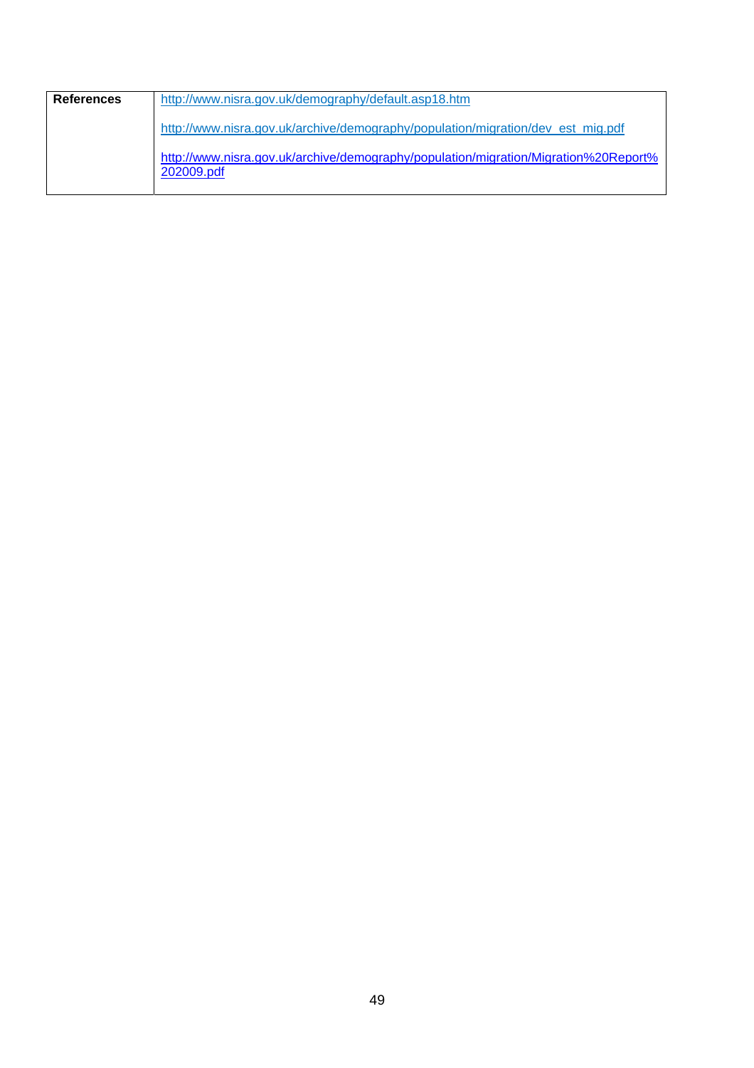| References | http://www.nisra.gov.uk/demography/default.asp18.htm<br><br>http://www.nisra.gov.uk/archive/demography/population/migration/dev_est_mig.pdf<br><br>http://www.nisra.gov.uk/archive/demography/population/migration/Migration%20Report%202009.pdf |
|---|---|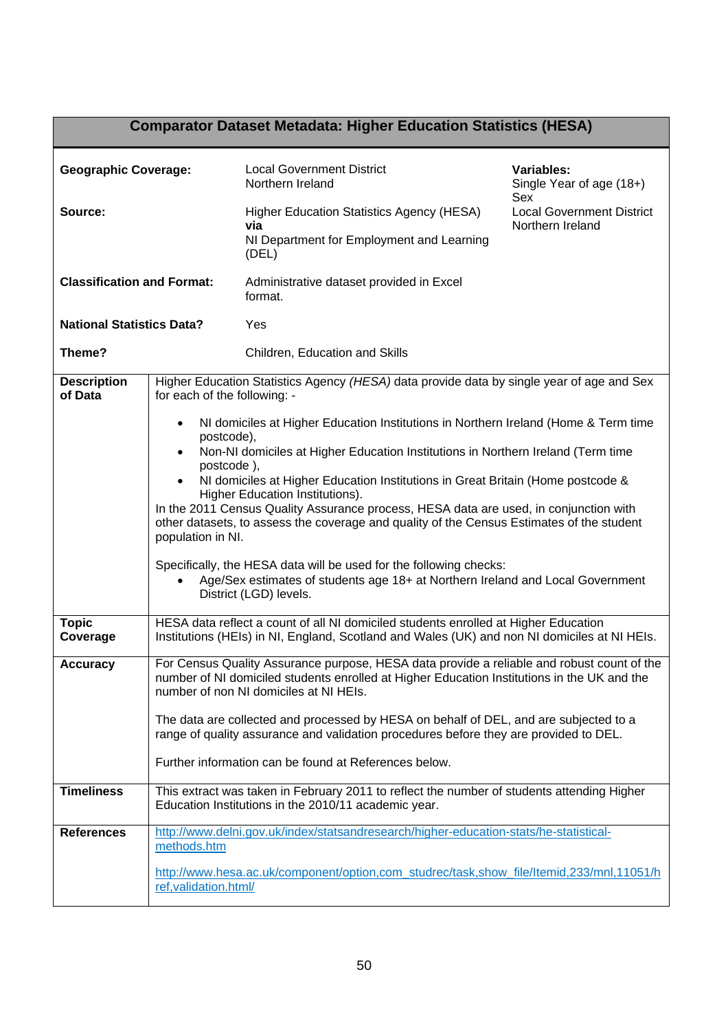## Comparator Dataset Metadata: Higher Education Statistics (HESA)

| | | |
|---|---|---|
| **Geographic Coverage:** | Local Government District<br>Northern Ireland | **Variables:**<br>Single Year of age (18+)<br>Sex<br>Local Government District<br>Northern Ireland |
| **Source:** | Higher Education Statistics Agency (HESA)<br>**via**<br>NI Department for Employment and Learning (DEL) | |
| **Classification and Format:** | Administrative dataset provided in Excel format. | |
| **National Statistics Data?** | Yes | |
| **Theme?** | Children, Education and Skills | |

| | |
|---|---|
| **Description of Data** | Higher Education Statistics Agency *(HESA)* data provide data by single year of age and Sex for each of the following: -<br>• NI domiciles at Higher Education Institutions in Northern Ireland (Home & Term time postcode),<br>• Non-NI domiciles at Higher Education Institutions in Northern Ireland (Term time postcode ),<br>• NI domiciles at Higher Education Institutions in Great Britain (Home postcode & Higher Education Institutions).<br>In the 2011 Census Quality Assurance process, HESA data are used, in conjunction with other datasets, to assess the coverage and quality of the Census Estimates of the student population in NI.<br><br>Specifically, the HESA data will be used for the following checks:<br>• Age/Sex estimates of students age 18+ at Northern Ireland and Local Government District (LGD) levels. |
| **Topic Coverage** | HESA data reflect a count of all NI domiciled students enrolled at Higher Education Institutions (HEIs) in NI, England, Scotland and Wales (UK) and non NI domiciles at NI HEIs. |
| **Accuracy** | For Census Quality Assurance purpose, HESA data provide a reliable and robust count of the number of NI domiciled students enrolled at Higher Education Institutions in the UK and the number of non NI domiciles at NI HEIs.<br><br>The data are collected and processed by HESA on behalf of DEL, and are subjected to a range of quality assurance and validation procedures before they are provided to DEL.<br><br>Further information can be found at References below. |
| **Timeliness** | This extract was taken in February 2011 to reflect the number of students attending Higher Education Institutions in the 2010/11 academic year. |
| **References** | http://www.delni.gov.uk/index/statsandresearch/higher-education-stats/he-statistical-methods.htm<br><br>http://www.hesa.ac.uk/component/option,com_studrec/task,show_file/Itemid,233/mnl,11051/href,validation.html/ |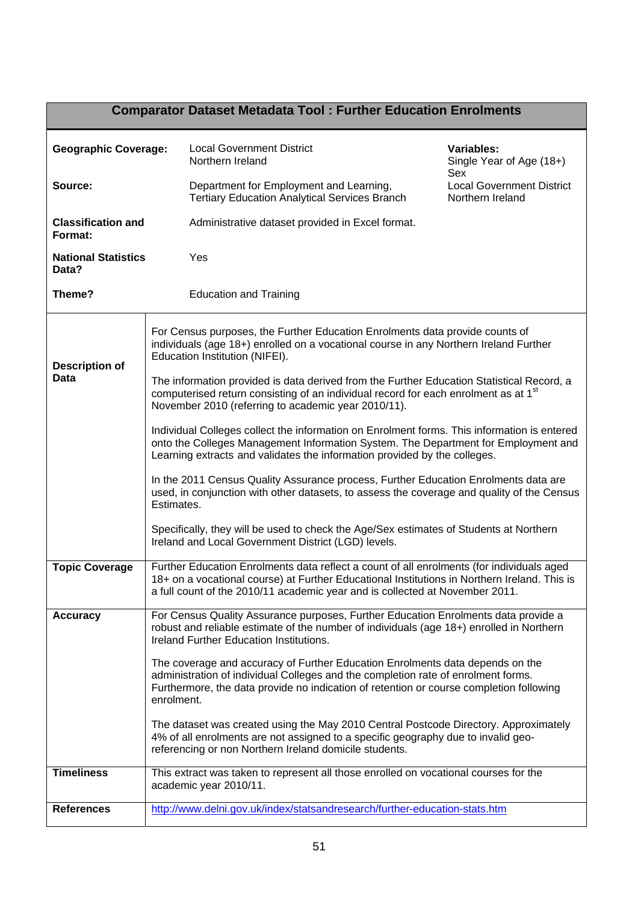## Comparator Dataset Metadata Tool : Further Education Enrolments

| | | |
|---|---|---|
| **Geographic Coverage:** | Local Government District<br>Northern Ireland | **Variables:**<br>Single Year of Age (18+)<br>Sex<br>Local Government District<br>Northern Ireland |
| **Source:** | Department for Employment and Learning, Tertiary Education Analytical Services Branch | |
| **Classification and Format:** | Administrative dataset provided in Excel format. | |
| **National Statistics Data?** | Yes | |
| **Theme?** | Education and Training | |

| | |
|---|---|
| **Description of Data** | For Census purposes, the Further Education Enrolments data provide counts of individuals (age 18+) enrolled on a vocational course in any Northern Ireland Further Education Institution (NIFEI).<br><br>The information provided is data derived from the Further Education Statistical Record, a computerised return consisting of an individual record for each enrolment as at 1st November 2010 (referring to academic year 2010/11).<br><br>Individual Colleges collect the information on Enrolment forms. This information is entered onto the Colleges Management Information System. The Department for Employment and Learning extracts and validates the information provided by the colleges.<br><br>In the 2011 Census Quality Assurance process, Further Education Enrolments data are used, in conjunction with other datasets, to assess the coverage and quality of the Census Estimates.<br><br>Specifically, they will be used to check the Age/Sex estimates of Students at Northern Ireland and Local Government District (LGD) levels. |
| **Topic Coverage** | Further Education Enrolments data reflect a count of all enrolments (for individuals aged 18+ on a vocational course) at Further Educational Institutions in Northern Ireland. This is a full count of the 2010/11 academic year and is collected at November 2011. |
| **Accuracy** | For Census Quality Assurance purposes, Further Education Enrolments data provide a robust and reliable estimate of the number of individuals (age 18+) enrolled in Northern Ireland Further Education Institutions.<br><br>The coverage and accuracy of Further Education Enrolments data depends on the administration of individual Colleges and the completion rate of enrolment forms. Furthermore, the data provide no indication of retention or course completion following enrolment.<br><br>The dataset was created using the May 2010 Central Postcode Directory. Approximately 4% of all enrolments are not assigned to a specific geography due to invalid geo-referencing or non Northern Ireland domicile students. |
| **Timeliness** | This extract was taken to represent all those enrolled on vocational courses for the academic year 2010/11. |
| **References** | http://www.delni.gov.uk/index/statsandresearch/further-education-stats.htm |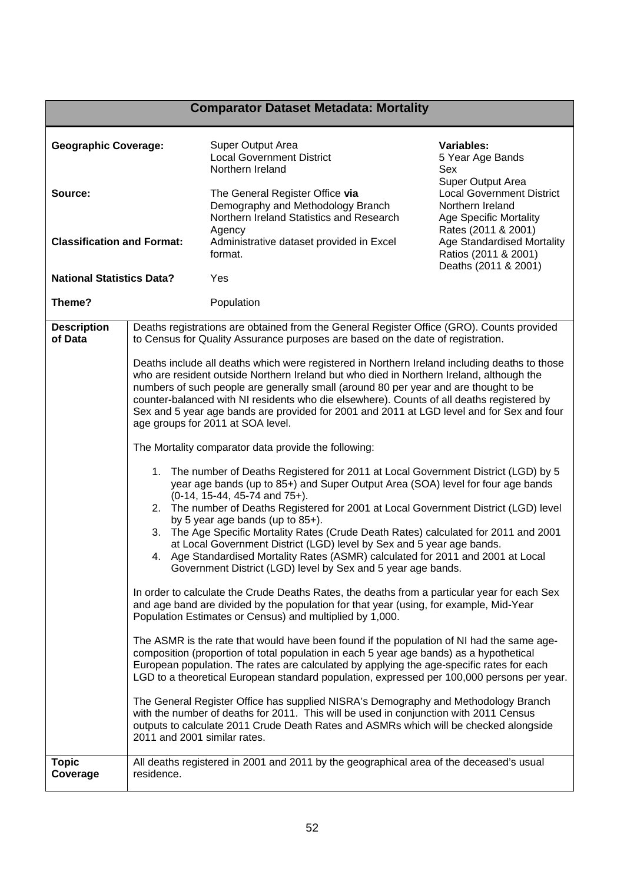## Comparator Dataset Metadata: Mortality

| | | |
|---|---|---|
| **Geographic Coverage:** | Super Output Area<br>Local Government District<br>Northern Ireland | **Variables:**<br>5 Year Age Bands<br>Sex<br>Super Output Area<br>Local Government District<br>Northern Ireland<br>Age Specific Mortality Rates (2011 & 2001)<br>Age Standardised Mortality Ratios (2011 & 2001)<br>Deaths (2011 & 2001) |
| **Source:** | The General Register Office **via** Demography and Methodology Branch Northern Ireland Statistics and Research Agency | |
| **Classification and Format:** | Administrative dataset provided in Excel format. | |
| **National Statistics Data?** | Yes | |
| **Theme?** | Population | |

| | |
|---|---|
| **Description of Data** | Deaths registrations are obtained from the General Register Office (GRO). Counts provided to Census for Quality Assurance purposes are based on the date of registration.<br><br>Deaths include all deaths which were registered in Northern Ireland including deaths to those who are resident outside Northern Ireland but who died in Northern Ireland, although the numbers of such people are generally small (around 80 per year and are thought to be counter-balanced with NI residents who die elsewhere). Counts of all deaths registered by Sex and 5 year age bands are provided for 2001 and 2011 at LGD level and for Sex and four age groups for 2011 at SOA level.<br><br>The Mortality comparator data provide the following:<br><br>1. The number of Deaths Registered for 2011 at Local Government District (LGD) by 5 year age bands (up to 85+) and Super Output Area (SOA) level for four age bands (0-14, 15-44, 45-74 and 75+).<br>2. The number of Deaths Registered for 2001 at Local Government District (LGD) level by 5 year age bands (up to 85+).<br>3. The Age Specific Mortality Rates (Crude Death Rates) calculated for 2011 and 2001 at Local Government District (LGD) level by Sex and 5 year age bands.<br>4. Age Standardised Mortality Rates (ASMR) calculated for 2011 and 2001 at Local Government District (LGD) level by Sex and 5 year age bands.<br><br>In order to calculate the Crude Deaths Rates, the deaths from a particular year for each Sex and age band are divided by the population for that year (using, for example, Mid-Year Population Estimates or Census) and multiplied by 1,000.<br><br>The ASMR is the rate that would have been found if the population of NI had the same age-composition (proportion of total population in each 5 year age bands) as a hypothetical European population. The rates are calculated by applying the age-specific rates for each LGD to a theoretical European standard population, expressed per 100,000 persons per year.<br><br>The General Register Office has supplied NISRA's Demography and Methodology Branch with the number of deaths for 2011. This will be used in conjunction with 2011 Census outputs to calculate 2011 Crude Death Rates and ASMRs which will be checked alongside 2011 and 2001 similar rates. |
| **Topic Coverage** | All deaths registered in 2001 and 2011 by the geographical area of the deceased's usual residence. |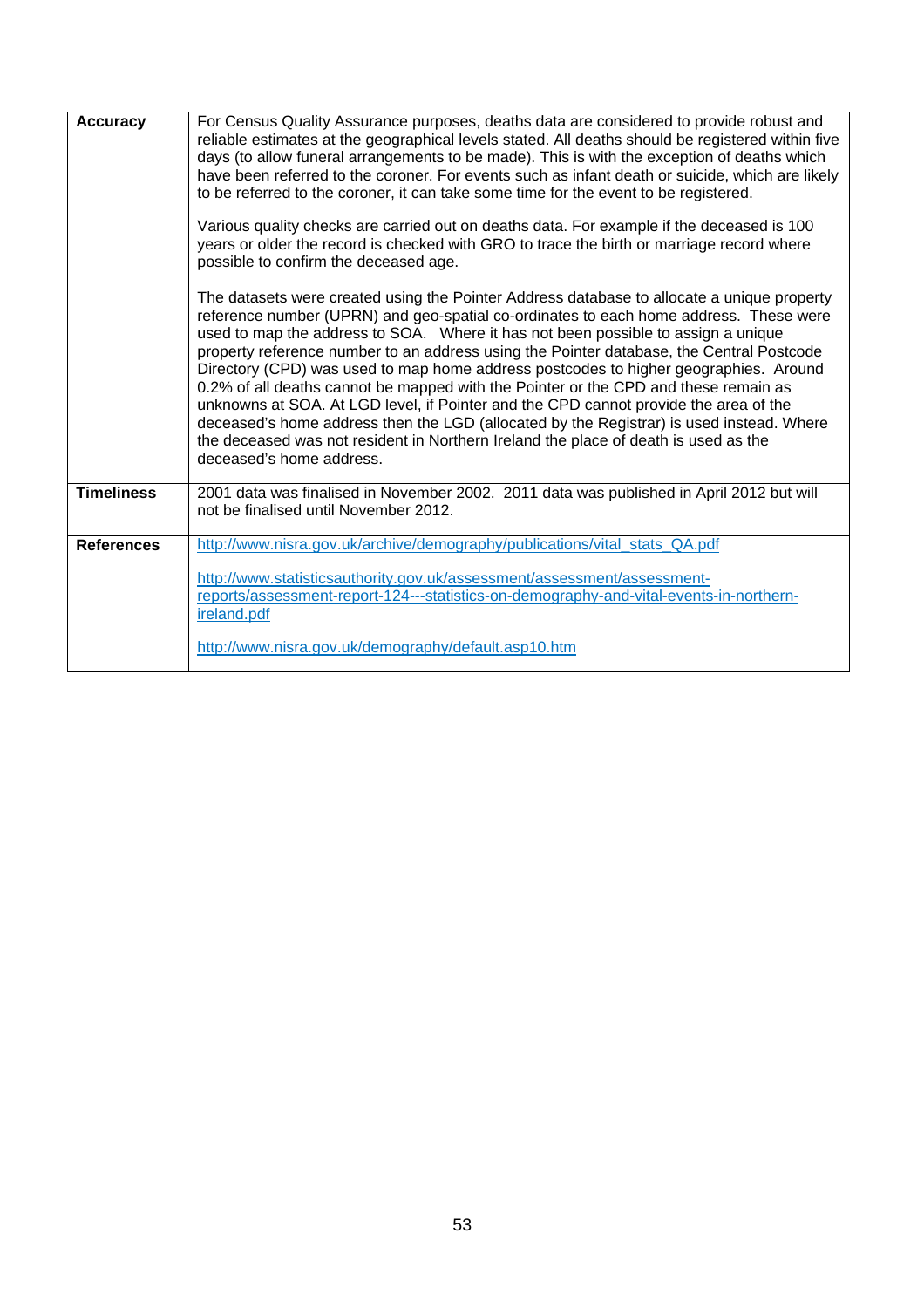| | |
|---|---|
| **Accuracy** | For Census Quality Assurance purposes, deaths data are considered to provide robust and reliable estimates at the geographical levels stated. All deaths should be registered within five days (to allow funeral arrangements to be made). This is with the exception of deaths which have been referred to the coroner. For events such as infant death or suicide, which are likely to be referred to the coroner, it can take some time for the event to be registered.<br><br>Various quality checks are carried out on deaths data. For example if the deceased is 100 years or older the record is checked with GRO to trace the birth or marriage record where possible to confirm the deceased age.<br><br>The datasets were created using the Pointer Address database to allocate a unique property reference number (UPRN) and geo-spatial co-ordinates to each home address. These were used to map the address to SOA. Where it has not been possible to assign a unique property reference number to an address using the Pointer database, the Central Postcode Directory (CPD) was used to map home address postcodes to higher geographies. Around 0.2% of all deaths cannot be mapped with the Pointer or the CPD and these remain as unknowns at SOA. At LGD level, if Pointer and the CPD cannot provide the area of the deceased's home address then the LGD (allocated by the Registrar) is used instead. Where the deceased was not resident in Northern Ireland the place of death is used as the deceased's home address. |
| **Timeliness** | 2001 data was finalised in November 2002. 2011 data was published in April 2012 but will not be finalised until November 2012. |
| **References** | http://www.nisra.gov.uk/archive/demography/publications/vital_stats_QA.pdf<br><br>http://www.statisticsauthority.gov.uk/assessment/assessment/assessment-reports/assessment-report-124---statistics-on-demography-and-vital-events-in-northern-ireland.pdf<br><br>http://www.nisra.gov.uk/demography/default.asp10.htm |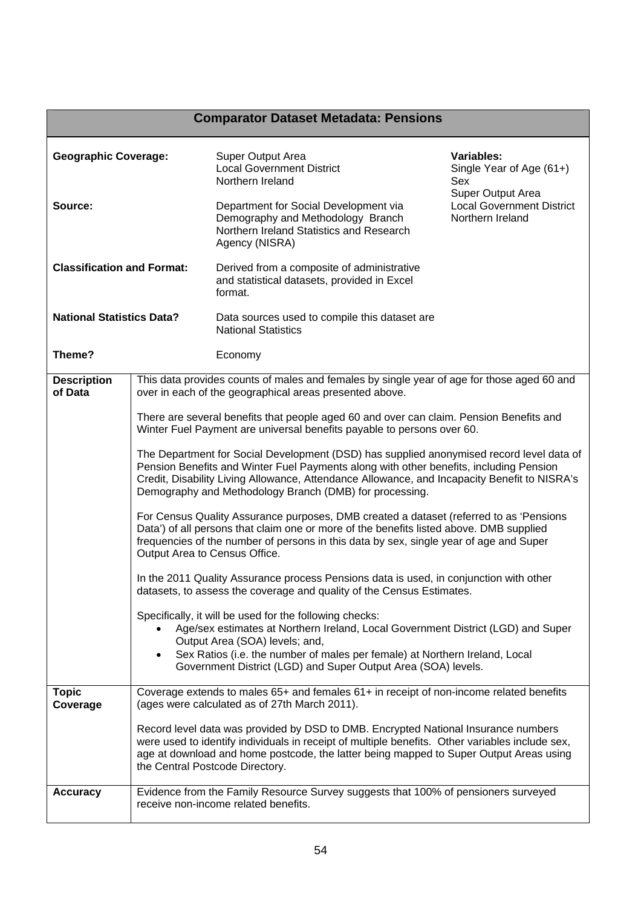## Comparator Dataset Metadata: Pensions

| | | |
|---|---|---|
| **Geographic Coverage:** | Super Output Area<br>Local Government District<br>Northern Ireland | **Variables:**<br>Single Year of Age (61+)<br>Sex<br>Super Output Area<br>Local Government District<br>Northern Ireland |
| **Source:** | Department for Social Development via Demography and Methodology Branch Northern Ireland Statistics and Research Agency (NISRA) | |
| **Classification and Format:** | Derived from a composite of administrative and statistical datasets, provided in Excel format. | |
| **National Statistics Data?** | Data sources used to compile this dataset are National Statistics | |
| **Theme?** | Economy | |

| | |
|---|---|
| **Description of Data** | This data provides counts of males and females by single year of age for those aged 60 and over in each of the geographical areas presented above.<br><br>There are several benefits that people aged 60 and over can claim. Pension Benefits and Winter Fuel Payment are universal benefits payable to persons over 60.<br><br>The Department for Social Development (DSD) has supplied anonymised record level data of Pension Benefits and Winter Fuel Payments along with other benefits, including Pension Credit, Disability Living Allowance, Attendance Allowance, and Incapacity Benefit to NISRA's Demography and Methodology Branch (DMB) for processing.<br><br>For Census Quality Assurance purposes, DMB created a dataset (referred to as 'Pensions Data') of all persons that claim one or more of the benefits listed above. DMB supplied frequencies of the number of persons in this data by sex, single year of age and Super Output Area to Census Office.<br><br>In the 2011 Quality Assurance process Pensions data is used, in conjunction with other datasets, to assess the coverage and quality of the Census Estimates.<br><br>Specifically, it will be used for the following checks:<br>• Age/sex estimates at Northern Ireland, Local Government District (LGD) and Super Output Area (SOA) levels; and,<br>• Sex Ratios (i.e. the number of males per female) at Northern Ireland, Local Government District (LGD) and Super Output Area (SOA) levels. |
| **Topic Coverage** | Coverage extends to males 65+ and females 61+ in receipt of non-income related benefits (ages were calculated as of 27th March 2011).<br><br>Record level data was provided by DSD to DMB. Encrypted National Insurance numbers were used to identify individuals in receipt of multiple benefits. Other variables include sex, age at download and home postcode, the latter being mapped to Super Output Areas using the Central Postcode Directory. |
| **Accuracy** | Evidence from the Family Resource Survey suggests that 100% of pensioners surveyed receive non-income related benefits. |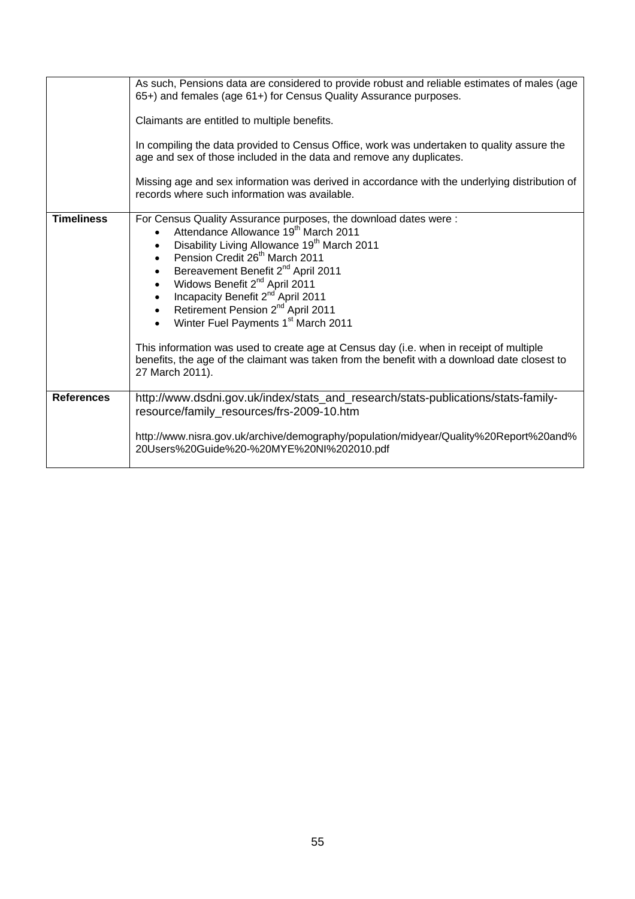| | |
|---|---|
| | As such, Pensions data are considered to provide robust and reliable estimates of males (age 65+) and females (age 61+) for Census Quality Assurance purposes.<br><br>Claimants are entitled to multiple benefits.<br><br>In compiling the data provided to Census Office, work was undertaken to quality assure the age and sex of those included in the data and remove any duplicates.<br><br>Missing age and sex information was derived in accordance with the underlying distribution of records where such information was available. |
| **Timeliness** | For Census Quality Assurance purposes, the download dates were :<br>• Attendance Allowance 19th March 2011<br>• Disability Living Allowance 19th March 2011<br>• Pension Credit 26th March 2011<br>• Bereavement Benefit 2nd April 2011<br>• Widows Benefit 2nd April 2011<br>• Incapacity Benefit 2nd April 2011<br>• Retirement Pension 2nd April 2011<br>• Winter Fuel Payments 1st March 2011<br><br>This information was used to create age at Census day (i.e. when in receipt of multiple benefits, the age of the claimant was taken from the benefit with a download date closest to 27 March 2011). |
| **References** | http://www.dsdni.gov.uk/index/stats_and_research/stats-publications/stats-family-resource/family_resources/frs-2009-10.htm<br><br>http://www.nisra.gov.uk/archive/demography/population/midyear/Quality%20Report%20and%20Users%20Guide%20-%20MYE%20NI%202010.pdf |